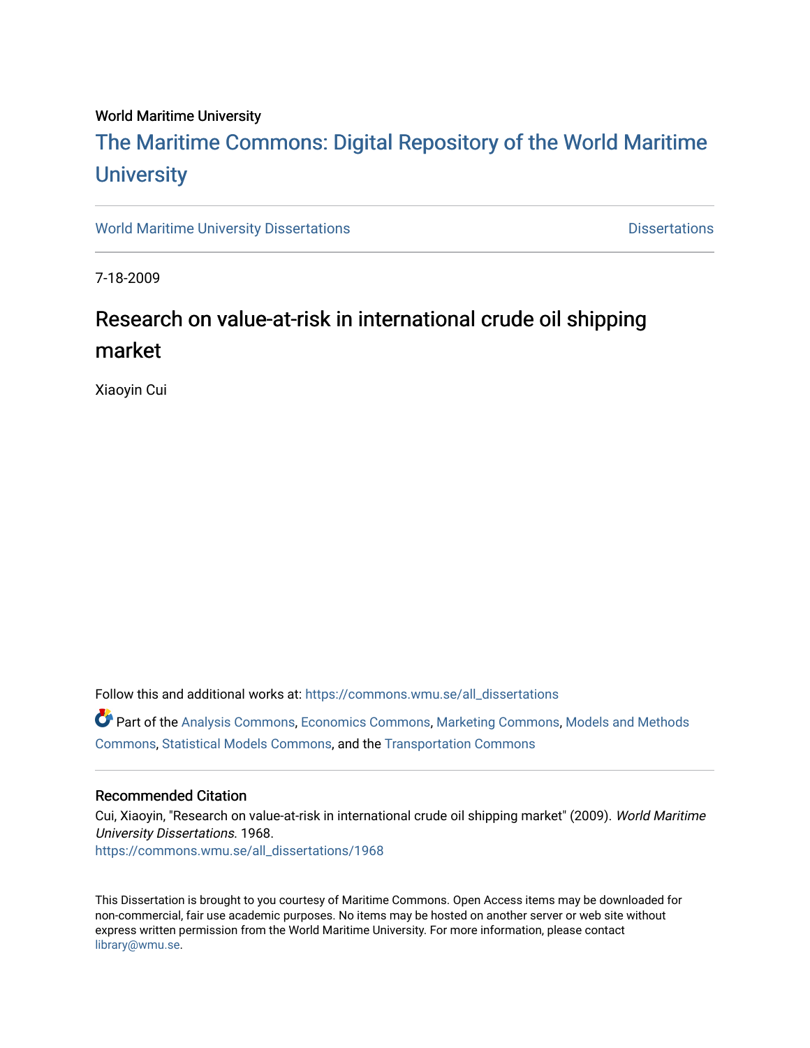World Maritime University

# The Maritime Commons: Digital Repository of the World Maritime University

World Maritime University Dissertations

Dissertations

7-18-2009

## Research on value-at-risk in international crude oil shipping market

Xiaoyin Cui

Follow this and additional works at: https://commons.wmu.se/all_dissertations

Part of the Analysis Commons, Economics Commons, Marketing Commons, Models and Methods Commons, Statistical Models Commons, and the Transportation Commons

### Recommended Citation

Cui, Xiaoyin, "Research on value-at-risk in international crude oil shipping market" (2009). *World Maritime University Dissertations*. 1968.
https://commons.wmu.se/all_dissertations/1968

This Dissertation is brought to you courtesy of Maritime Commons. Open Access items may be downloaded for non-commercial, fair use academic purposes. No items may be hosted on another server or web site without express written permission from the World Maritime University. For more information, please contact library@wmu.se.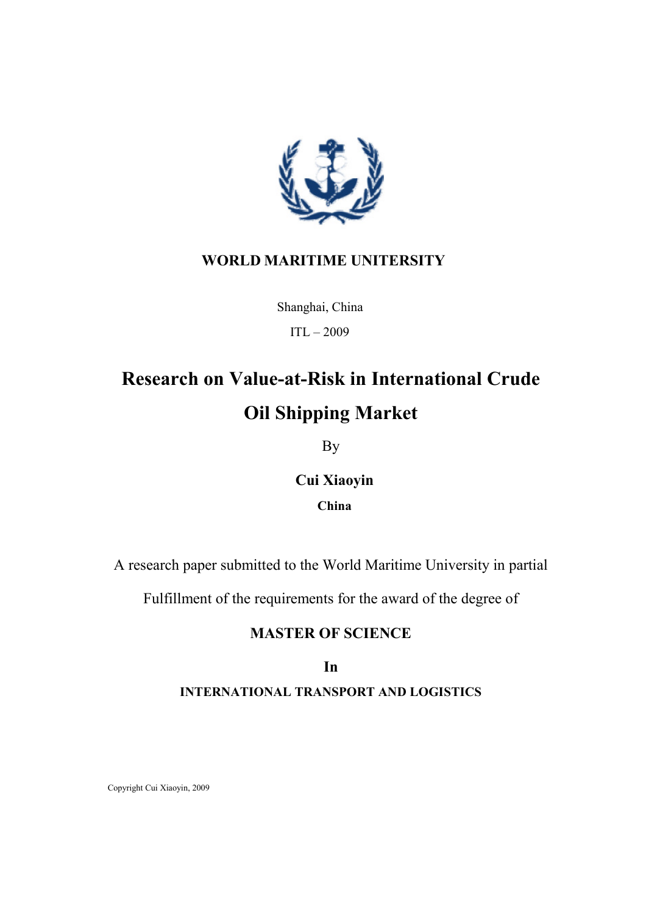**WORLD MARITIME UNITERSITY**

Shanghai, China

ITL – 2009

# Research on Value-at-Risk in International Crude Oil Shipping Market

By

**Cui Xiaoyin**

**China**

A research paper submitted to the World Maritime University in partial Fulfillment of the requirements for the award of the degree of

**MASTER OF SCIENCE**

**In**

**INTERNATIONAL TRANSPORT AND LOGISTICS**

Copyright Cui Xiaoyin, 2009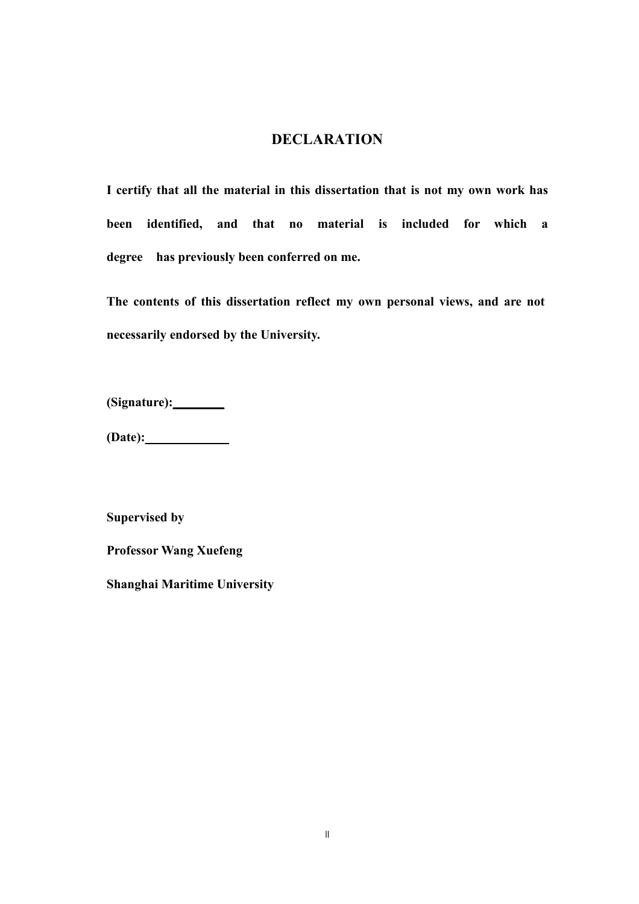# DECLARATION

**I certify that all the material in this dissertation that is not my own work has been identified, and that no material is included for which a degree has previously been conferred on me.**

**The contents of this dissertation reflect my own personal views, and are not necessarily endorsed by the University.**

**(Signature):________**

**(Date):_____________**

**Supervised by**

**Professor Wang Xuefeng**

**Shanghai Maritime University**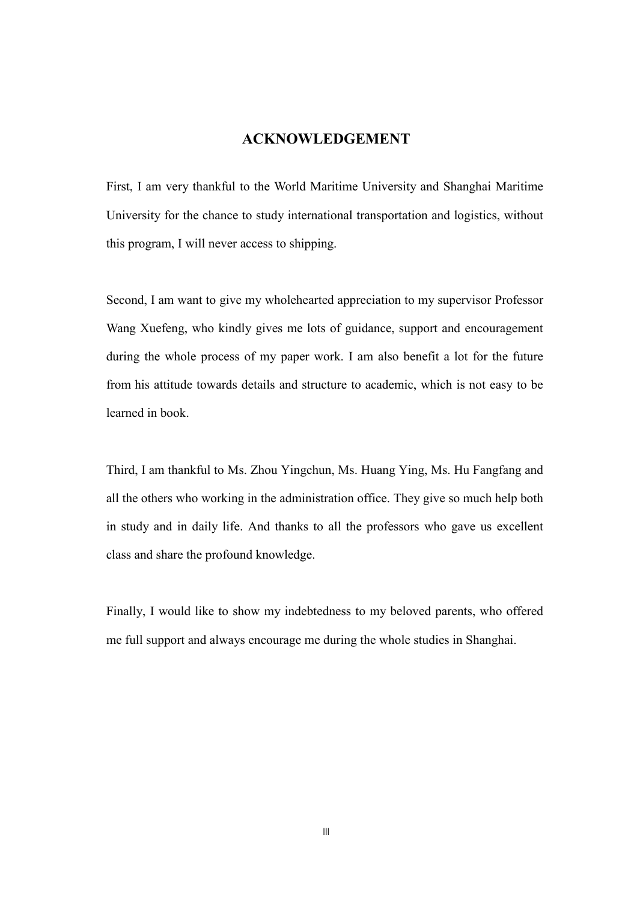# ACKNOWLEDGEMENT

First, I am very thankful to the World Maritime University and Shanghai Maritime University for the chance to study international transportation and logistics, without this program, I will never access to shipping.

Second, I am want to give my wholehearted appreciation to my supervisor Professor Wang Xuefeng, who kindly gives me lots of guidance, support and encouragement during the whole process of my paper work. I am also benefit a lot for the future from his attitude towards details and structure to academic, which is not easy to be learned in book.

Third, I am thankful to Ms. Zhou Yingchun, Ms. Huang Ying, Ms. Hu Fangfang and all the others who working in the administration office. They give so much help both in study and in daily life. And thanks to all the professors who gave us excellent class and share the profound knowledge.

Finally, I would like to show my indebtedness to my beloved parents, who offered me full support and always encourage me during the whole studies in Shanghai.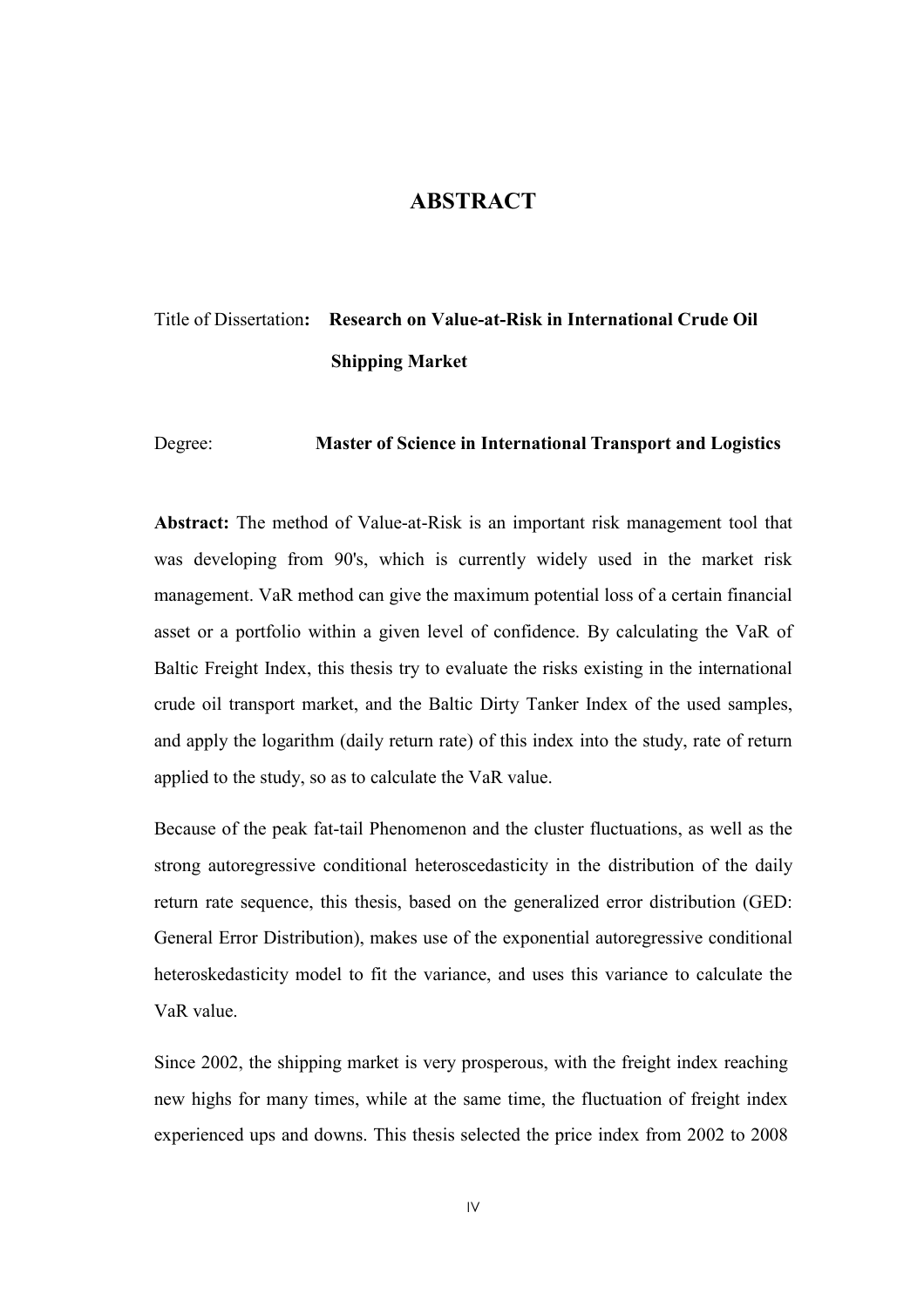# ABSTRACT

Title of Dissertation**: Research on Value-at-Risk in International Crude Oil Shipping Market**

Degree: **Master of Science in International Transport and Logistics**

**Abstract:** The method of Value-at-Risk is an important risk management tool that was developing from 90's, which is currently widely used in the market risk management. VaR method can give the maximum potential loss of a certain financial asset or a portfolio within a given level of confidence. By calculating the VaR of Baltic Freight Index, this thesis try to evaluate the risks existing in the international crude oil transport market, and the Baltic Dirty Tanker Index of the used samples, and apply the logarithm (daily return rate) of this index into the study, rate of return applied to the study, so as to calculate the VaR value.

Because of the peak fat-tail Phenomenon and the cluster fluctuations, as well as the strong autoregressive conditional heteroscedasticity in the distribution of the daily return rate sequence, this thesis, based on the generalized error distribution (GED: General Error Distribution), makes use of the exponential autoregressive conditional heteroskedasticity model to fit the variance, and uses this variance to calculate the VaR value.

Since 2002, the shipping market is very prosperous, with the freight index reaching new highs for many times, while at the same time, the fluctuation of freight index experienced ups and downs. This thesis selected the price index from 2002 to 2008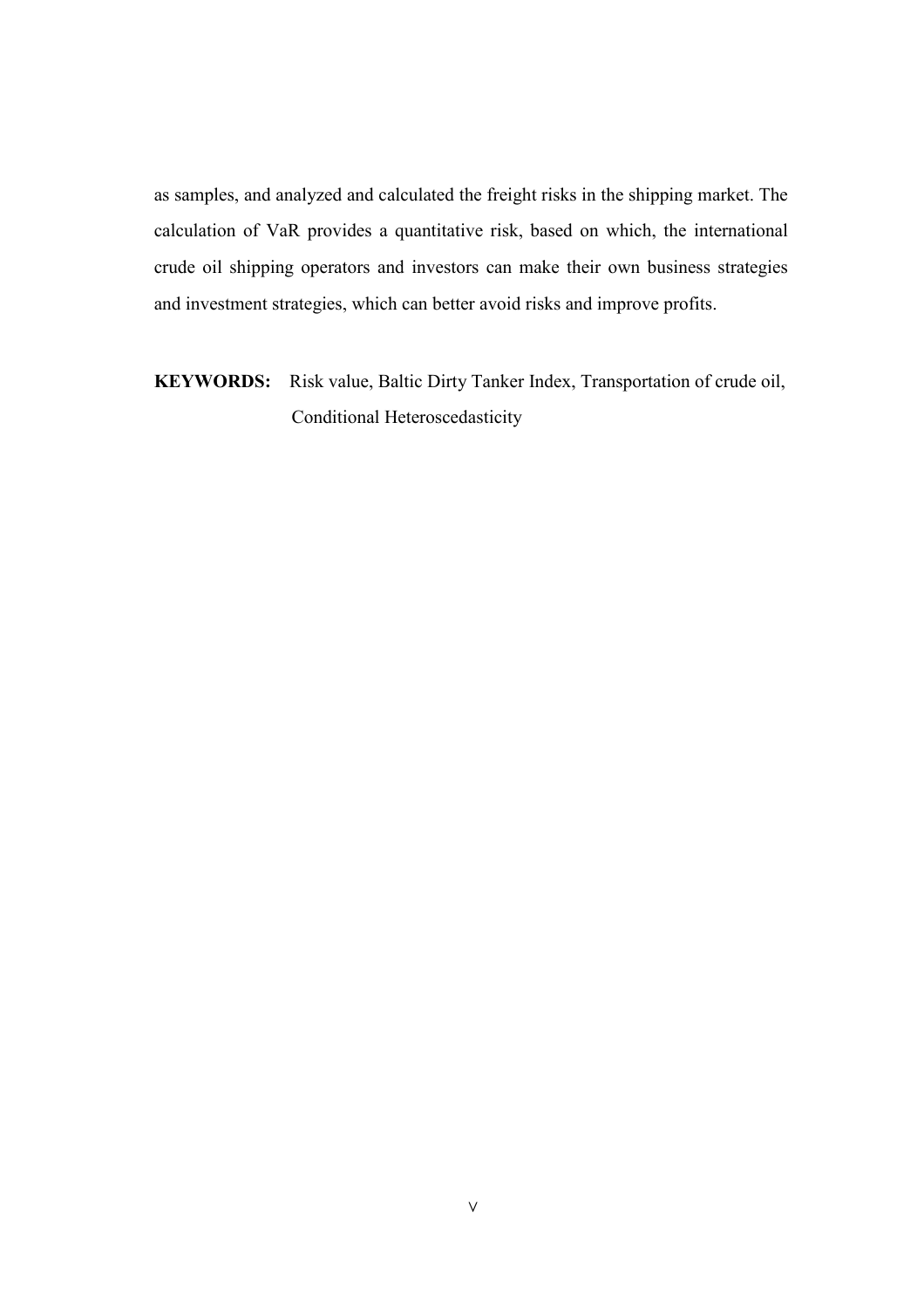as samples, and analyzed and calculated the freight risks in the shipping market. The calculation of VaR provides a quantitative risk, based on which, the international crude oil shipping operators and investors can make their own business strategies and investment strategies, which can better avoid risks and improve profits.

**KEYWORDS:** Risk value, Baltic Dirty Tanker Index, Transportation of crude oil, Conditional Heteroscedasticity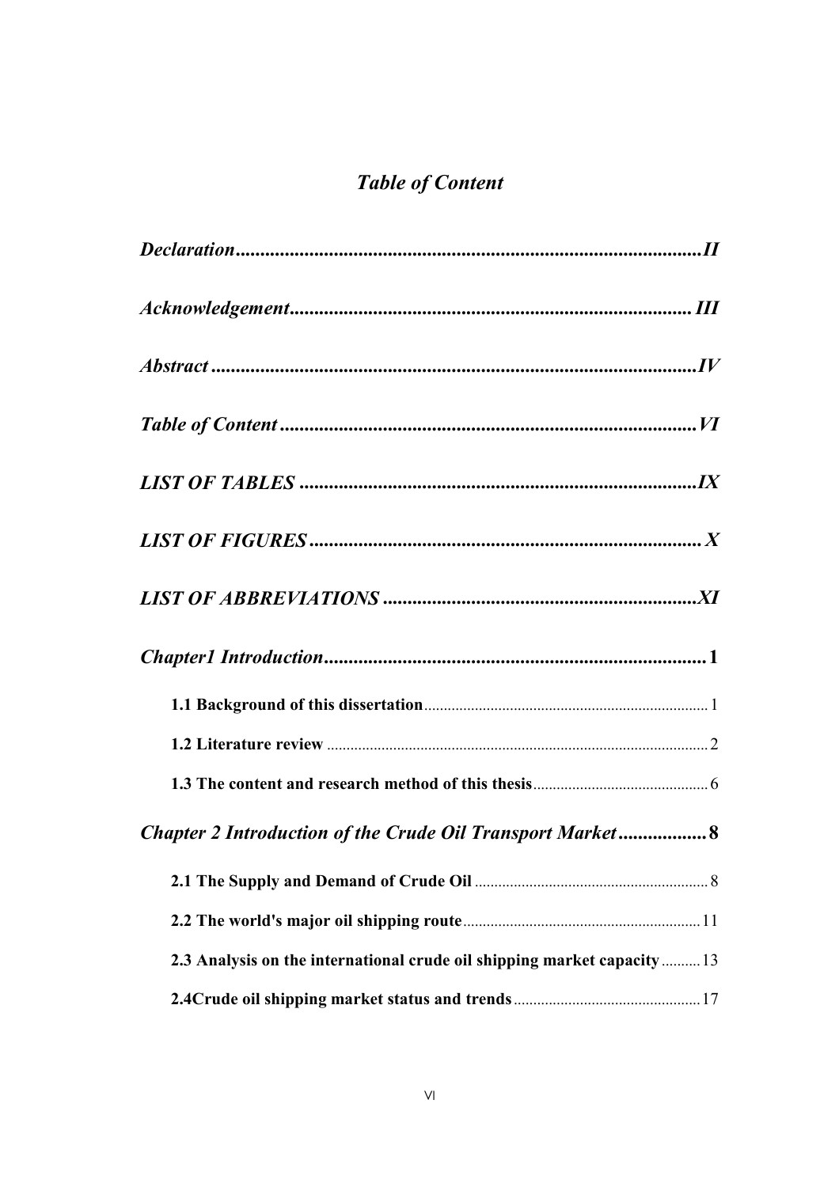# *Table of Content*

*Declaration*...............................................................................................*II*

*Acknowledgement*...................................................................................*III*

*Abstract*...................................................................................................*IV*

*Table of Content*......................................................................................*VI*

*LIST OF TABLES*...................................................................................*IX*

*LIST OF FIGURES*...................................................................................*X*

*LIST OF ABBREVIATIONS*.................................................................*XI*

***Chapter1 Introduction***..............................................................................**1**

**1.1 Background of this dissertation**........................................................................1

**1.2 Literature review**..................................................................................................2

**1.3 The content and research method of this thesis**...............................................6

***Chapter 2 Introduction of the Crude Oil Transport Market***..................**8**

**2.1 The Supply and Demand of Crude Oil**..............................................................8

**2.2 The world's major oil shipping route**...............................................................11

**2.3 Analysis on the international crude oil shipping market capacity**..........13

**2.4Crude oil shipping market status and trends**...................................................17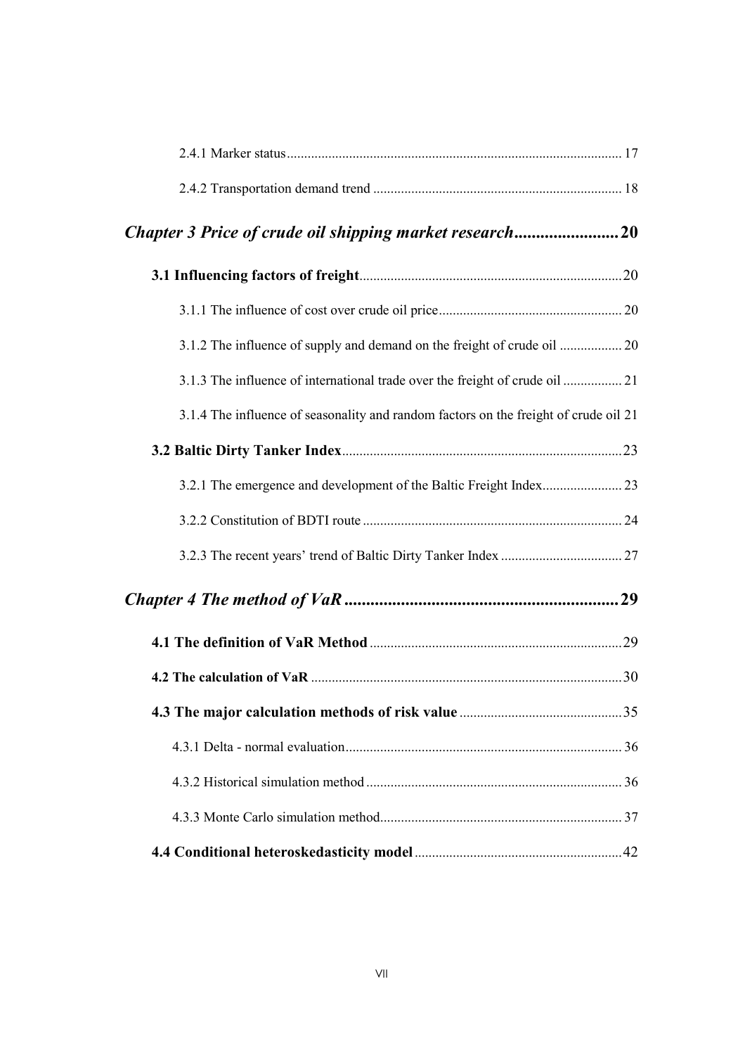2.4.1 Marker status ........................................................................................ 17

2.4.2 Transportation demand trend ........................................................................ 18

***Chapter 3 Price of crude oil shipping market research........................20***

**3.1 Influencing factors of freight**...........................................................................20

3.1.1 The influence of cost over crude oil price..................................................... 20

3.1.2 The influence of supply and demand on the freight of crude oil .................. 20

3.1.3 The influence of international trade over the freight of crude oil ................. 21

3.1.4 The influence of seasonality and random factors on the freight of crude oil 21

**3.2 Baltic Dirty Tanker Index**................................................................................23

3.2.1 The emergence and development of the Baltic Freight Index....................... 23

3.2.2 Constitution of BDTI route ........................................................................... 24

3.2.3 The recent years' trend of Baltic Dirty Tanker Index ................................... 27

***Chapter 4 The method of VaR ..............................................................29***

**4.1 The definition of VaR Method** .........................................................................29

**4.2 The calculation of VaR** ......................................................................................30

**4.3 The major calculation methods of risk value** ..............................................35

4.3.1 Delta - normal evaluation............................................................................... 36

4.3.2 Historical simulation method .......................................................................... 36

4.3.3 Monte Carlo simulation method...................................................................... 37

**4.4 Conditional heteroskedasticity model**...........................................................42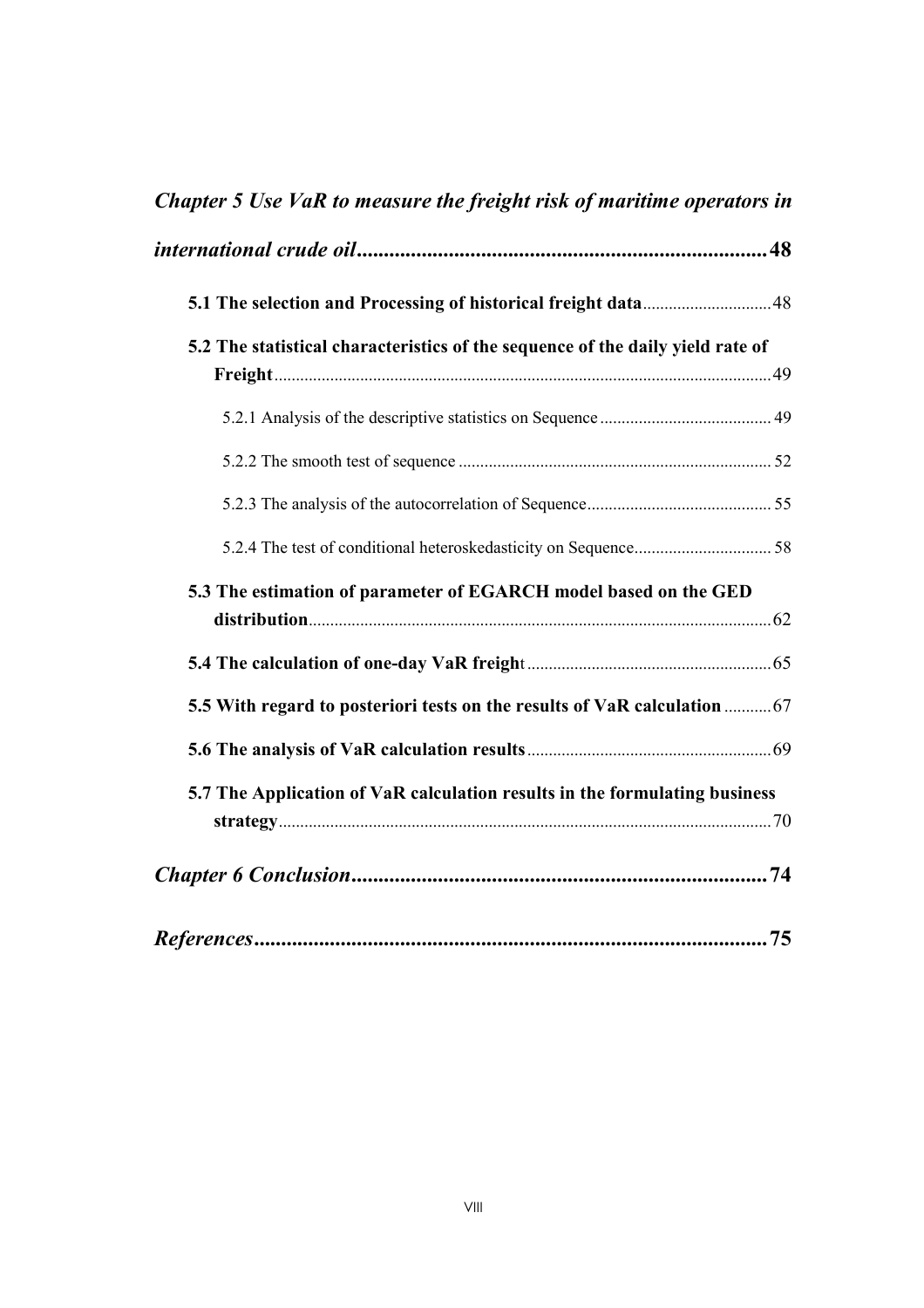***Chapter 5 Use VaR to measure the freight risk of maritime operators in international crude oil*** ........ **48**

**5.1 The selection and Processing of historical freight data** ........ 48

**5.2 The statistical characteristics of the sequence of the daily yield rate of Freight** ........ 49

5.2.1 Analysis of the descriptive statistics on Sequence ........ 49

5.2.2 The smooth test of sequence ........ 52

5.2.3 The analysis of the autocorrelation of Sequence ........ 55

5.2.4 The test of conditional heteroskedasticity on Sequence ........ 58

**5.3 The estimation of parameter of EGARCH model based on the GED distribution** ........ 62

**5.4 The calculation of one-day VaR freight** ........ 65

**5.5 With regard to posteriori tests on the results of VaR calculation** ........ 67

**5.6 The analysis of VaR calculation results** ........ 69

**5.7 The Application of VaR calculation results in the formulating business strategy** ........ 70

***Chapter 6 Conclusion*** ........ **74**

***References*** ........ **75**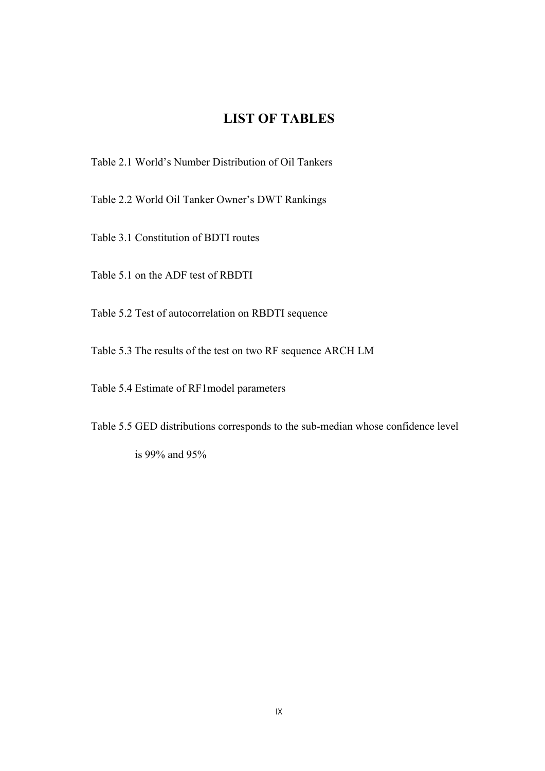# LIST OF TABLES

Table 2.1 World's Number Distribution of Oil Tankers

Table 2.2 World Oil Tanker Owner's DWT Rankings

Table 3.1 Constitution of BDTI routes

Table 5.1 on the ADF test of RBDTI

Table 5.2 Test of autocorrelation on RBDTI sequence

Table 5.3 The results of the test on two RF sequence ARCH LM

Table 5.4 Estimate of RF1model parameters

Table 5.5 GED distributions corresponds to the sub-median whose confidence level is 99% and 95%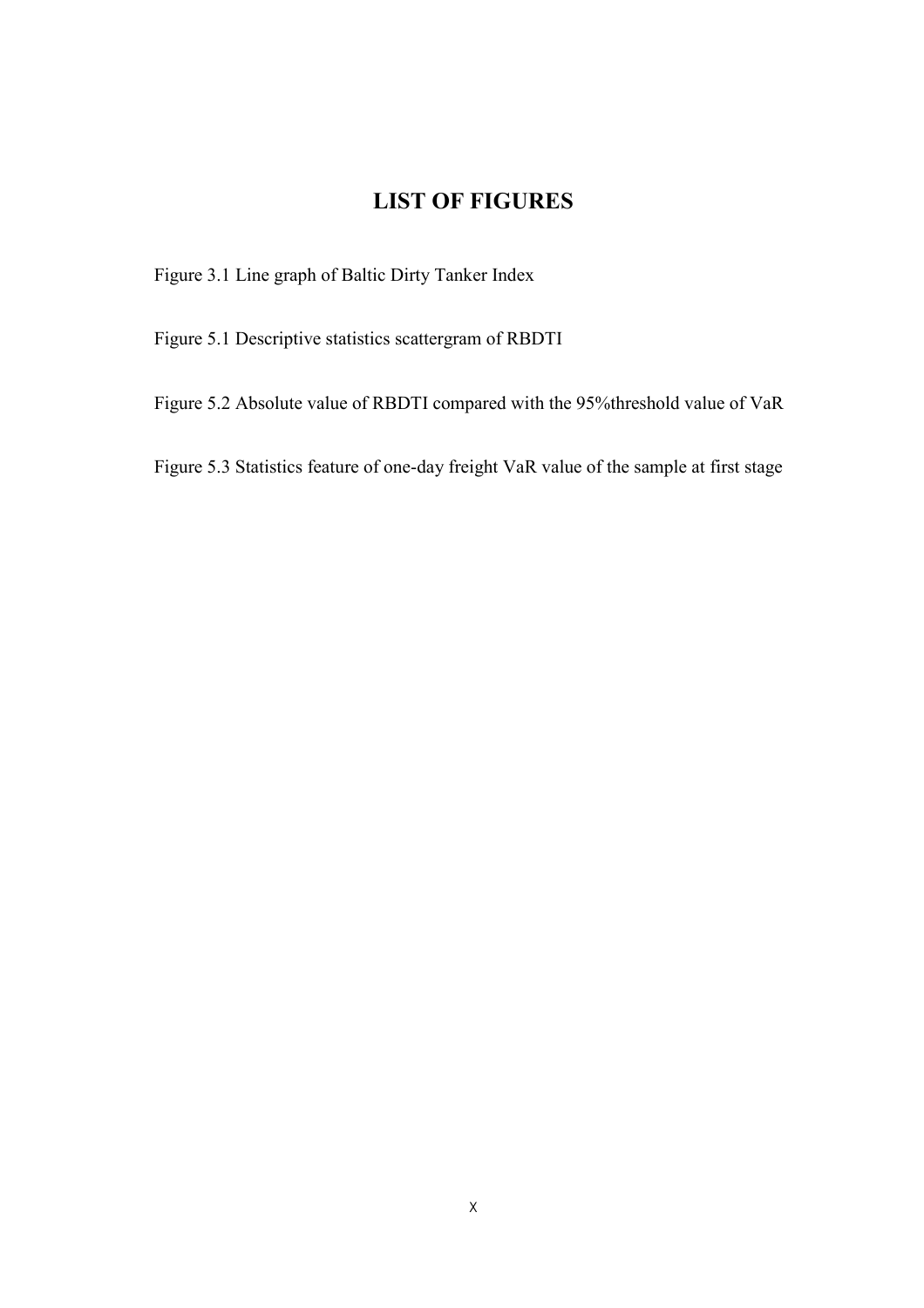# LIST OF FIGURES

Figure 3.1 Line graph of Baltic Dirty Tanker Index

Figure 5.1 Descriptive statistics scattergram of RBDTI

Figure 5.2 Absolute value of RBDTI compared with the 95%threshold value of VaR

Figure 5.3 Statistics feature of one-day freight VaR value of the sample at first stage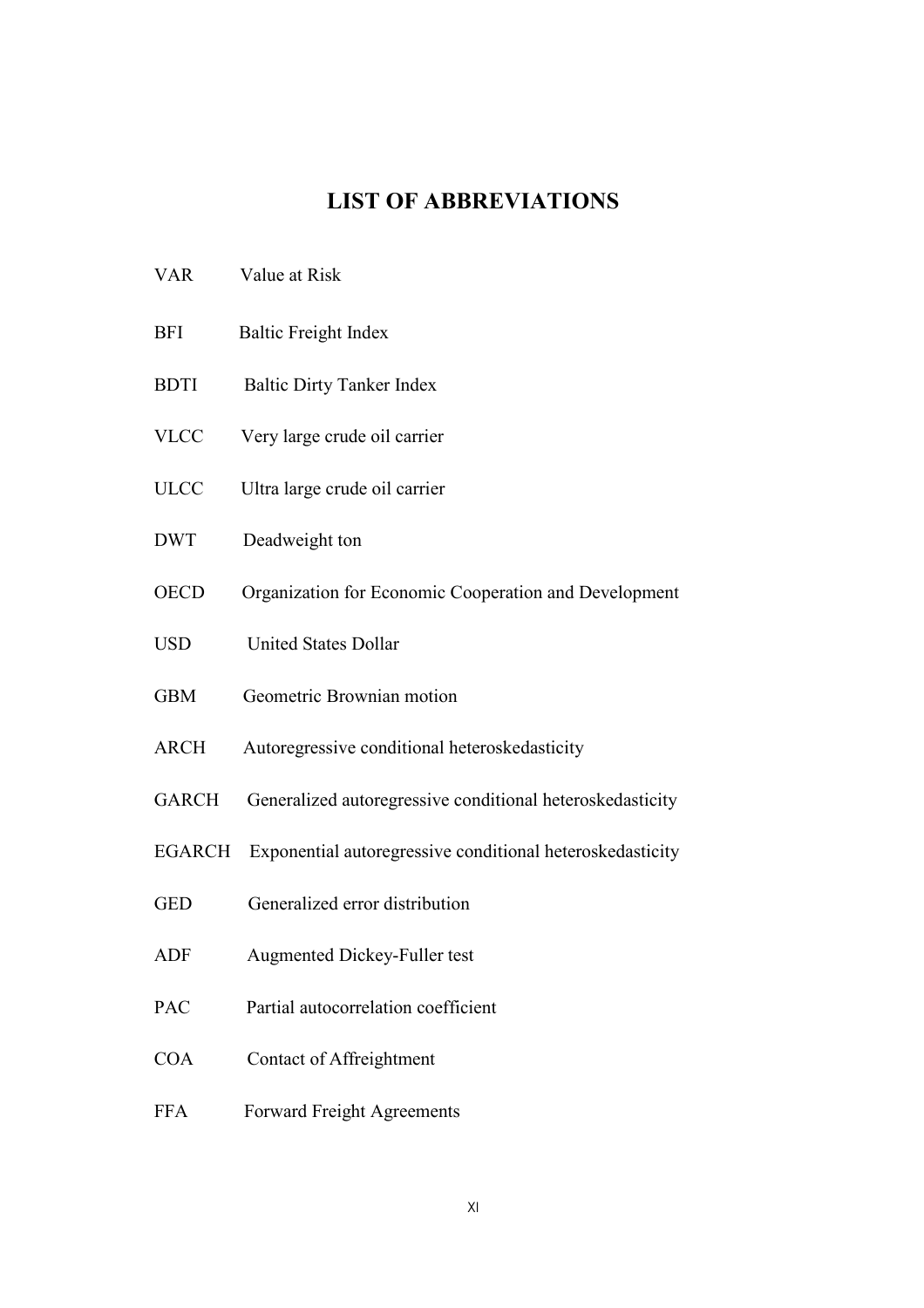# LIST OF ABBREVIATIONS

VAR Value at Risk

BFI Baltic Freight Index

BDTI Baltic Dirty Tanker Index

VLCC Very large crude oil carrier

ULCC Ultra large crude oil carrier

DWT Deadweight ton

OECD Organization for Economic Cooperation and Development

USD United States Dollar

GBM Geometric Brownian motion

ARCH Autoregressive conditional heteroskedasticity

GARCH Generalized autoregressive conditional heteroskedasticity

EGARCH Exponential autoregressive conditional heteroskedasticity

GED Generalized error distribution

ADF Augmented Dickey-Fuller test

PAC Partial autocorrelation coefficient

COA Contact of Affreightment

FFA Forward Freight Agreements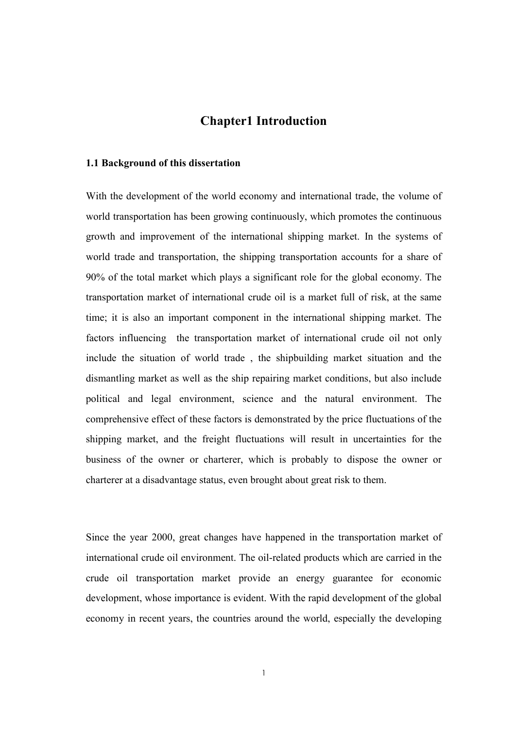# Chapter1 Introduction

### 1.1 Background of this dissertation

With the development of the world economy and international trade, the volume of world transportation has been growing continuously, which promotes the continuous growth and improvement of the international shipping market. In the systems of world trade and transportation, the shipping transportation accounts for a share of 90% of the total market which plays a significant role for the global economy. The transportation market of international crude oil is a market full of risk, at the same time; it is also an important component in the international shipping market. The factors influencing the transportation market of international crude oil not only include the situation of world trade , the shipbuilding market situation and the dismantling market as well as the ship repairing market conditions, but also include political and legal environment, science and the natural environment. The comprehensive effect of these factors is demonstrated by the price fluctuations of the shipping market, and the freight fluctuations will result in uncertainties for the business of the owner or charterer, which is probably to dispose the owner or charterer at a disadvantage status, even brought about great risk to them.

Since the year 2000, great changes have happened in the transportation market of international crude oil environment. The oil-related products which are carried in the crude oil transportation market provide an energy guarantee for economic development, whose importance is evident. With the rapid development of the global economy in recent years, the countries around the world, especially the developing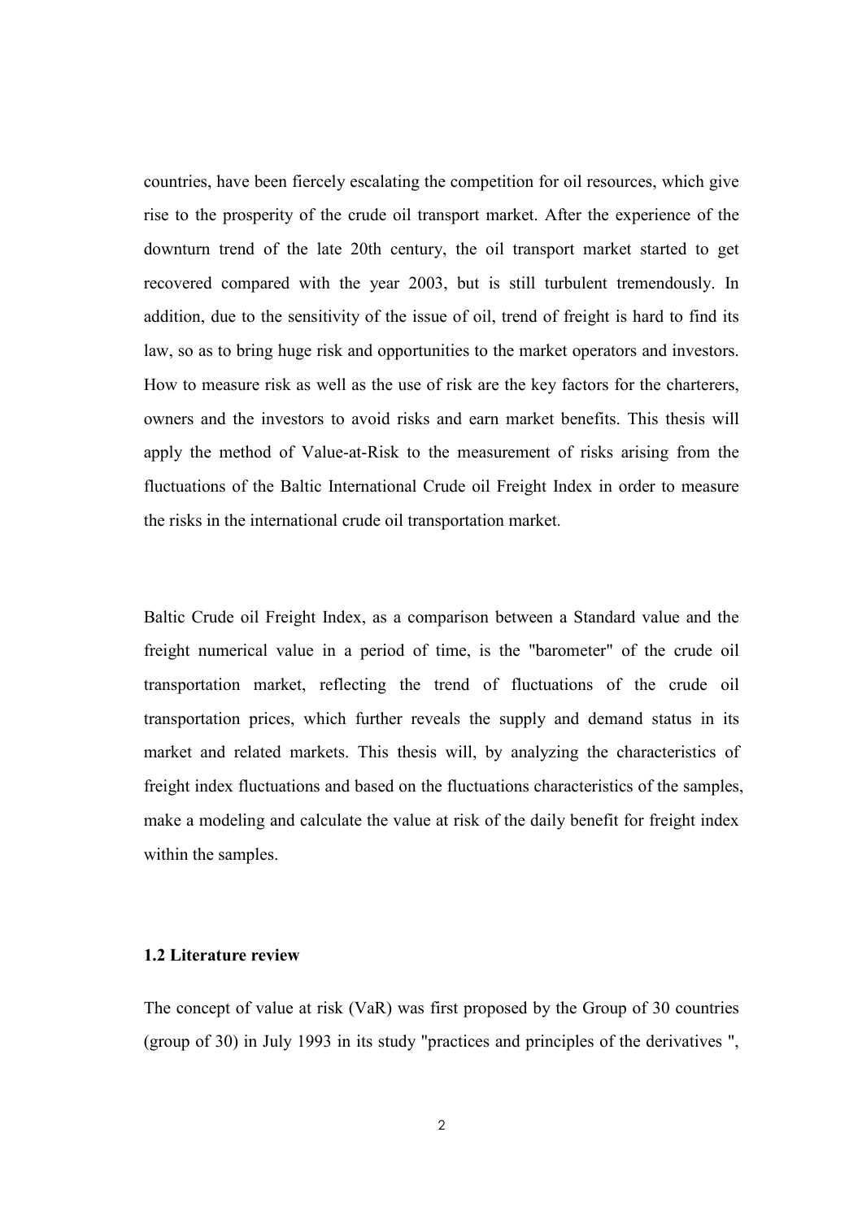countries, have been fiercely escalating the competition for oil resources, which give rise to the prosperity of the crude oil transport market. After the experience of the downturn trend of the late 20th century, the oil transport market started to get recovered compared with the year 2003, but is still turbulent tremendously. In addition, due to the sensitivity of the issue of oil, trend of freight is hard to find its law, so as to bring huge risk and opportunities to the market operators and investors. How to measure risk as well as the use of risk are the key factors for the charterers, owners and the investors to avoid risks and earn market benefits. This thesis will apply the method of Value-at-Risk to the measurement of risks arising from the fluctuations of the Baltic International Crude oil Freight Index in order to measure the risks in the international crude oil transportation market.

Baltic Crude oil Freight Index, as a comparison between a Standard value and the freight numerical value in a period of time, is the "barometer" of the crude oil transportation market, reflecting the trend of fluctuations of the crude oil transportation prices, which further reveals the supply and demand status in its market and related markets. This thesis will, by analyzing the characteristics of freight index fluctuations and based on the fluctuations characteristics of the samples, make a modeling and calculate the value at risk of the daily benefit for freight index within the samples.

### 1.2 Literature review

The concept of value at risk (VaR) was first proposed by the Group of 30 countries (group of 30) in July 1993 in its study "practices and principles of the derivatives ",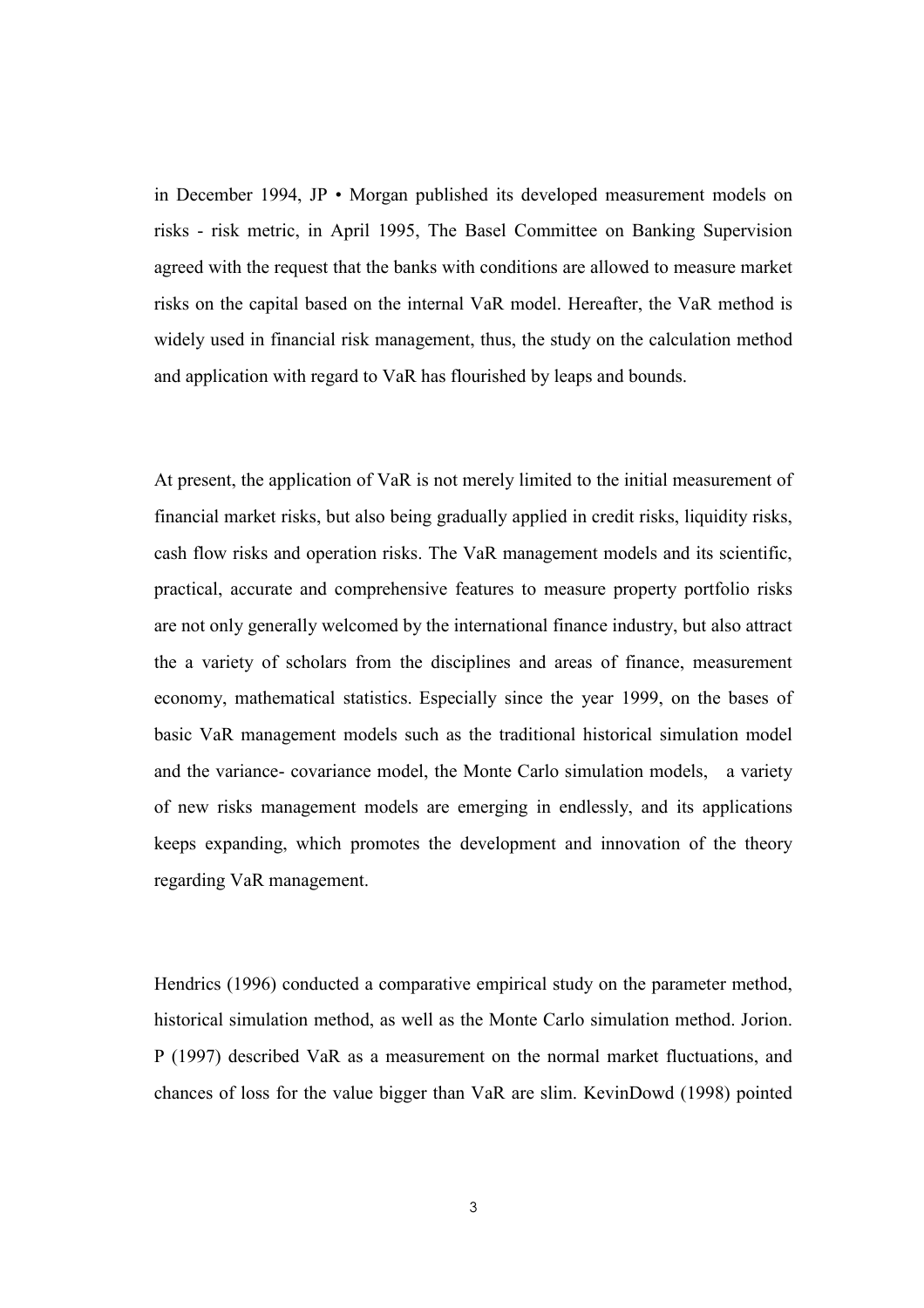in December 1994, JP • Morgan published its developed measurement models on risks - risk metric, in April 1995, The Basel Committee on Banking Supervision agreed with the request that the banks with conditions are allowed to measure market risks on the capital based on the internal VaR model. Hereafter, the VaR method is widely used in financial risk management, thus, the study on the calculation method and application with regard to VaR has flourished by leaps and bounds.

At present, the application of VaR is not merely limited to the initial measurement of financial market risks, but also being gradually applied in credit risks, liquidity risks, cash flow risks and operation risks. The VaR management models and its scientific, practical, accurate and comprehensive features to measure property portfolio risks are not only generally welcomed by the international finance industry, but also attract the a variety of scholars from the disciplines and areas of finance, measurement economy, mathematical statistics. Especially since the year 1999, on the bases of basic VaR management models such as the traditional historical simulation model and the variance- covariance model, the Monte Carlo simulation models, a variety of new risks management models are emerging in endlessly, and its applications keeps expanding, which promotes the development and innovation of the theory regarding VaR management.

Hendrics (1996) conducted a comparative empirical study on the parameter method, historical simulation method, as well as the Monte Carlo simulation method. Jorion. P (1997) described VaR as a measurement on the normal market fluctuations, and chances of loss for the value bigger than VaR are slim. KevinDowd (1998) pointed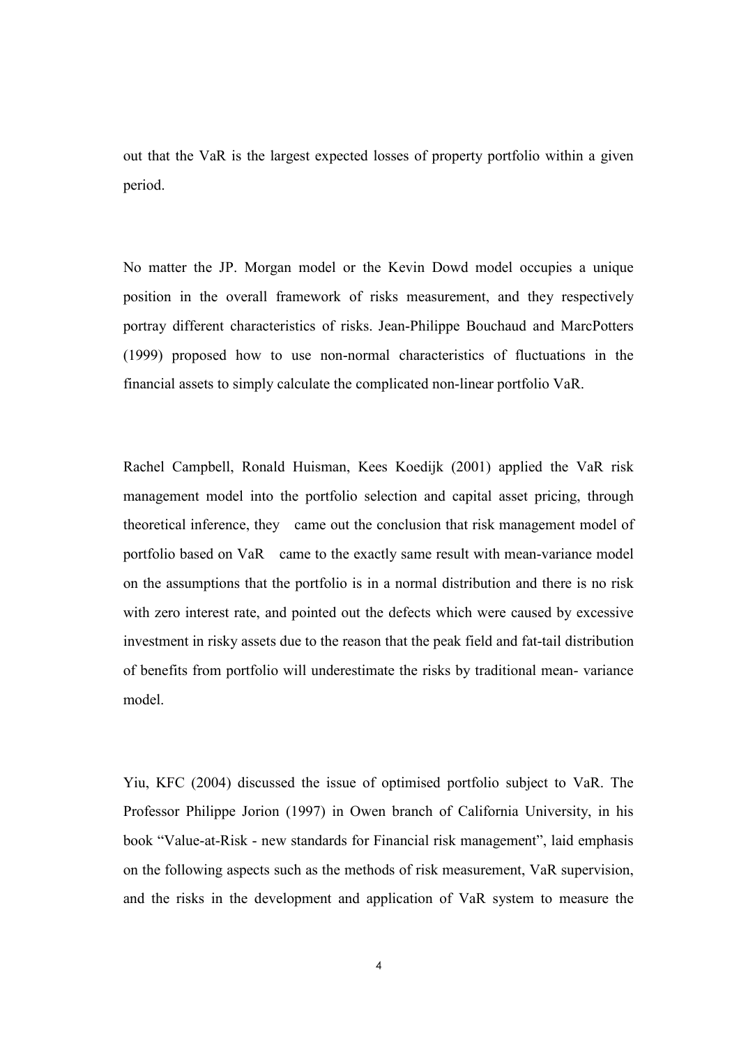out that the VaR is the largest expected losses of property portfolio within a given period.

No matter the JP. Morgan model or the Kevin Dowd model occupies a unique position in the overall framework of risks measurement, and they respectively portray different characteristics of risks. Jean-Philippe Bouchaud and MarcPotters (1999) proposed how to use non-normal characteristics of fluctuations in the financial assets to simply calculate the complicated non-linear portfolio VaR.

Rachel Campbell, Ronald Huisman, Kees Koedijk (2001) applied the VaR risk management model into the portfolio selection and capital asset pricing, through theoretical inference, they came out the conclusion that risk management model of portfolio based on VaR came to the exactly same result with mean-variance model on the assumptions that the portfolio is in a normal distribution and there is no risk with zero interest rate, and pointed out the defects which were caused by excessive investment in risky assets due to the reason that the peak field and fat-tail distribution of benefits from portfolio will underestimate the risks by traditional mean- variance model.

Yiu, KFC (2004) discussed the issue of optimised portfolio subject to VaR. The Professor Philippe Jorion (1997) in Owen branch of California University, in his book "Value-at-Risk - new standards for Financial risk management", laid emphasis on the following aspects such as the methods of risk measurement, VaR supervision, and the risks in the development and application of VaR system to measure the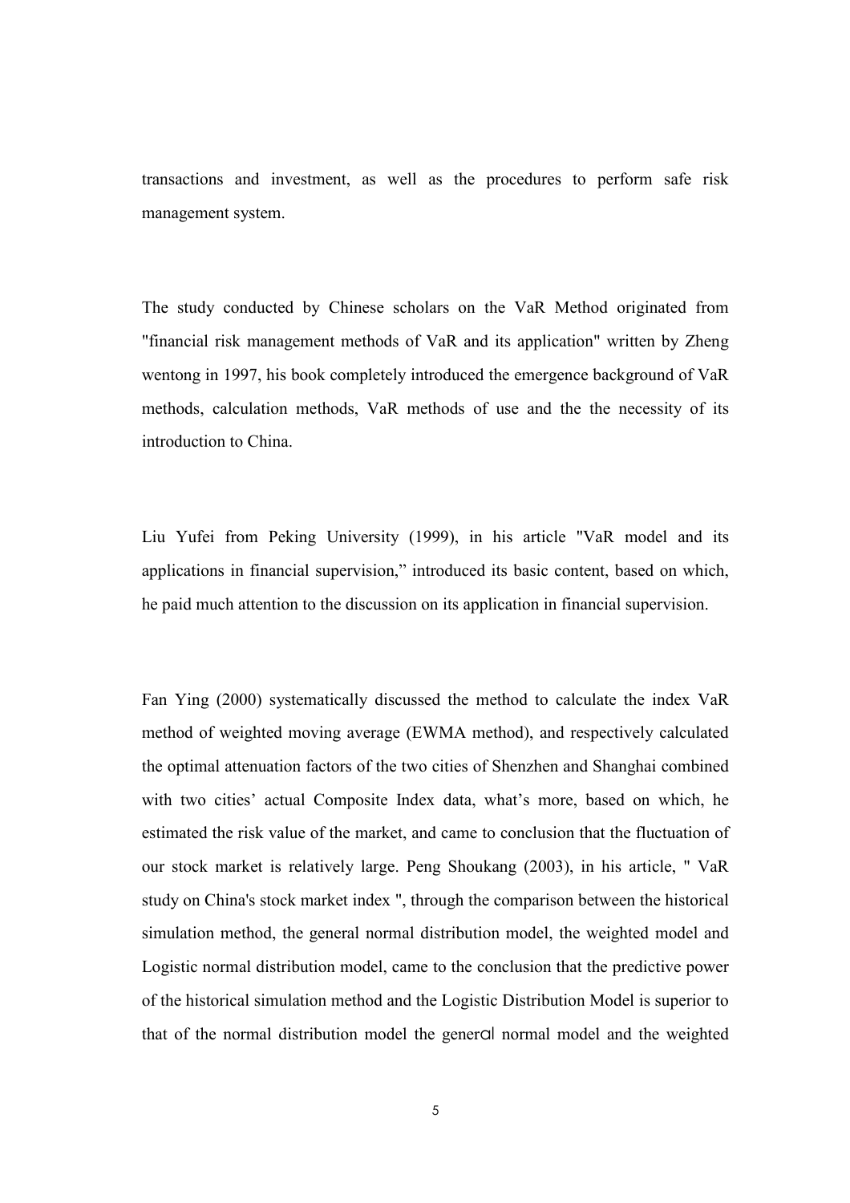transactions and investment, as well as the procedures to perform safe risk management system.

The study conducted by Chinese scholars on the VaR Method originated from "financial risk management methods of VaR and its application" written by Zheng wentong in 1997, his book completely introduced the emergence background of VaR methods, calculation methods, VaR methods of use and the the necessity of its introduction to China.

Liu Yufei from Peking University (1999), in his article "VaR model and its applications in financial supervision," introduced its basic content, based on which, he paid much attention to the discussion on its application in financial supervision.

Fan Ying (2000) systematically discussed the method to calculate the index VaR method of weighted moving average (EWMA method), and respectively calculated the optimal attenuation factors of the two cities of Shenzhen and Shanghai combined with two cities' actual Composite Index data, what's more, based on which, he estimated the risk value of the market, and came to conclusion that the fluctuation of our stock market is relatively large. Peng Shoukang (2003), in his article, " VaR study on China's stock market index ", through the comparison between the historical simulation method, the general normal distribution model, the weighted model and Logistic normal distribution model, came to the conclusion that the predictive power of the historical simulation method and the Logistic Distribution Model is superior to that of the normal distribution model the general normal model and the weighted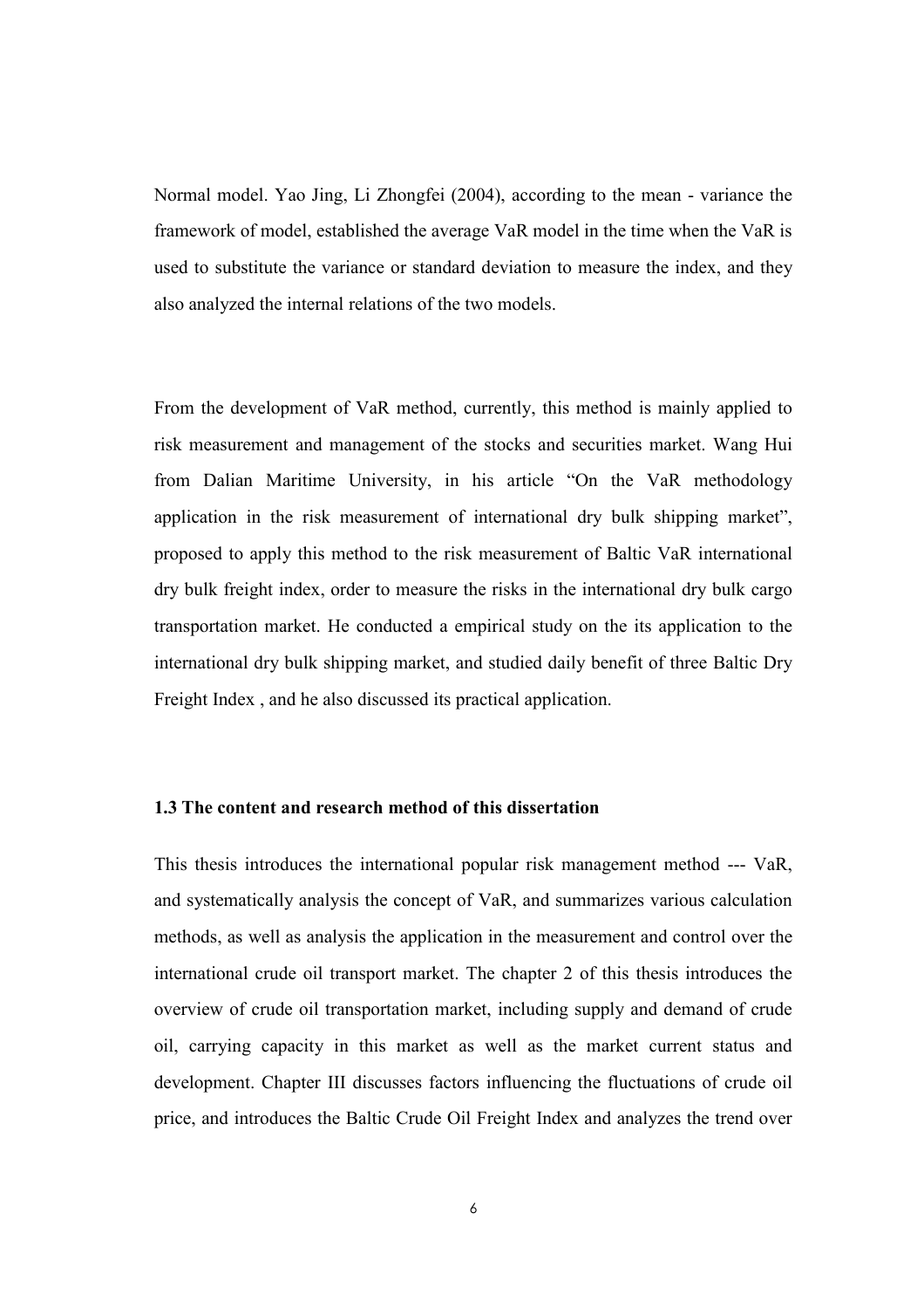Normal model. Yao Jing, Li Zhongfei (2004), according to the mean - variance the framework of model, established the average VaR model in the time when the VaR is used to substitute the variance or standard deviation to measure the index, and they also analyzed the internal relations of the two models.

From the development of VaR method, currently, this method is mainly applied to risk measurement and management of the stocks and securities market. Wang Hui from Dalian Maritime University, in his article "On the VaR methodology application in the risk measurement of international dry bulk shipping market", proposed to apply this method to the risk measurement of Baltic VaR international dry bulk freight index, order to measure the risks in the international dry bulk cargo transportation market. He conducted a empirical study on the its application to the international dry bulk shipping market, and studied daily benefit of three Baltic Dry Freight Index , and he also discussed its practical application.

### 1.3 The content and research method of this dissertation

This thesis introduces the international popular risk management method --- VaR, and systematically analysis the concept of VaR, and summarizes various calculation methods, as well as analysis the application in the measurement and control over the international crude oil transport market. The chapter 2 of this thesis introduces the overview of crude oil transportation market, including supply and demand of crude oil, carrying capacity in this market as well as the market current status and development. Chapter III discusses factors influencing the fluctuations of crude oil price, and introduces the Baltic Crude Oil Freight Index and analyzes the trend over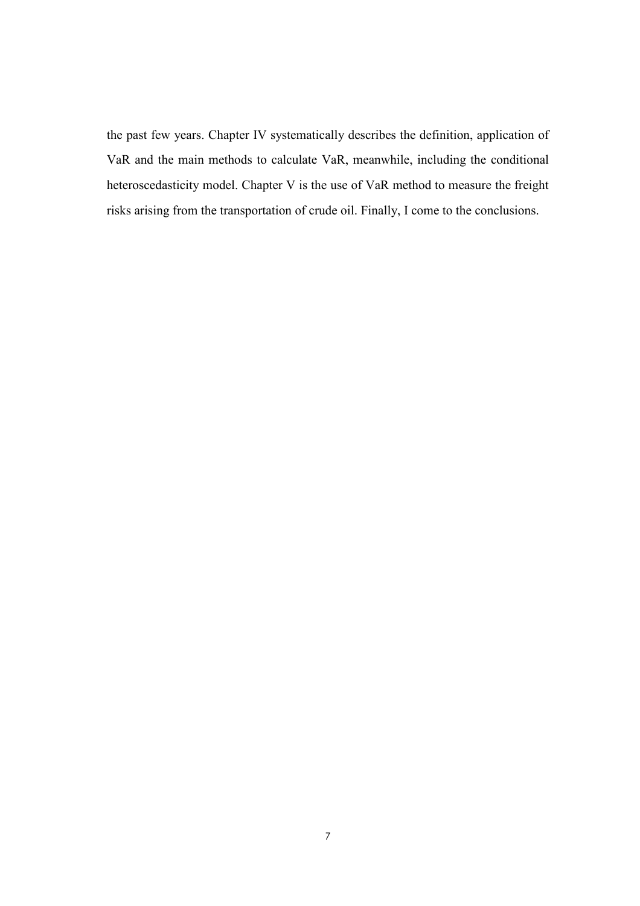the past few years. Chapter IV systematically describes the definition, application of VaR and the main methods to calculate VaR, meanwhile, including the conditional heteroscedasticity model. Chapter V is the use of VaR method to measure the freight risks arising from the transportation of crude oil. Finally, I come to the conclusions.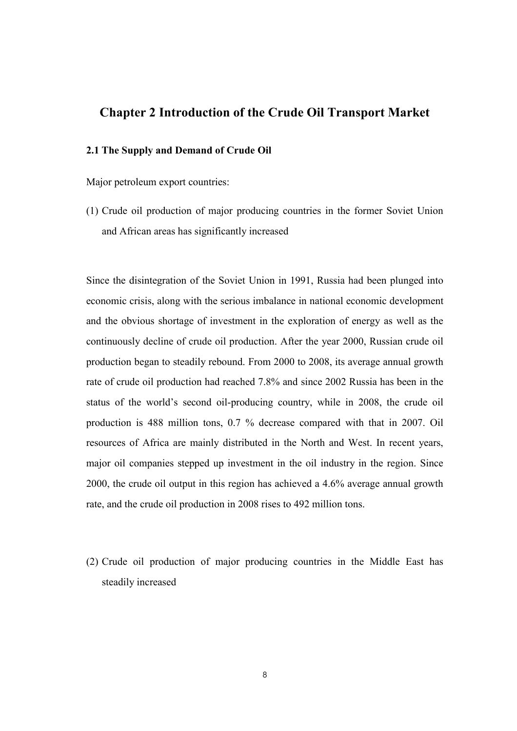# Chapter 2 Introduction of the Crude Oil Transport Market

### 2.1 The Supply and Demand of Crude Oil

Major petroleum export countries:

(1) Crude oil production of major producing countries in the former Soviet Union and African areas has significantly increased

Since the disintegration of the Soviet Union in 1991, Russia had been plunged into economic crisis, along with the serious imbalance in national economic development and the obvious shortage of investment in the exploration of energy as well as the continuously decline of crude oil production. After the year 2000, Russian crude oil production began to steadily rebound. From 2000 to 2008, its average annual growth rate of crude oil production had reached 7.8% and since 2002 Russia has been in the status of the world's second oil-producing country, while in 2008, the crude oil production is 488 million tons, 0.7 % decrease compared with that in 2007. Oil resources of Africa are mainly distributed in the North and West. In recent years, major oil companies stepped up investment in the oil industry in the region. Since 2000, the crude oil output in this region has achieved a 4.6% average annual growth rate, and the crude oil production in 2008 rises to 492 million tons.

(2) Crude oil production of major producing countries in the Middle East has steadily increased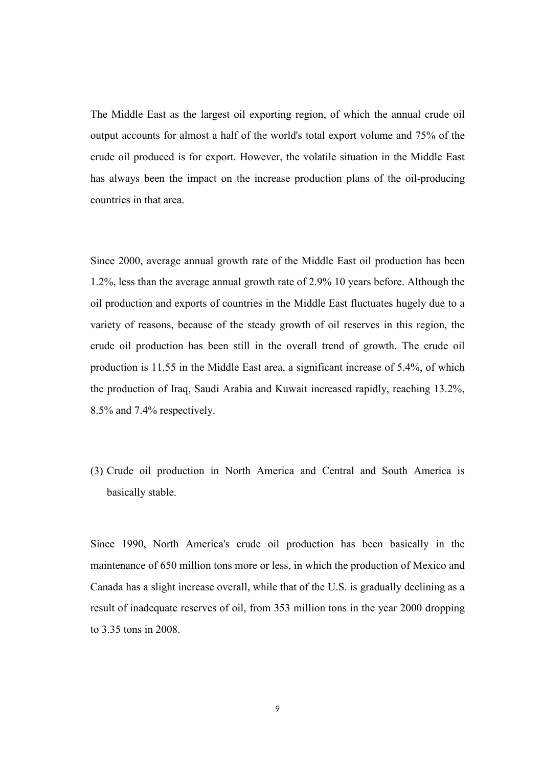The Middle East as the largest oil exporting region, of which the annual crude oil output accounts for almost a half of the world's total export volume and 75% of the crude oil produced is for export. However, the volatile situation in the Middle East has always been the impact on the increase production plans of the oil-producing countries in that area.

Since 2000, average annual growth rate of the Middle East oil production has been 1.2%, less than the average annual growth rate of 2.9% 10 years before. Although the oil production and exports of countries in the Middle East fluctuates hugely due to a variety of reasons, because of the steady growth of oil reserves in this region, the crude oil production has been still in the overall trend of growth. The crude oil production is 11.55 in the Middle East area, a significant increase of 5.4%, of which the production of Iraq, Saudi Arabia and Kuwait increased rapidly, reaching 13.2%, 8.5% and 7.4% respectively.

(3) Crude oil production in North America and Central and South America is basically stable.

Since 1990, North America's crude oil production has been basically in the maintenance of 650 million tons more or less, in which the production of Mexico and Canada has a slight increase overall, while that of the U.S. is gradually declining as a result of inadequate reserves of oil, from 353 million tons in the year 2000 dropping to 3.35 tons in 2008.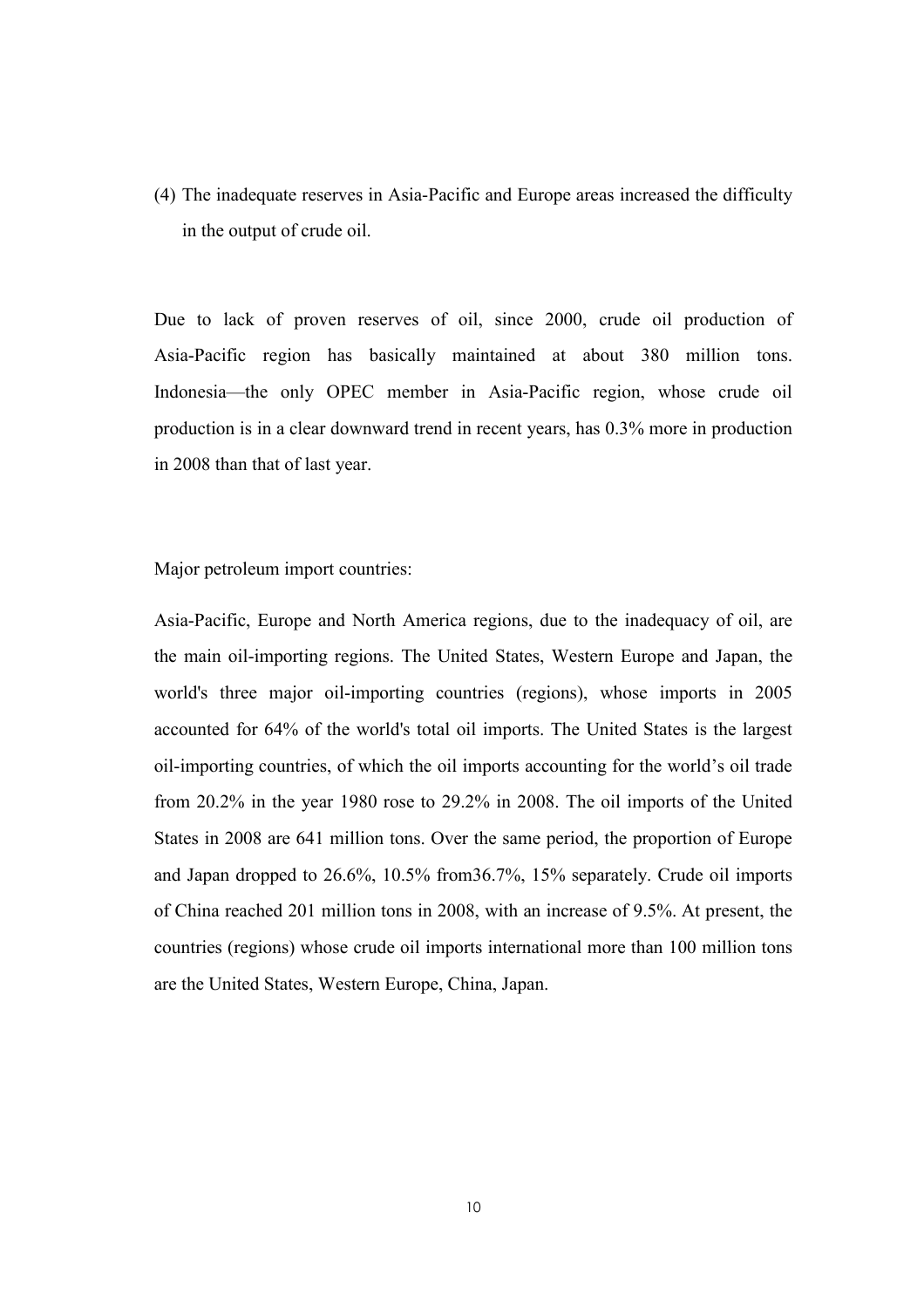(4) The inadequate reserves in Asia-Pacific and Europe areas increased the difficulty in the output of crude oil.

Due to lack of proven reserves of oil, since 2000, crude oil production of Asia-Pacific region has basically maintained at about 380 million tons. Indonesia—the only OPEC member in Asia-Pacific region, whose crude oil production is in a clear downward trend in recent years, has 0.3% more in production in 2008 than that of last year.

Major petroleum import countries:

Asia-Pacific, Europe and North America regions, due to the inadequacy of oil, are the main oil-importing regions. The United States, Western Europe and Japan, the world's three major oil-importing countries (regions), whose imports in 2005 accounted for 64% of the world's total oil imports. The United States is the largest oil-importing countries, of which the oil imports accounting for the world's oil trade from 20.2% in the year 1980 rose to 29.2% in 2008. The oil imports of the United States in 2008 are 641 million tons. Over the same period, the proportion of Europe and Japan dropped to 26.6%, 10.5% from36.7%, 15% separately. Crude oil imports of China reached 201 million tons in 2008, with an increase of 9.5%. At present, the countries (regions) whose crude oil imports international more than 100 million tons are the United States, Western Europe, China, Japan.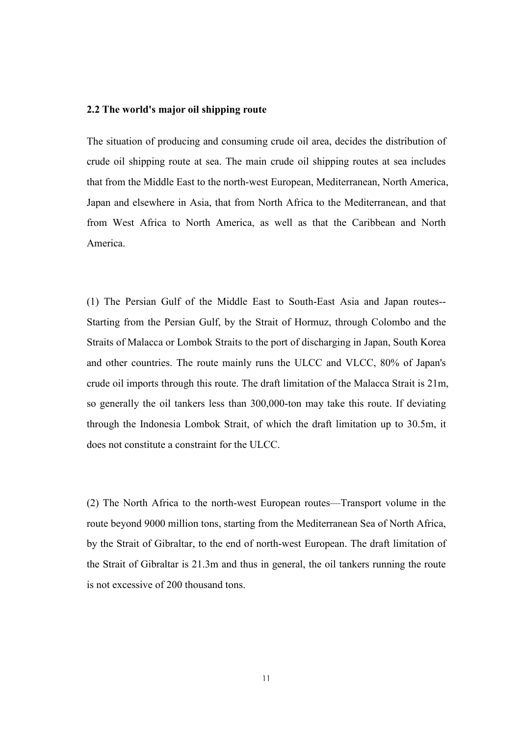### 2.2 The world's major oil shipping route

The situation of producing and consuming crude oil area, decides the distribution of crude oil shipping route at sea. The main crude oil shipping routes at sea includes that from the Middle East to the north-west European, Mediterranean, North America, Japan and elsewhere in Asia, that from North Africa to the Mediterranean, and that from West Africa to North America, as well as that the Caribbean and North America.

(1) The Persian Gulf of the Middle East to South-East Asia and Japan routes--Starting from the Persian Gulf, by the Strait of Hormuz, through Colombo and the Straits of Malacca or Lombok Straits to the port of discharging in Japan, South Korea and other countries. The route mainly runs the ULCC and VLCC, 80% of Japan's crude oil imports through this route. The draft limitation of the Malacca Strait is 21m, so generally the oil tankers less than 300,000-ton may take this route. If deviating through the Indonesia Lombok Strait, of which the draft limitation up to 30.5m, it does not constitute a constraint for the ULCC.

(2) The North Africa to the north-west European routes—Transport volume in the route beyond 9000 million tons, starting from the Mediterranean Sea of North Africa, by the Strait of Gibraltar, to the end of north-west European. The draft limitation of the Strait of Gibraltar is 21.3m and thus in general, the oil tankers running the route is not excessive of 200 thousand tons.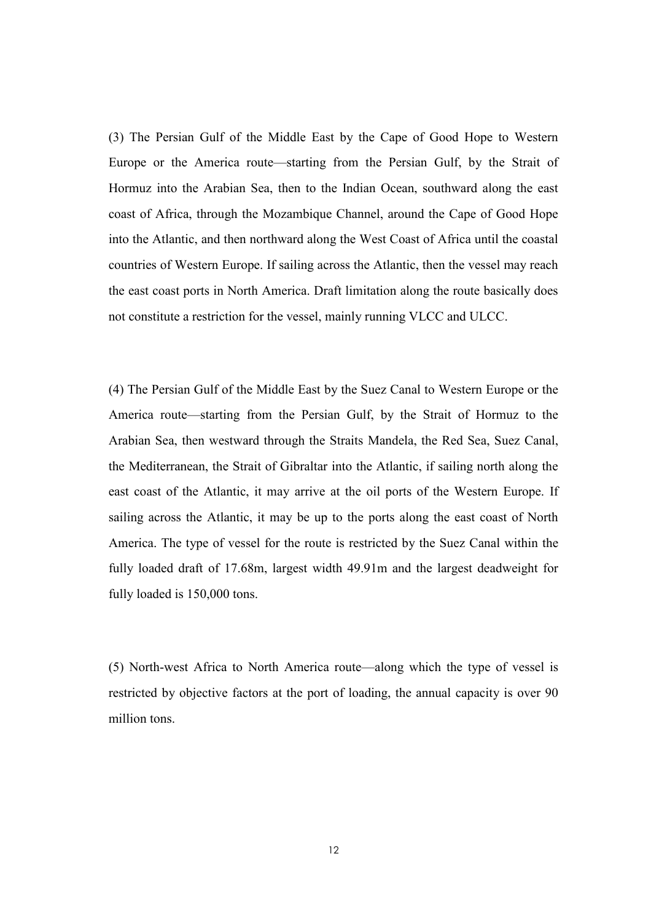(3) The Persian Gulf of the Middle East by the Cape of Good Hope to Western Europe or the America route—starting from the Persian Gulf, by the Strait of Hormuz into the Arabian Sea, then to the Indian Ocean, southward along the east coast of Africa, through the Mozambique Channel, around the Cape of Good Hope into the Atlantic, and then northward along the West Coast of Africa until the coastal countries of Western Europe. If sailing across the Atlantic, then the vessel may reach the east coast ports in North America. Draft limitation along the route basically does not constitute a restriction for the vessel, mainly running VLCC and ULCC.

(4) The Persian Gulf of the Middle East by the Suez Canal to Western Europe or the America route—starting from the Persian Gulf, by the Strait of Hormuz to the Arabian Sea, then westward through the Straits Mandela, the Red Sea, Suez Canal, the Mediterranean, the Strait of Gibraltar into the Atlantic, if sailing north along the east coast of the Atlantic, it may arrive at the oil ports of the Western Europe. If sailing across the Atlantic, it may be up to the ports along the east coast of North America. The type of vessel for the route is restricted by the Suez Canal within the fully loaded draft of 17.68m, largest width 49.91m and the largest deadweight for fully loaded is 150,000 tons.

(5) North-west Africa to North America route—along which the type of vessel is restricted by objective factors at the port of loading, the annual capacity is over 90 million tons.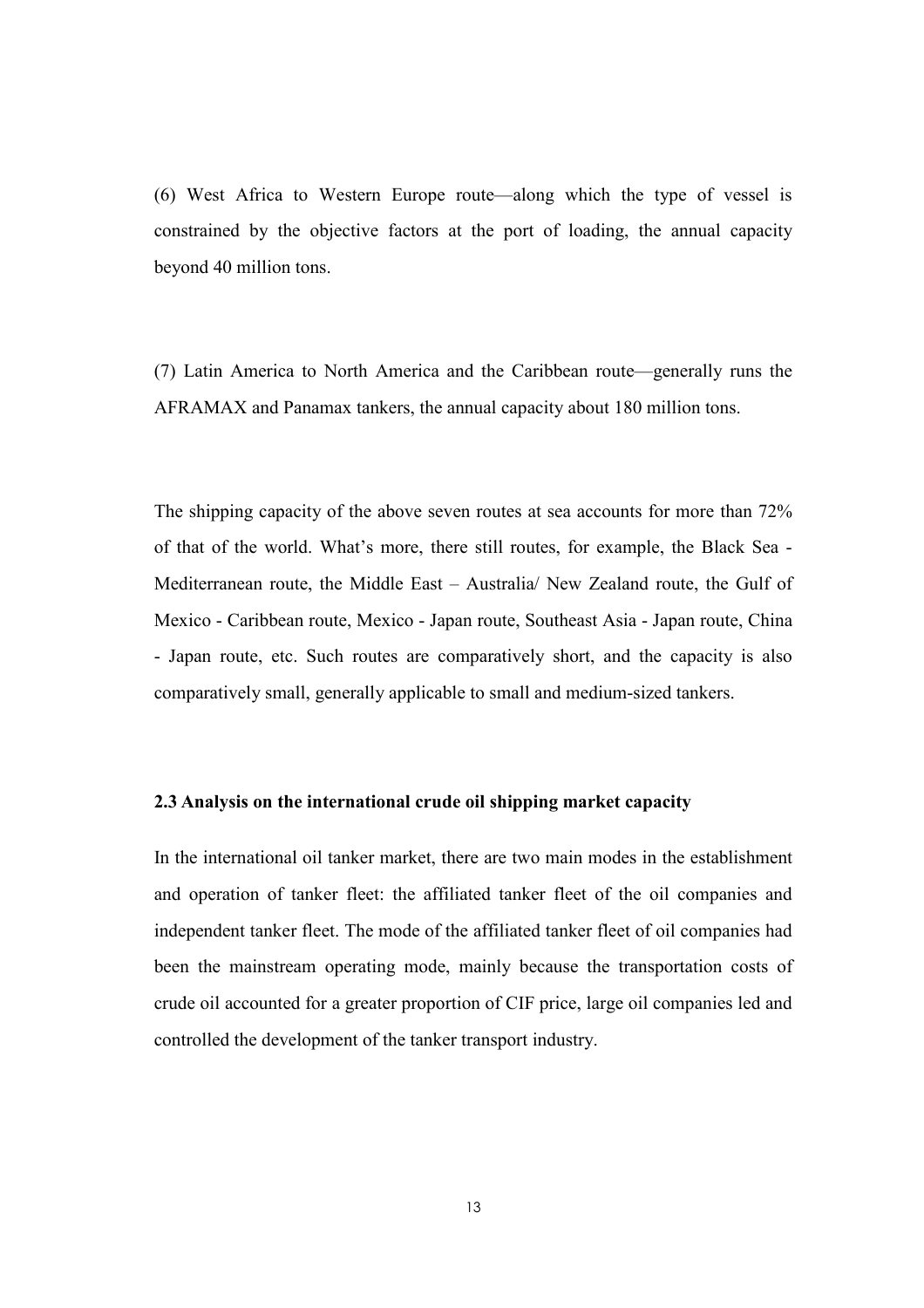(6) West Africa to Western Europe route—along which the type of vessel is constrained by the objective factors at the port of loading, the annual capacity beyond 40 million tons.

(7) Latin America to North America and the Caribbean route—generally runs the AFRAMAX and Panamax tankers, the annual capacity about 180 million tons.

The shipping capacity of the above seven routes at sea accounts for more than 72% of that of the world. What's more, there still routes, for example, the Black Sea - Mediterranean route, the Middle East – Australia/ New Zealand route, the Gulf of Mexico - Caribbean route, Mexico - Japan route, Southeast Asia - Japan route, China - Japan route, etc. Such routes are comparatively short, and the capacity is also comparatively small, generally applicable to small and medium-sized tankers.

### 2.3 Analysis on the international crude oil shipping market capacity

In the international oil tanker market, there are two main modes in the establishment and operation of tanker fleet: the affiliated tanker fleet of the oil companies and independent tanker fleet. The mode of the affiliated tanker fleet of oil companies had been the mainstream operating mode, mainly because the transportation costs of crude oil accounted for a greater proportion of CIF price, large oil companies led and controlled the development of the tanker transport industry.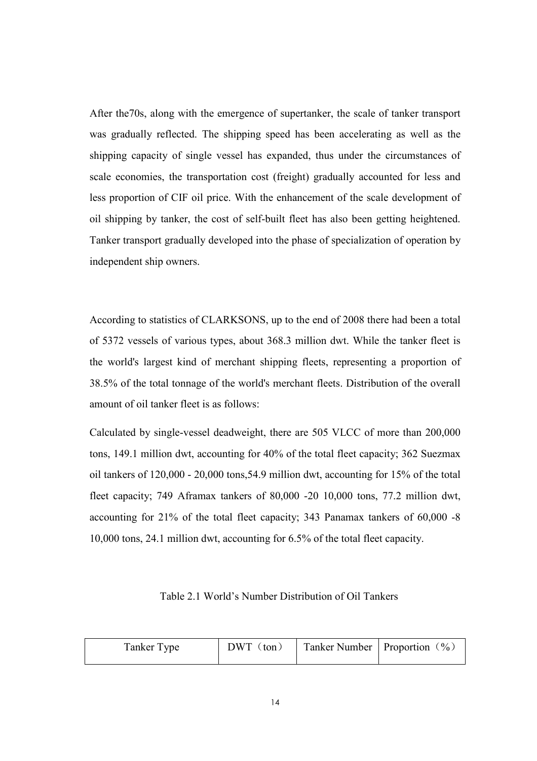After the70s, along with the emergence of supertanker, the scale of tanker transport was gradually reflected. The shipping speed has been accelerating as well as the shipping capacity of single vessel has expanded, thus under the circumstances of scale economies, the transportation cost (freight) gradually accounted for less and less proportion of CIF oil price. With the enhancement of the scale development of oil shipping by tanker, the cost of self-built fleet has also been getting heightened. Tanker transport gradually developed into the phase of specialization of operation by independent ship owners.

According to statistics of CLARKSONS, up to the end of 2008 there had been a total of 5372 vessels of various types, about 368.3 million dwt. While the tanker fleet is the world's largest kind of merchant shipping fleets, representing a proportion of 38.5% of the total tonnage of the world's merchant fleets. Distribution of the overall amount of oil tanker fleet is as follows:

Calculated by single-vessel deadweight, there are 505 VLCC of more than 200,000 tons, 149.1 million dwt, accounting for 40% of the total fleet capacity; 362 Suezmax oil tankers of 120,000 - 20,000 tons,54.9 million dwt, accounting for 15% of the total fleet capacity; 749 Aframax tankers of 80,000 -20 10,000 tons, 77.2 million dwt, accounting for 21% of the total fleet capacity; 343 Panamax tankers of 60,000 -8 10,000 tons, 24.1 million dwt, accounting for 6.5% of the total fleet capacity.

Table 2.1 World's Number Distribution of Oil Tankers

| Tanker Type | DWT（ton） | Tanker Number | Proportion（%） |
|---|---|---|---|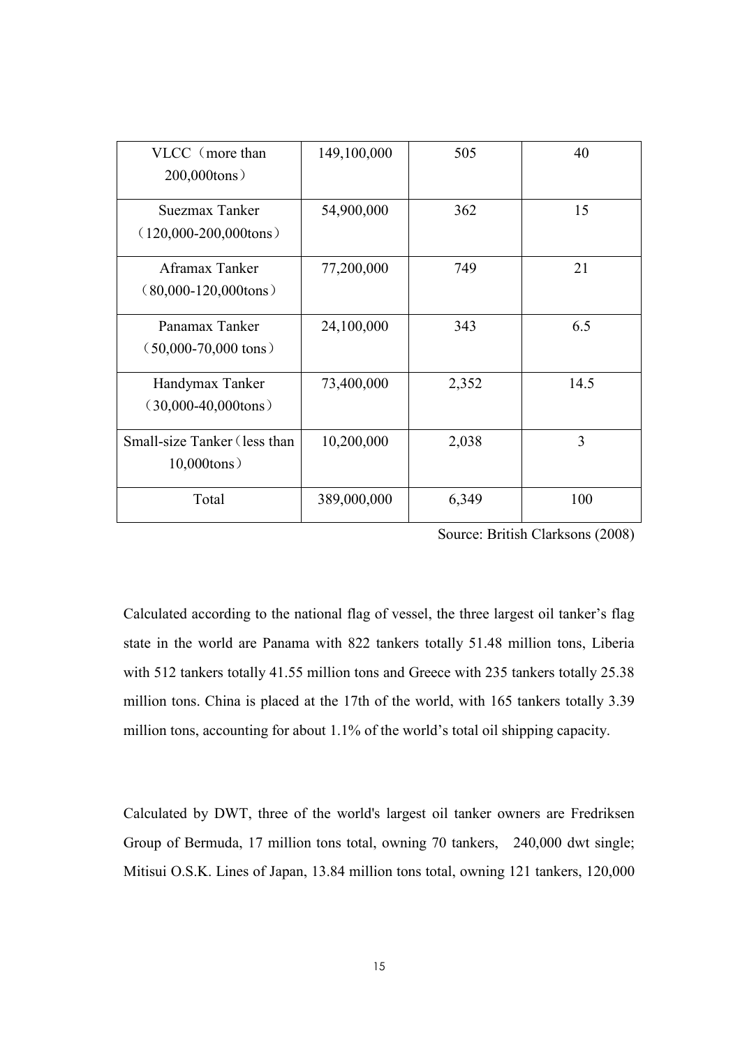| | | | |
|---|---|---|---|
| VLCC（more than 200,000tons） | 149,100,000 | 505 | 40 |
| Suezmax Tanker（120,000-200,000tons） | 54,900,000 | 362 | 15 |
| Aframax Tanker（80,000-120,000tons） | 77,200,000 | 749 | 21 |
| Panamax Tanker（50,000-70,000 tons） | 24,100,000 | 343 | 6.5 |
| Handymax Tanker（30,000-40,000tons） | 73,400,000 | 2,352 | 14.5 |
| Small-size Tanker（less than 10,000tons） | 10,200,000 | 2,038 | 3 |
| Total | 389,000,000 | 6,349 | 100 |

Source: British Clarksons (2008)

Calculated according to the national flag of vessel, the three largest oil tanker's flag state in the world are Panama with 822 tankers totally 51.48 million tons, Liberia with 512 tankers totally 41.55 million tons and Greece with 235 tankers totally 25.38 million tons. China is placed at the 17th of the world, with 165 tankers totally 3.39 million tons, accounting for about 1.1% of the world's total oil shipping capacity.

Calculated by DWT, three of the world's largest oil tanker owners are Fredriksen Group of Bermuda, 17 million tons total, owning 70 tankers, 240,000 dwt single; Mitisui O.S.K. Lines of Japan, 13.84 million tons total, owning 121 tankers, 120,000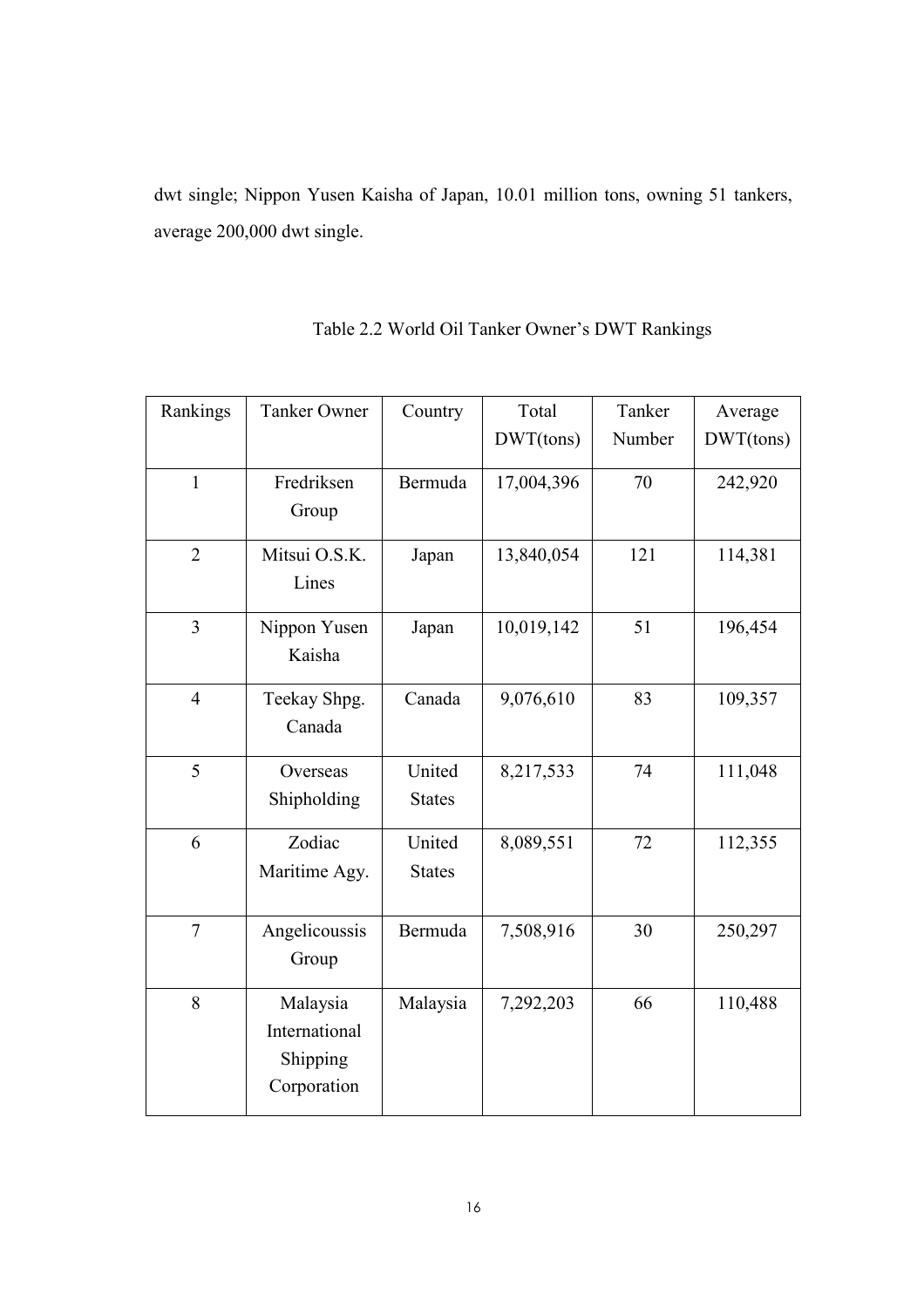dwt single; Nippon Yusen Kaisha of Japan, 10.01 million tons, owning 51 tankers, average 200,000 dwt single.

Table 2.2 World Oil Tanker Owner's DWT Rankings

| Rankings | Tanker Owner | Country | Total DWT(tons) | Tanker Number | Average DWT(tons) |
|---|---|---|---|---|---|
| 1 | Fredriksen Group | Bermuda | 17,004,396 | 70 | 242,920 |
| 2 | Mitsui O.S.K. Lines | Japan | 13,840,054 | 121 | 114,381 |
| 3 | Nippon Yusen Kaisha | Japan | 10,019,142 | 51 | 196,454 |
| 4 | Teekay Shpg. Canada | Canada | 9,076,610 | 83 | 109,357 |
| 5 | Overseas Shipholding | United States | 8,217,533 | 74 | 111,048 |
| 6 | Zodiac Maritime Agy. | United States | 8,089,551 | 72 | 112,355 |
| 7 | Angelicoussis Group | Bermuda | 7,508,916 | 30 | 250,297 |
| 8 | Malaysia International Shipping Corporation | Malaysia | 7,292,203 | 66 | 110,488 |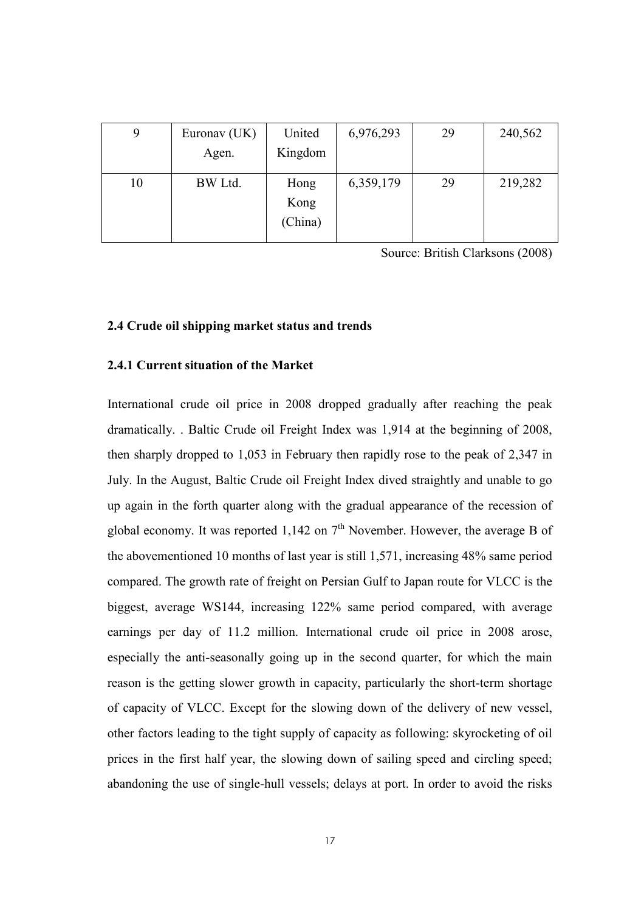| | | | | | |
|---|---|---|---|---|---|
| 9 | Euronav (UK) Agen. | United Kingdom | 6,976,293 | 29 | 240,562 |
| 10 | BW Ltd. | Hong Kong (China) | 6,359,179 | 29 | 219,282 |

Source: British Clarksons (2008)

### 2.4 Crude oil shipping market status and trends

#### 2.4.1 Current situation of the Market

International crude oil price in 2008 dropped gradually after reaching the peak dramatically. . Baltic Crude oil Freight Index was 1,914 at the beginning of 2008, then sharply dropped to 1,053 in February then rapidly rose to the peak of 2,347 in July. In the August, Baltic Crude oil Freight Index dived straightly and unable to go up again in the forth quarter along with the gradual appearance of the recession of global economy. It was reported 1,142 on 7th November. However, the average B of the abovementioned 10 months of last year is still 1,571, increasing 48% same period compared. The growth rate of freight on Persian Gulf to Japan route for VLCC is the biggest, average WS144, increasing 122% same period compared, with average earnings per day of 11.2 million. International crude oil price in 2008 arose, especially the anti-seasonally going up in the second quarter, for which the main reason is the getting slower growth in capacity, particularly the short-term shortage of capacity of VLCC. Except for the slowing down of the delivery of new vessel, other factors leading to the tight supply of capacity as following: skyrocketing of oil prices in the first half year, the slowing down of sailing speed and circling speed; abandoning the use of single-hull vessels; delays at port. In order to avoid the risks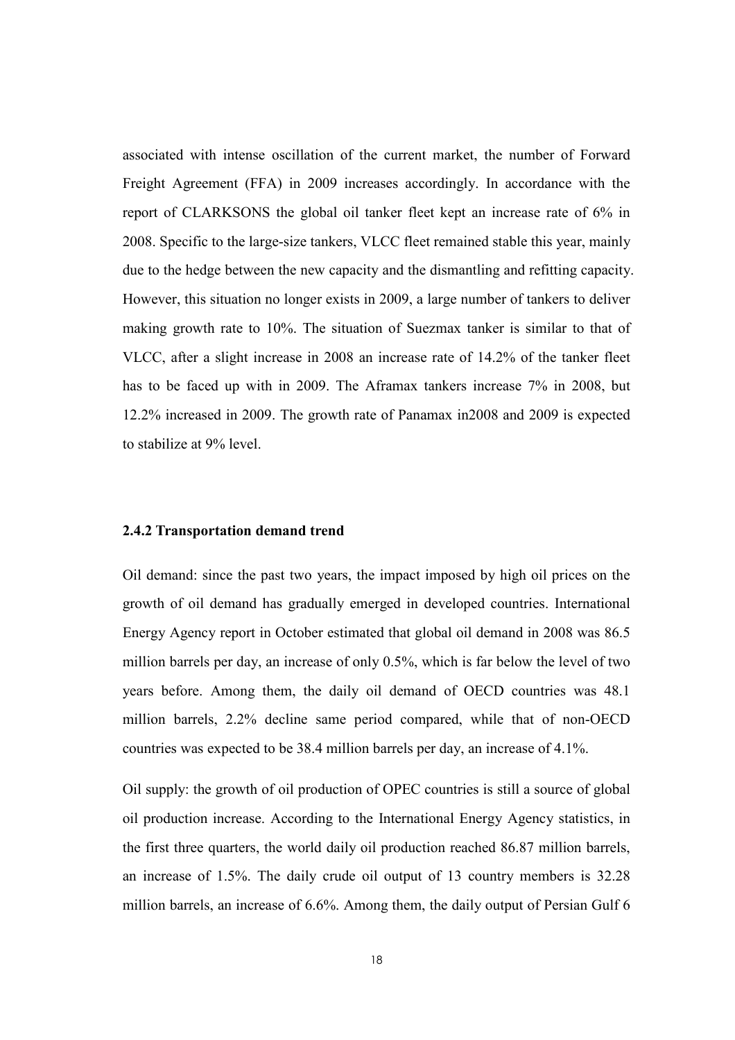associated with intense oscillation of the current market, the number of Forward Freight Agreement (FFA) in 2009 increases accordingly. In accordance with the report of CLARKSONS the global oil tanker fleet kept an increase rate of 6% in 2008. Specific to the large-size tankers, VLCC fleet remained stable this year, mainly due to the hedge between the new capacity and the dismantling and refitting capacity. However, this situation no longer exists in 2009, a large number of tankers to deliver making growth rate to 10%. The situation of Suezmax tanker is similar to that of VLCC, after a slight increase in 2008 an increase rate of 14.2% of the tanker fleet has to be faced up with in 2009. The Aframax tankers increase 7% in 2008, but 12.2% increased in 2009. The growth rate of Panamax in2008 and 2009 is expected to stabilize at 9% level.

### 2.4.2 Transportation demand trend

Oil demand: since the past two years, the impact imposed by high oil prices on the growth of oil demand has gradually emerged in developed countries. International Energy Agency report in October estimated that global oil demand in 2008 was 86.5 million barrels per day, an increase of only 0.5%, which is far below the level of two years before. Among them, the daily oil demand of OECD countries was 48.1 million barrels, 2.2% decline same period compared, while that of non-OECD countries was expected to be 38.4 million barrels per day, an increase of 4.1%.

Oil supply: the growth of oil production of OPEC countries is still a source of global oil production increase. According to the International Energy Agency statistics, in the first three quarters, the world daily oil production reached 86.87 million barrels, an increase of 1.5%. The daily crude oil output of 13 country members is 32.28 million barrels, an increase of 6.6%. Among them, the daily output of Persian Gulf 6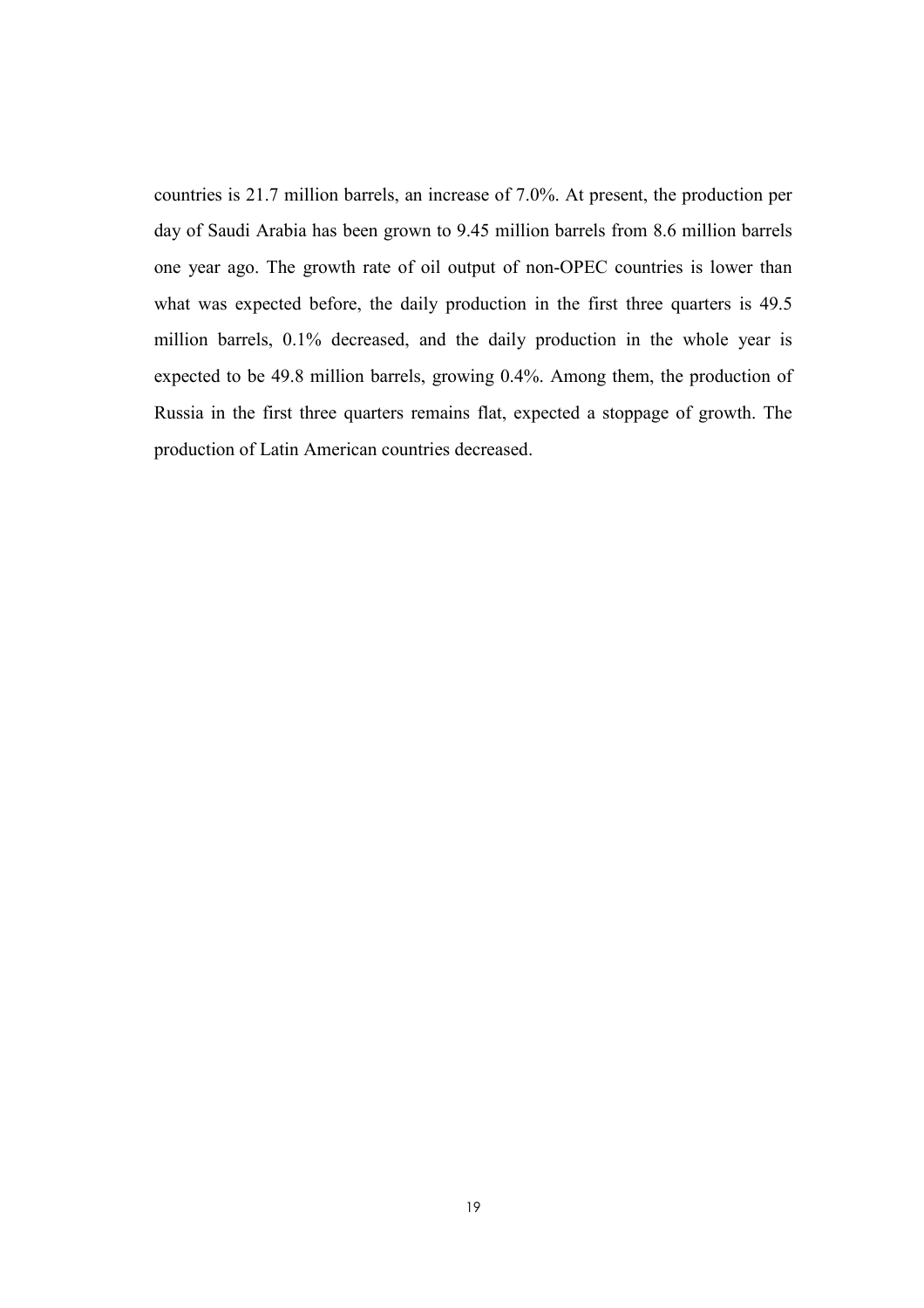countries is 21.7 million barrels, an increase of 7.0%. At present, the production per day of Saudi Arabia has been grown to 9.45 million barrels from 8.6 million barrels one year ago. The growth rate of oil output of non-OPEC countries is lower than what was expected before, the daily production in the first three quarters is 49.5 million barrels, 0.1% decreased, and the daily production in the whole year is expected to be 49.8 million barrels, growing 0.4%. Among them, the production of Russia in the first three quarters remains flat, expected a stoppage of growth. The production of Latin American countries decreased.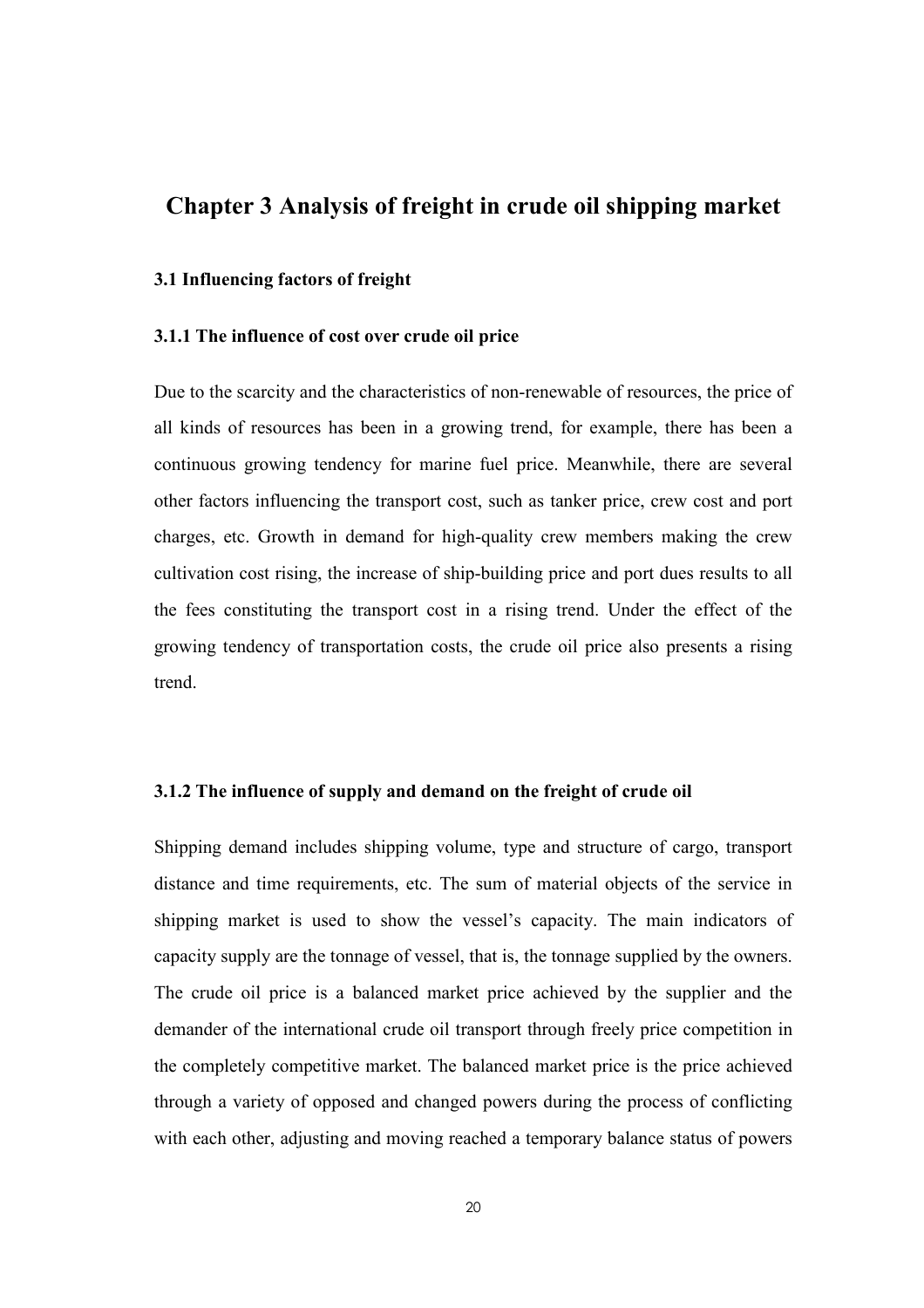# Chapter 3 Analysis of freight in crude oil shipping market

### 3.1 Influencing factors of freight

#### 3.1.1 The influence of cost over crude oil price

Due to the scarcity and the characteristics of non-renewable of resources, the price of all kinds of resources has been in a growing trend, for example, there has been a continuous growing tendency for marine fuel price. Meanwhile, there are several other factors influencing the transport cost, such as tanker price, crew cost and port charges, etc. Growth in demand for high-quality crew members making the crew cultivation cost rising, the increase of ship-building price and port dues results to all the fees constituting the transport cost in a rising trend. Under the effect of the growing tendency of transportation costs, the crude oil price also presents a rising trend.

#### 3.1.2 The influence of supply and demand on the freight of crude oil

Shipping demand includes shipping volume, type and structure of cargo, transport distance and time requirements, etc. The sum of material objects of the service in shipping market is used to show the vessel's capacity. The main indicators of capacity supply are the tonnage of vessel, that is, the tonnage supplied by the owners. The crude oil price is a balanced market price achieved by the supplier and the demander of the international crude oil transport through freely price competition in the completely competitive market. The balanced market price is the price achieved through a variety of opposed and changed powers during the process of conflicting with each other, adjusting and moving reached a temporary balance status of powers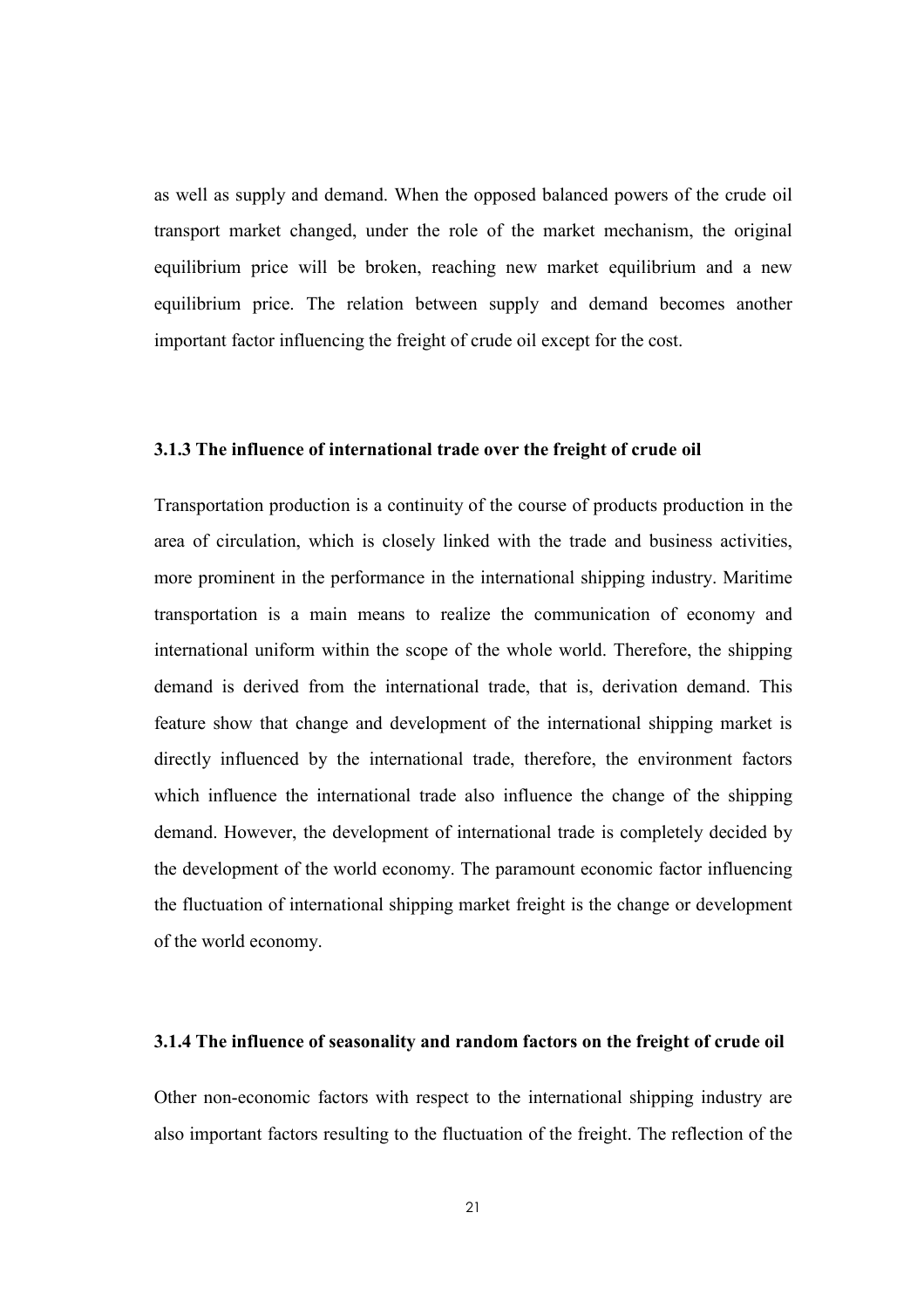as well as supply and demand. When the opposed balanced powers of the crude oil transport market changed, under the role of the market mechanism, the original equilibrium price will be broken, reaching new market equilibrium and a new equilibrium price. The relation between supply and demand becomes another important factor influencing the freight of crude oil except for the cost.

### 3.1.3 The influence of international trade over the freight of crude oil

Transportation production is a continuity of the course of products production in the area of circulation, which is closely linked with the trade and business activities, more prominent in the performance in the international shipping industry. Maritime transportation is a main means to realize the communication of economy and international uniform within the scope of the whole world. Therefore, the shipping demand is derived from the international trade, that is, derivation demand. This feature show that change and development of the international shipping market is directly influenced by the international trade, therefore, the environment factors which influence the international trade also influence the change of the shipping demand. However, the development of international trade is completely decided by the development of the world economy. The paramount economic factor influencing the fluctuation of international shipping market freight is the change or development of the world economy.

### 3.1.4 The influence of seasonality and random factors on the freight of crude oil

Other non-economic factors with respect to the international shipping industry are also important factors resulting to the fluctuation of the freight. The reflection of the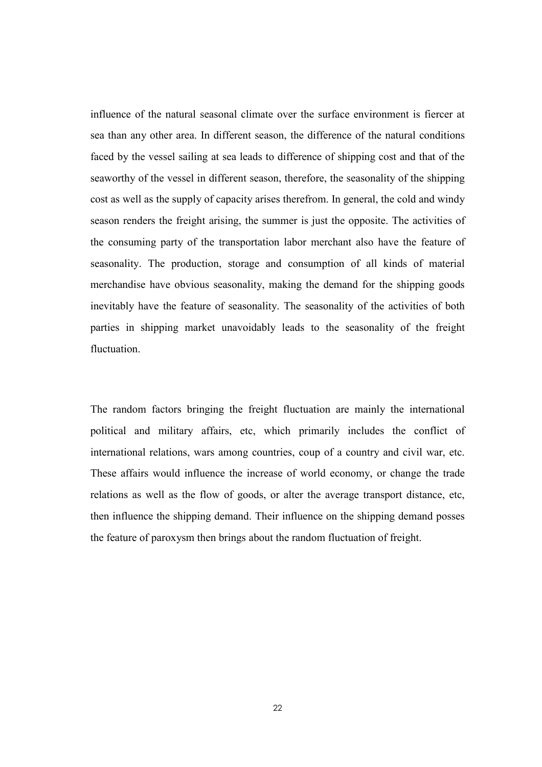influence of the natural seasonal climate over the surface environment is fiercer at sea than any other area. In different season, the difference of the natural conditions faced by the vessel sailing at sea leads to difference of shipping cost and that of the seaworthy of the vessel in different season, therefore, the seasonality of the shipping cost as well as the supply of capacity arises therefrom. In general, the cold and windy season renders the freight arising, the summer is just the opposite. The activities of the consuming party of the transportation labor merchant also have the feature of seasonality. The production, storage and consumption of all kinds of material merchandise have obvious seasonality, making the demand for the shipping goods inevitably have the feature of seasonality. The seasonality of the activities of both parties in shipping market unavoidably leads to the seasonality of the freight fluctuation.

The random factors bringing the freight fluctuation are mainly the international political and military affairs, etc, which primarily includes the conflict of international relations, wars among countries, coup of a country and civil war, etc. These affairs would influence the increase of world economy, or change the trade relations as well as the flow of goods, or alter the average transport distance, etc, then influence the shipping demand. Their influence on the shipping demand posses the feature of paroxysm then brings about the random fluctuation of freight.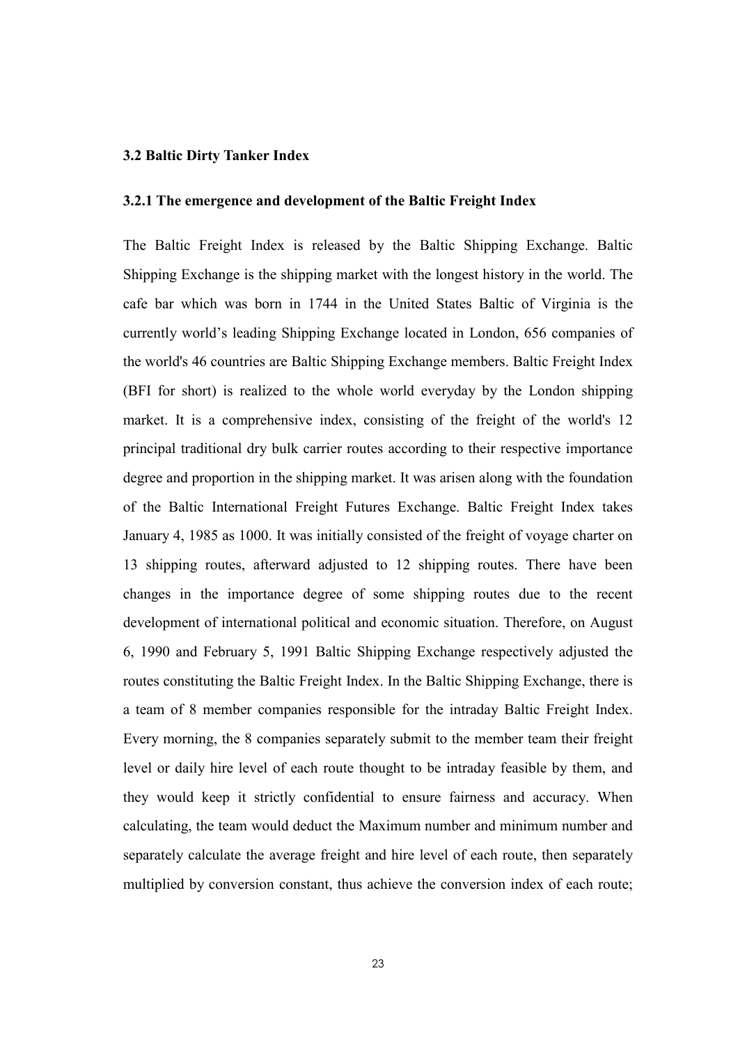### 3.2 Baltic Dirty Tanker Index

#### 3.2.1 The emergence and development of the Baltic Freight Index

The Baltic Freight Index is released by the Baltic Shipping Exchange. Baltic Shipping Exchange is the shipping market with the longest history in the world. The cafe bar which was born in 1744 in the United States Baltic of Virginia is the currently world's leading Shipping Exchange located in London, 656 companies of the world's 46 countries are Baltic Shipping Exchange members. Baltic Freight Index (BFI for short) is realized to the whole world everyday by the London shipping market. It is a comprehensive index, consisting of the freight of the world's 12 principal traditional dry bulk carrier routes according to their respective importance degree and proportion in the shipping market. It was arisen along with the foundation of the Baltic International Freight Futures Exchange. Baltic Freight Index takes January 4, 1985 as 1000. It was initially consisted of the freight of voyage charter on 13 shipping routes, afterward adjusted to 12 shipping routes. There have been changes in the importance degree of some shipping routes due to the recent development of international political and economic situation. Therefore, on August 6, 1990 and February 5, 1991 Baltic Shipping Exchange respectively adjusted the routes constituting the Baltic Freight Index. In the Baltic Shipping Exchange, there is a team of 8 member companies responsible for the intraday Baltic Freight Index. Every morning, the 8 companies separately submit to the member team their freight level or daily hire level of each route thought to be intraday feasible by them, and they would keep it strictly confidential to ensure fairness and accuracy. When calculating, the team would deduct the Maximum number and minimum number and separately calculate the average freight and hire level of each route, then separately multiplied by conversion constant, thus achieve the conversion index of each route;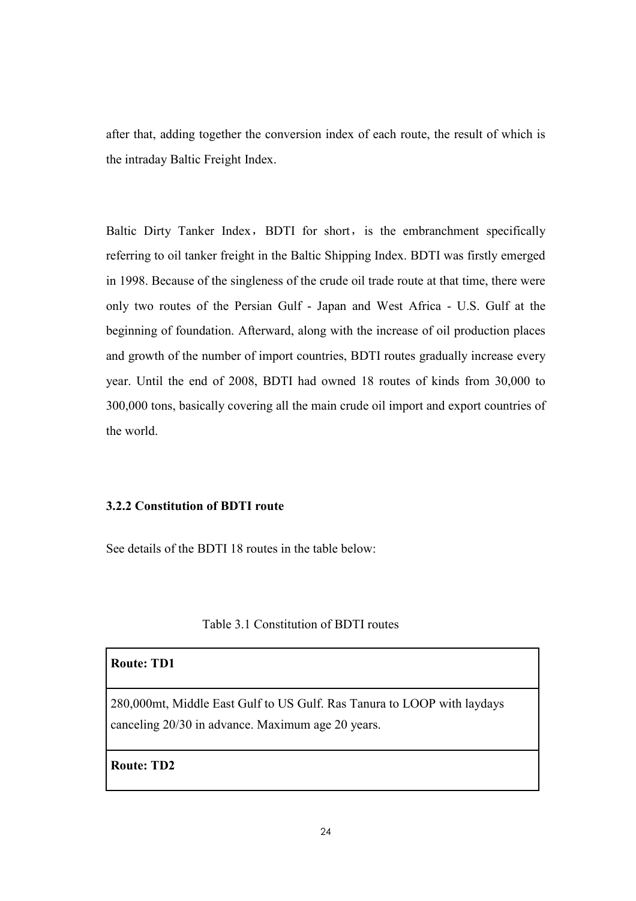after that, adding together the conversion index of each route, the result of which is the intraday Baltic Freight Index.

Baltic Dirty Tanker Index，BDTI for short，is the embranchment specifically referring to oil tanker freight in the Baltic Shipping Index. BDTI was firstly emerged in 1998. Because of the singleness of the crude oil trade route at that time, there were only two routes of the Persian Gulf - Japan and West Africa - U.S. Gulf at the beginning of foundation. Afterward, along with the increase of oil production places and growth of the number of import countries, BDTI routes gradually increase every year. Until the end of 2008, BDTI had owned 18 routes of kinds from 30,000 to 300,000 tons, basically covering all the main crude oil import and export countries of the world.

### 3.2.2 Constitution of BDTI route

See details of the BDTI 18 routes in the table below:

Table 3.1 Constitution of BDTI routes

| **Route: TD1** |
|---|
| 280,000mt, Middle East Gulf to US Gulf. Ras Tanura to LOOP with laydays canceling 20/30 in advance. Maximum age 20 years. |
| **Route: TD2** |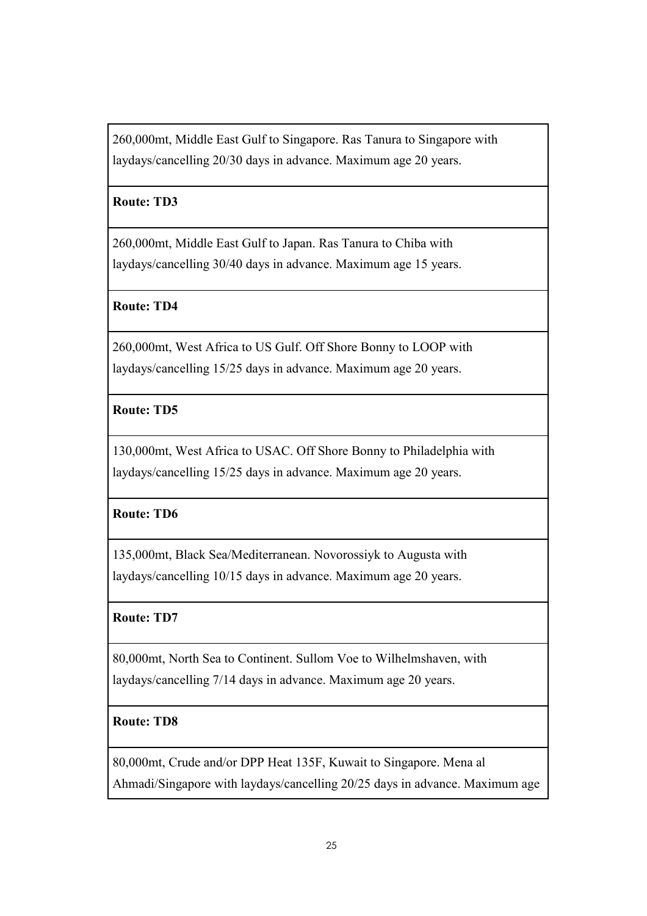| |
|---|
| 260,000mt, Middle East Gulf to Singapore. Ras Tanura to Singapore with laydays/cancelling 20/30 days in advance. Maximum age 20 years. |
| **Route: TD3** |
| 260,000mt, Middle East Gulf to Japan. Ras Tanura to Chiba with laydays/cancelling 30/40 days in advance. Maximum age 15 years. |
| **Route: TD4** |
| 260,000mt, West Africa to US Gulf. Off Shore Bonny to LOOP with laydays/cancelling 15/25 days in advance. Maximum age 20 years. |
| **Route: TD5** |
| 130,000mt, West Africa to USAC. Off Shore Bonny to Philadelphia with laydays/cancelling 15/25 days in advance. Maximum age 20 years. |
| **Route: TD6** |
| 135,000mt, Black Sea/Mediterranean. Novorossiyk to Augusta with laydays/cancelling 10/15 days in advance. Maximum age 20 years. |
| **Route: TD7** |
| 80,000mt, North Sea to Continent. Sullom Voe to Wilhelmshaven, with laydays/cancelling 7/14 days in advance. Maximum age 20 years. |
| **Route: TD8** |
| 80,000mt, Crude and/or DPP Heat 135F, Kuwait to Singapore. Mena al Ahmadi/Singapore with laydays/cancelling 20/25 days in advance. Maximum age |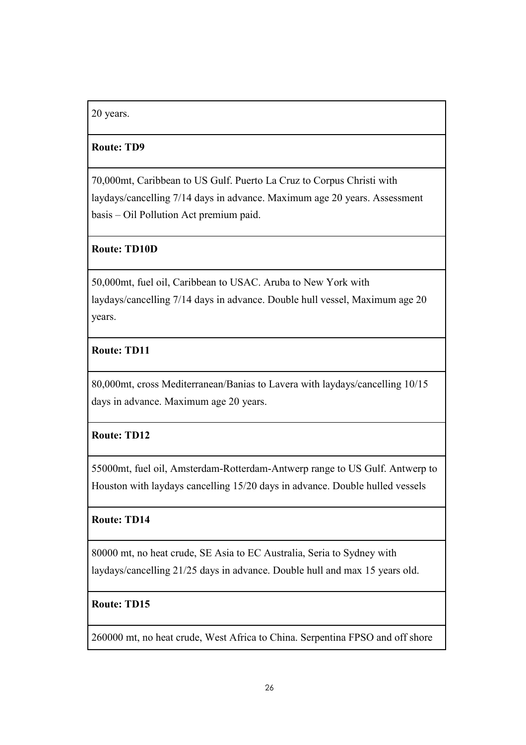| |
|---|
| 20 years. |
| **Route: TD9** |
| 70,000mt, Caribbean to US Gulf. Puerto La Cruz to Corpus Christi with laydays/cancelling 7/14 days in advance. Maximum age 20 years. Assessment basis – Oil Pollution Act premium paid. |
| **Route: TD10D** |
| 50,000mt, fuel oil, Caribbean to USAC. Aruba to New York with laydays/cancelling 7/14 days in advance. Double hull vessel, Maximum age 20 years. |
| **Route: TD11** |
| 80,000mt, cross Mediterranean/Banias to Lavera with laydays/cancelling 10/15 days in advance. Maximum age 20 years. |
| **Route: TD12** |
| 55000mt, fuel oil, Amsterdam-Rotterdam-Antwerp range to US Gulf. Antwerp to Houston with laydays cancelling 15/20 days in advance. Double hulled vessels |
| **Route: TD14** |
| 80000 mt, no heat crude, SE Asia to EC Australia, Seria to Sydney with laydays/cancelling 21/25 days in advance. Double hull and max 15 years old. |
| **Route: TD15** |
| 260000 mt, no heat crude, West Africa to China. Serpentina FPSO and off shore |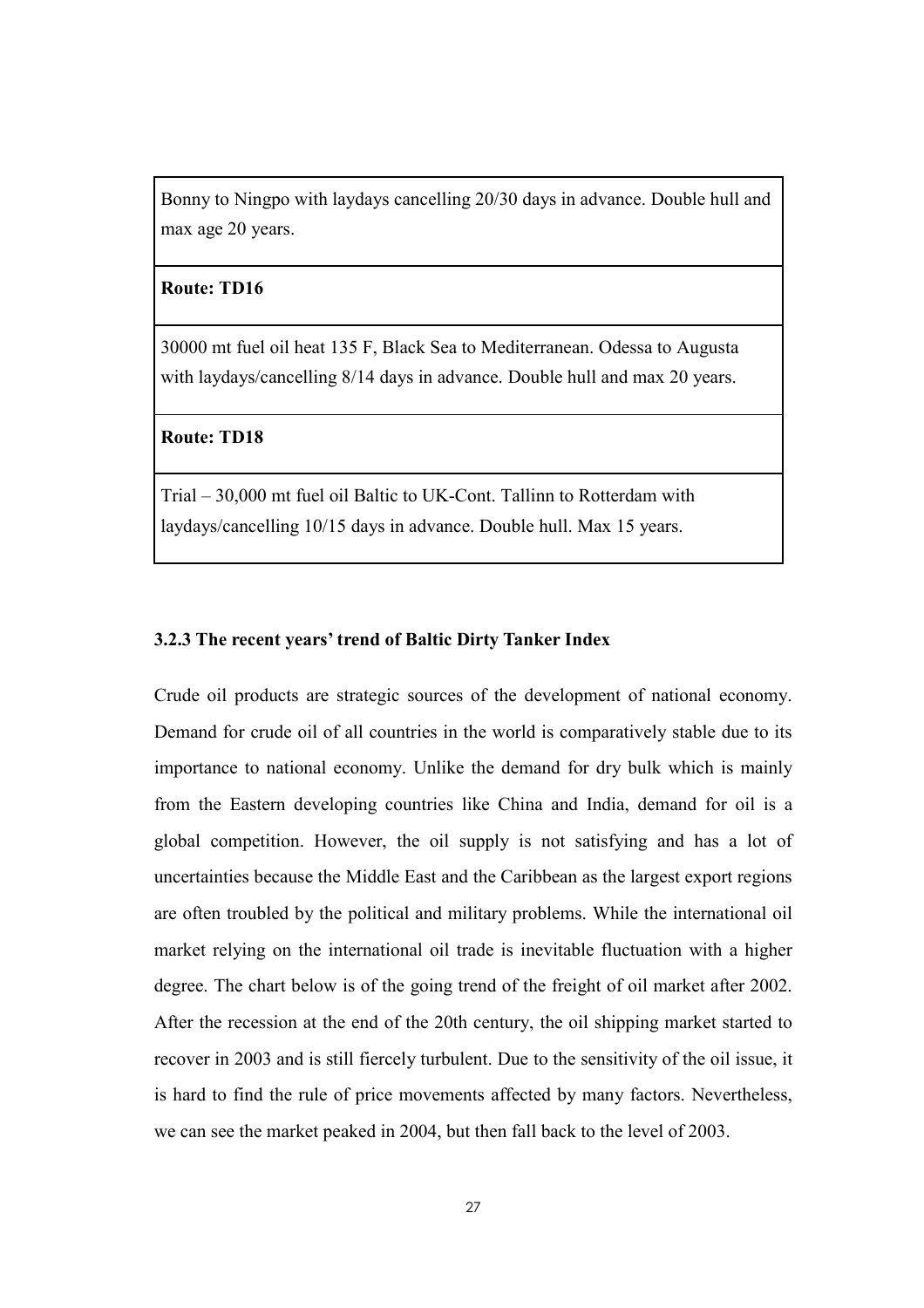| |
|---|
| Bonny to Ningpo with laydays cancelling 20/30 days in advance. Double hull and max age 20 years. |
| **Route: TD16** |
| 30000 mt fuel oil heat 135 F, Black Sea to Mediterranean. Odessa to Augusta with laydays/cancelling 8/14 days in advance. Double hull and max 20 years. |
| **Route: TD18** |
| Trial – 30,000 mt fuel oil Baltic to UK-Cont. Tallinn to Rotterdam with laydays/cancelling 10/15 days in advance. Double hull. Max 15 years. |

### 3.2.3 The recent years' trend of Baltic Dirty Tanker Index

Crude oil products are strategic sources of the development of national economy. Demand for crude oil of all countries in the world is comparatively stable due to its importance to national economy. Unlike the demand for dry bulk which is mainly from the Eastern developing countries like China and India, demand for oil is a global competition. However, the oil supply is not satisfying and has a lot of uncertainties because the Middle East and the Caribbean as the largest export regions are often troubled by the political and military problems. While the international oil market relying on the international oil trade is inevitable fluctuation with a higher degree. The chart below is of the going trend of the freight of oil market after 2002. After the recession at the end of the 20th century, the oil shipping market started to recover in 2003 and is still fiercely turbulent. Due to the sensitivity of the oil issue, it is hard to find the rule of price movements affected by many factors. Nevertheless, we can see the market peaked in 2004, but then fall back to the level of 2003.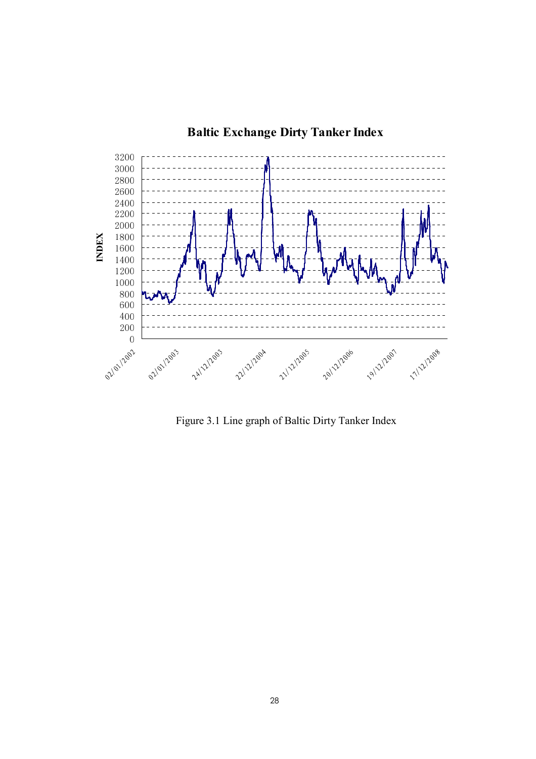Baltic Exchange Dirty Tanker Index

INDEX

3200
3000
2800
2600
2400
2200
2000
1800
1600
1400
1200
1000
800
600
400
200
0

02/01/2002
02/01/2003
24/12/2003
22/12/2004
21/12/2005
20/12/2006
19/12/2007
17/12/2008

Figure 3.1 Line graph of Baltic Dirty Tanker Index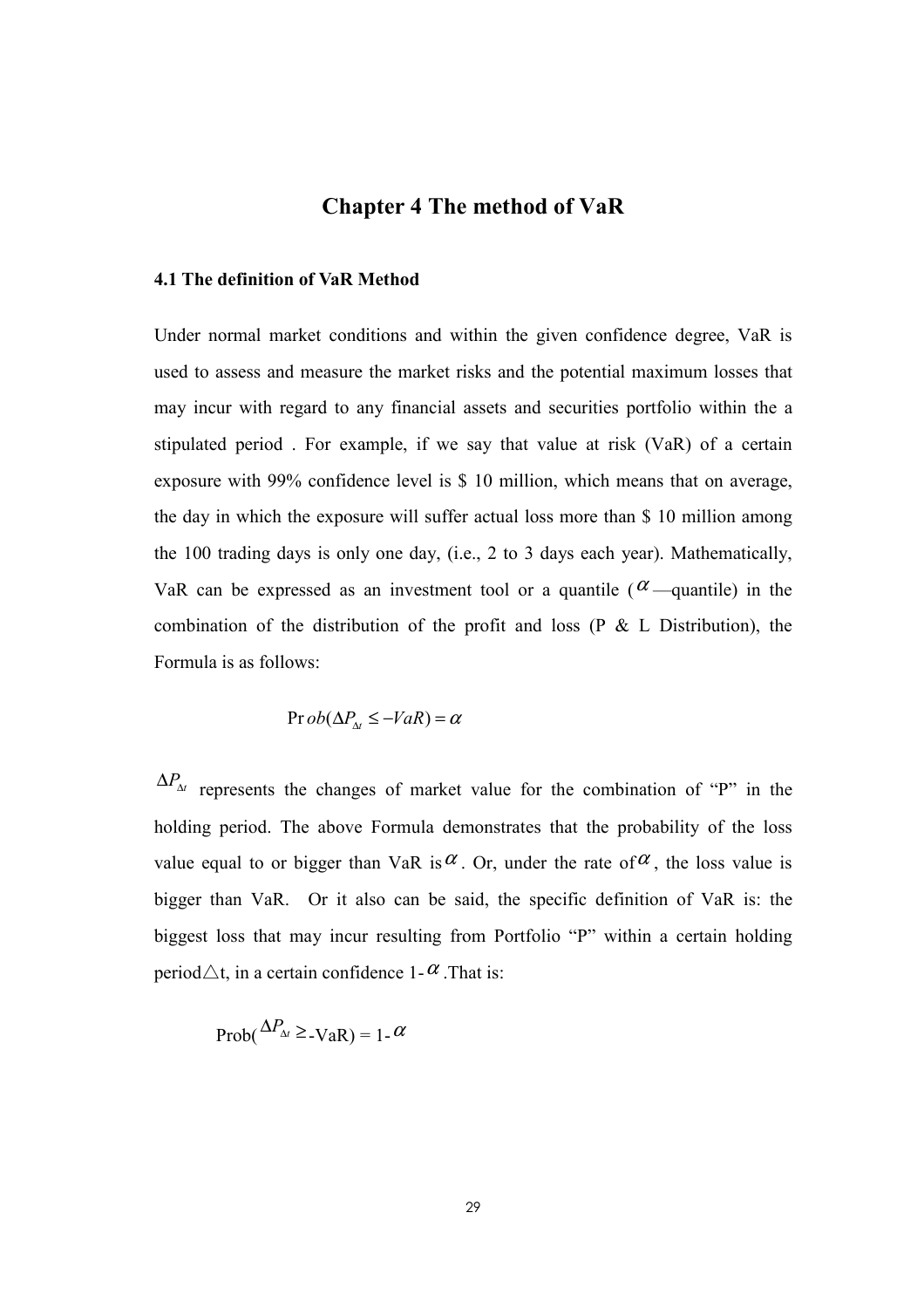# Chapter 4 The method of VaR

### 4.1 The definition of VaR Method

Under normal market conditions and within the given confidence degree, VaR is used to assess and measure the market risks and the potential maximum losses that may incur with regard to any financial assets and securities portfolio within the a stipulated period . For example, if we say that value at risk (VaR) of a certain exposure with 99% confidence level is $ 10 million, which means that on average, the day in which the exposure will suffer actual loss more than $ 10 million among the 100 trading days is only one day, (i.e., 2 to 3 days each year). Mathematically, VaR can be expressed as an investment tool or a quantile ($\alpha$—quantile) in the combination of the distribution of the profit and loss (P & L Distribution), the Formula is as follows:

$$\Pr ob(\Delta P_{\Delta t} \leq -VaR) = \alpha$$

$\Delta P_{\Delta t}$ represents the changes of market value for the combination of "P" in the holding period. The above Formula demonstrates that the probability of the loss value equal to or bigger than VaR is $\alpha$. Or, under the rate of $\alpha$, the loss value is bigger than VaR. Or it also can be said, the specific definition of VaR is: the biggest loss that may incur resulting from Portfolio "P" within a certain holding period $\triangle t$, in a certain confidence 1-$\alpha$.That is:

$$\text{Prob}(\Delta P_{\Delta t} \geq \text{-VaR}) = 1-\alpha$$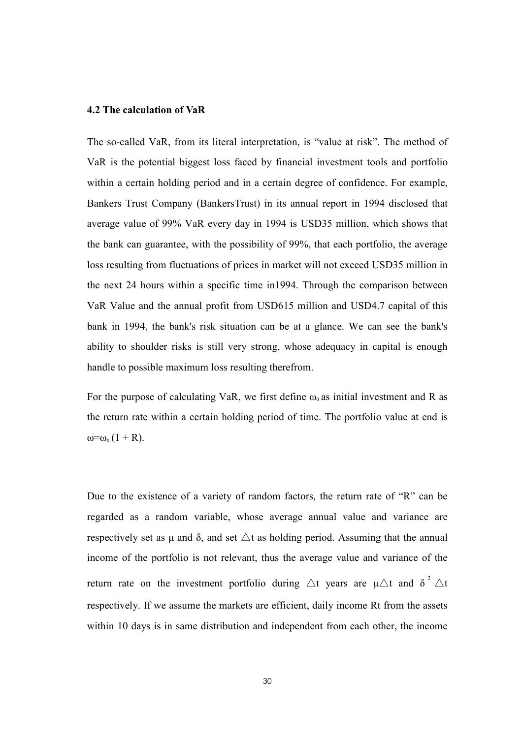### 4.2 The calculation of VaR

The so-called VaR, from its literal interpretation, is “value at risk”. The method of VaR is the potential biggest loss faced by financial investment tools and portfolio within a certain holding period and in a certain degree of confidence. For example, Bankers Trust Company (BankersTrust) in its annual report in 1994 disclosed that average value of 99% VaR every day in 1994 is USD35 million, which shows that the bank can guarantee, with the possibility of 99%, that each portfolio, the average loss resulting from fluctuations of prices in market will not exceed USD35 million in the next 24 hours within a specific time in1994. Through the comparison between VaR Value and the annual profit from USD615 million and USD4.7 capital of this bank in 1994, the bank's risk situation can be at a glance. We can see the bank's ability to shoulder risks is still very strong, whose adequacy in capital is enough handle to possible maximum loss resulting therefrom.

For the purpose of calculating VaR, we first define $\omega_0$ as initial investment and R as the return rate within a certain holding period of time. The portfolio value at end is $\omega=\omega_0(1+R)$.

Due to the existence of a variety of random factors, the return rate of “R” can be regarded as a random variable, whose average annual value and variance are respectively set as $\mu$ and $\delta$, and set $\triangle t$ as holding period. Assuming that the annual income of the portfolio is not relevant, thus the average value and variance of the return rate on the investment portfolio during $\triangle t$ years are $\mu\triangle t$ and $\delta^2 \triangle t$ respectively. If we assume the markets are efficient, daily income Rt from the assets within 10 days is in same distribution and independent from each other, the income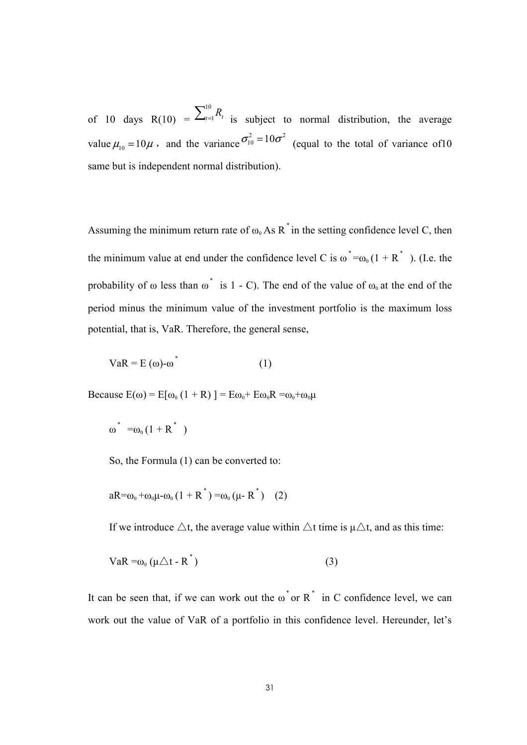of 10 days R(10) = $\sum_{t=1}^{10} R_t$ is subject to normal distribution, the average value $\mu_{10} = 10\mu$ , and the variance $\sigma_{10}^2 = 10\sigma^2$ (equal to the total of variance of10 same but is independent normal distribution).

Assuming the minimum return rate of $\omega_0$ As $R^*$ in the setting confidence level C, then the minimum value at end under the confidence level C is $\omega^* = \omega_0 (1 + R^*)$. (I.e. the probability of ω less than $\omega^*$ is 1 - C). The end of the value of $\omega_0$ at the end of the period minus the minimum value of the investment portfolio is the maximum loss potential, that is, VaR. Therefore, the general sense,

$$\text{VaR} = E(\omega) - \omega^* \quad (1)$$

Because $E(\omega) = E[\omega_0 (1 + R)] = E\omega_0 + E\omega_0 R = \omega_0 + \omega_0\mu$

$$\omega^* = \omega_0 (1 + R^*)$$

So, the Formula (1) can be converted to:

$$\text{aR} = \omega_0 + \omega_0\mu - \omega_0 (1 + R^*) = \omega_0 (\mu - R^*) \quad (2)$$

If we introduce △t, the average value within △t time is μ△t, and as this time:

$$\text{VaR} = \omega_0 (\mu\triangle t - R^*) \quad (3)$$

It can be seen that, if we can work out the $\omega^*$ or $R^*$ in C confidence level, we can work out the value of VaR of a portfolio in this confidence level. Hereunder, let's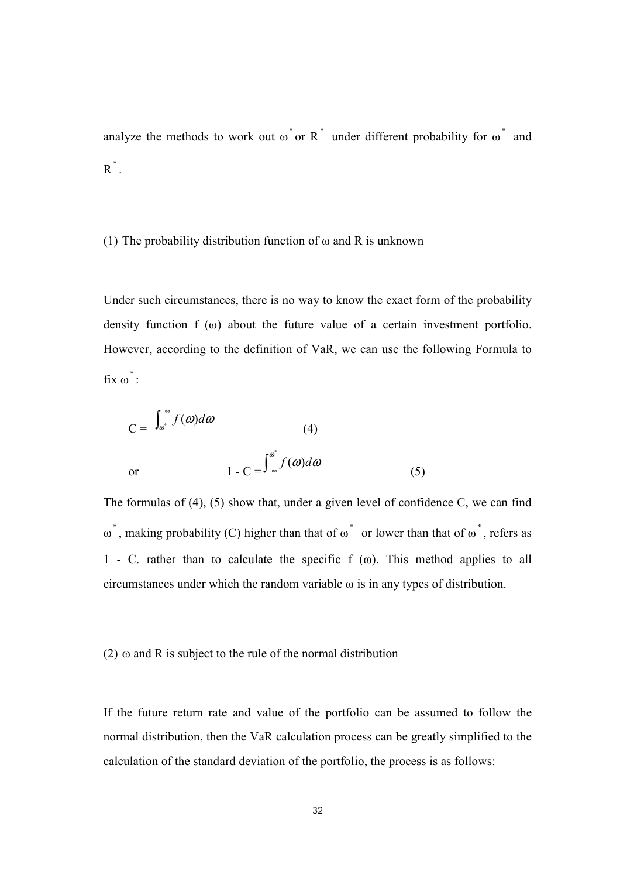analyze the methods to work out $\omega^*$ or $R^*$ under different probability for $\omega^*$ and $R^*$.

(1) The probability distribution function of $\omega$ and R is unknown

Under such circumstances, there is no way to know the exact form of the probability density function f ($\omega$) about the future value of a certain investment portfolio. However, according to the definition of VaR, we can use the following Formula to fix $\omega^*$:

$$C = \int_{\omega^*}^{+\infty} f(\omega)d\omega \qquad (4)$$

or

$$1 - C = \int_{-\infty}^{\omega^*} f(\omega)d\omega \qquad (5)$$

The formulas of (4), (5) show that, under a given level of confidence C, we can find $\omega^*$, making probability (C) higher than that of $\omega^*$ or lower than that of $\omega^*$, refers as 1 - C. rather than to calculate the specific f ($\omega$). This method applies to all circumstances under which the random variable $\omega$ is in any types of distribution.

(2) $\omega$ and R is subject to the rule of the normal distribution

If the future return rate and value of the portfolio can be assumed to follow the normal distribution, then the VaR calculation process can be greatly simplified to the calculation of the standard deviation of the portfolio, the process is as follows: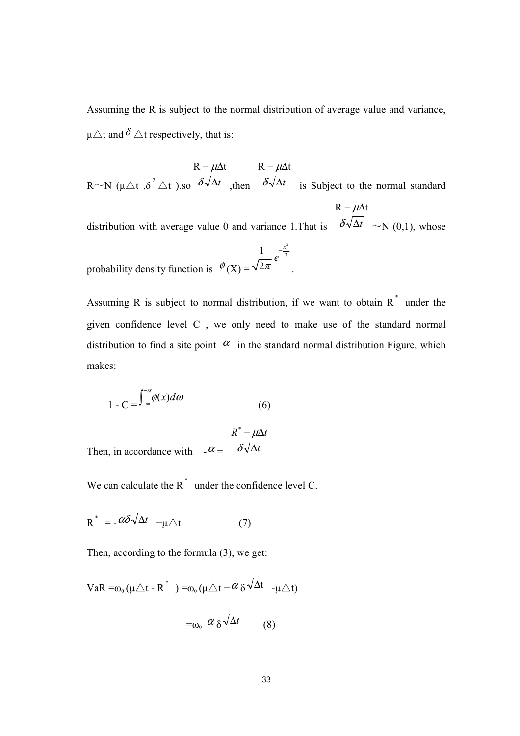Assuming the R is subject to the normal distribution of average value and variance, $\mu\triangle t$ and $\delta\triangle t$ respectively, that is:

$R \sim N(\mu\triangle t, \delta^2\triangle t)$. so $\frac{R-\mu\Delta t}{\delta\sqrt{\Delta t}}$, then $\frac{R-\mu\Delta t}{\delta\sqrt{\Delta t}}$ is Subject to the normal standard distribution with average value 0 and variance 1. That is $\frac{R-\mu\Delta t}{\delta\sqrt{\Delta t}} \sim N(0,1)$, whose probability density function is $\phi(X) = \frac{1}{\sqrt{2\pi}}e^{-\frac{x^2}{2}}$.

Assuming R is subject to normal distribution, if we want to obtain $R^*$ under the given confidence level C , we only need to make use of the standard normal distribution to find a site point $\alpha$ in the standard normal distribution Figure, which makes:

$$1 - C = \int_{-\infty}^{-\alpha}\phi(x)d\omega \tag{6}$$

Then, in accordance with $-\alpha = \frac{R^*-\mu\Delta t}{\delta\sqrt{\Delta t}}$

We can calculate the $R^*$ under the confidence level C.

$$R^* = -\alpha\delta\sqrt{\Delta t} + \mu\triangle t \tag{7}$$

Then, according to the formula (3), we get:

$$VaR = \omega_0(\mu\triangle t - R^*) = \omega_0(\mu\triangle t + \alpha\delta\sqrt{\Delta t} - \mu\triangle t)$$

$$= \omega_0\ \alpha\ \delta\sqrt{\Delta t} \tag{8}$$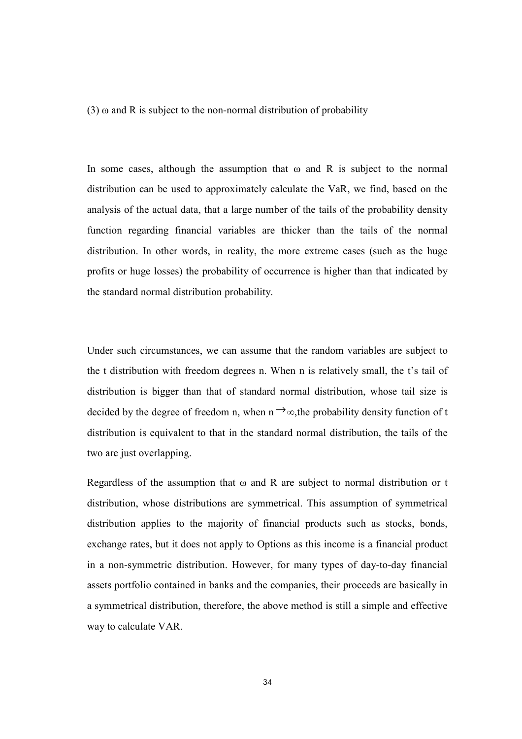(3) $\omega$ and R is subject to the non-normal distribution of probability

In some cases, although the assumption that $\omega$ and R is subject to the normal distribution can be used to approximately calculate the VaR, we find, based on the analysis of the actual data, that a large number of the tails of the probability density function regarding financial variables are thicker than the tails of the normal distribution. In other words, in reality, the more extreme cases (such as the huge profits or huge losses) the probability of occurrence is higher than that indicated by the standard normal distribution probability.

Under such circumstances, we can assume that the random variables are subject to the t distribution with freedom degrees n. When n is relatively small, the t's tail of distribution is bigger than that of standard normal distribution, whose tail size is decided by the degree of freedom n, when $n \rightarrow \infty$,the probability density function of t distribution is equivalent to that in the standard normal distribution, the tails of the two are just overlapping.

Regardless of the assumption that $\omega$ and R are subject to normal distribution or t distribution, whose distributions are symmetrical. This assumption of symmetrical distribution applies to the majority of financial products such as stocks, bonds, exchange rates, but it does not apply to Options as this income is a financial product in a non-symmetric distribution. However, for many types of day-to-day financial assets portfolio contained in banks and the companies, their proceeds are basically in a symmetrical distribution, therefore, the above method is still a simple and effective way to calculate VAR.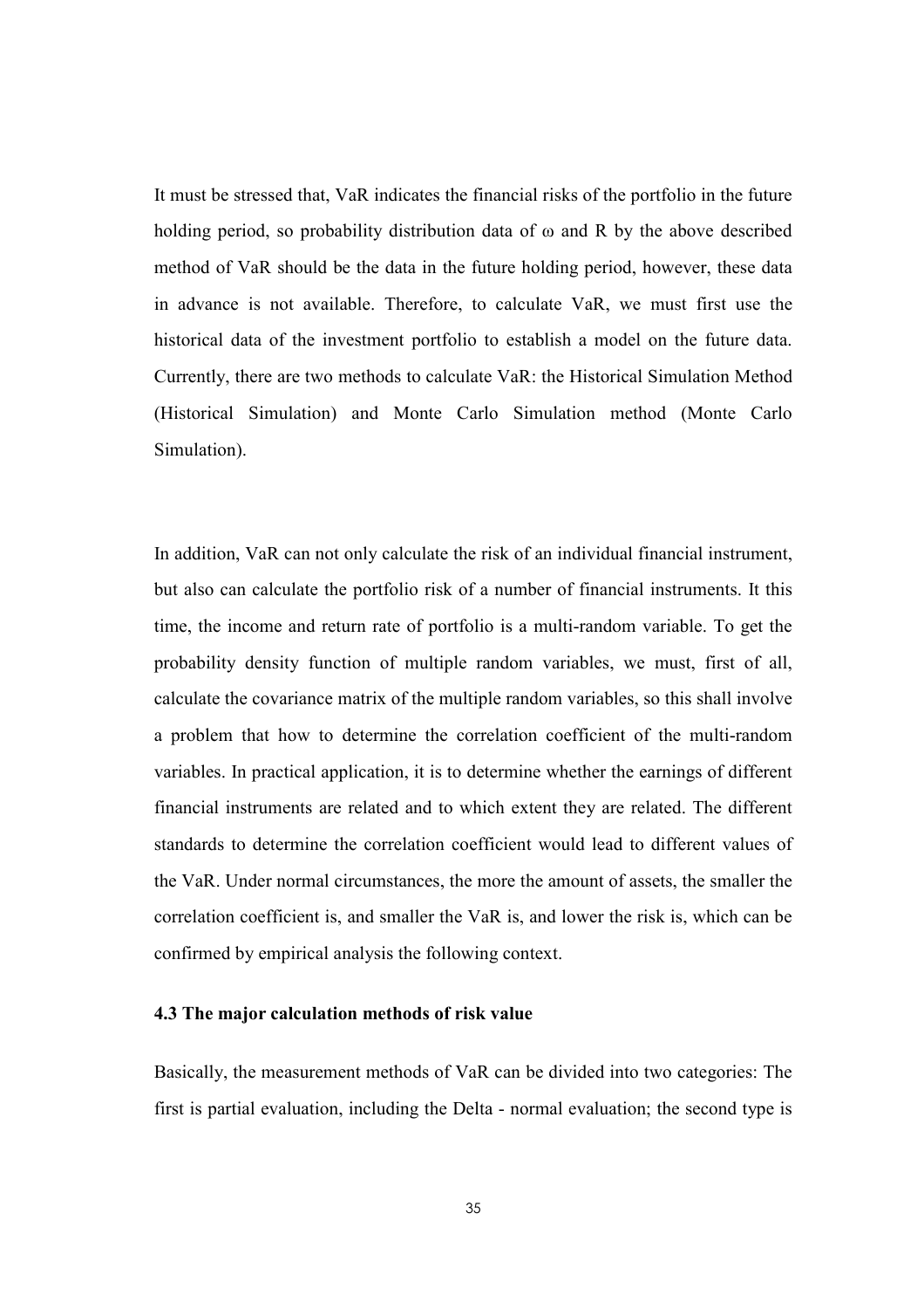It must be stressed that, VaR indicates the financial risks of the portfolio in the future holding period, so probability distribution data of $\omega$ and R by the above described method of VaR should be the data in the future holding period, however, these data in advance is not available. Therefore, to calculate VaR, we must first use the historical data of the investment portfolio to establish a model on the future data. Currently, there are two methods to calculate VaR: the Historical Simulation Method (Historical Simulation) and Monte Carlo Simulation method (Monte Carlo Simulation).

In addition, VaR can not only calculate the risk of an individual financial instrument, but also can calculate the portfolio risk of a number of financial instruments. It this time, the income and return rate of portfolio is a multi-random variable. To get the probability density function of multiple random variables, we must, first of all, calculate the covariance matrix of the multiple random variables, so this shall involve a problem that how to determine the correlation coefficient of the multi-random variables. In practical application, it is to determine whether the earnings of different financial instruments are related and to which extent they are related. The different standards to determine the correlation coefficient would lead to different values of the VaR. Under normal circumstances, the more the amount of assets, the smaller the correlation coefficient is, and smaller the VaR is, and lower the risk is, which can be confirmed by empirical analysis the following context.

**4.3 The major calculation methods of risk value**

Basically, the measurement methods of VaR can be divided into two categories: The first is partial evaluation, including the Delta - normal evaluation; the second type is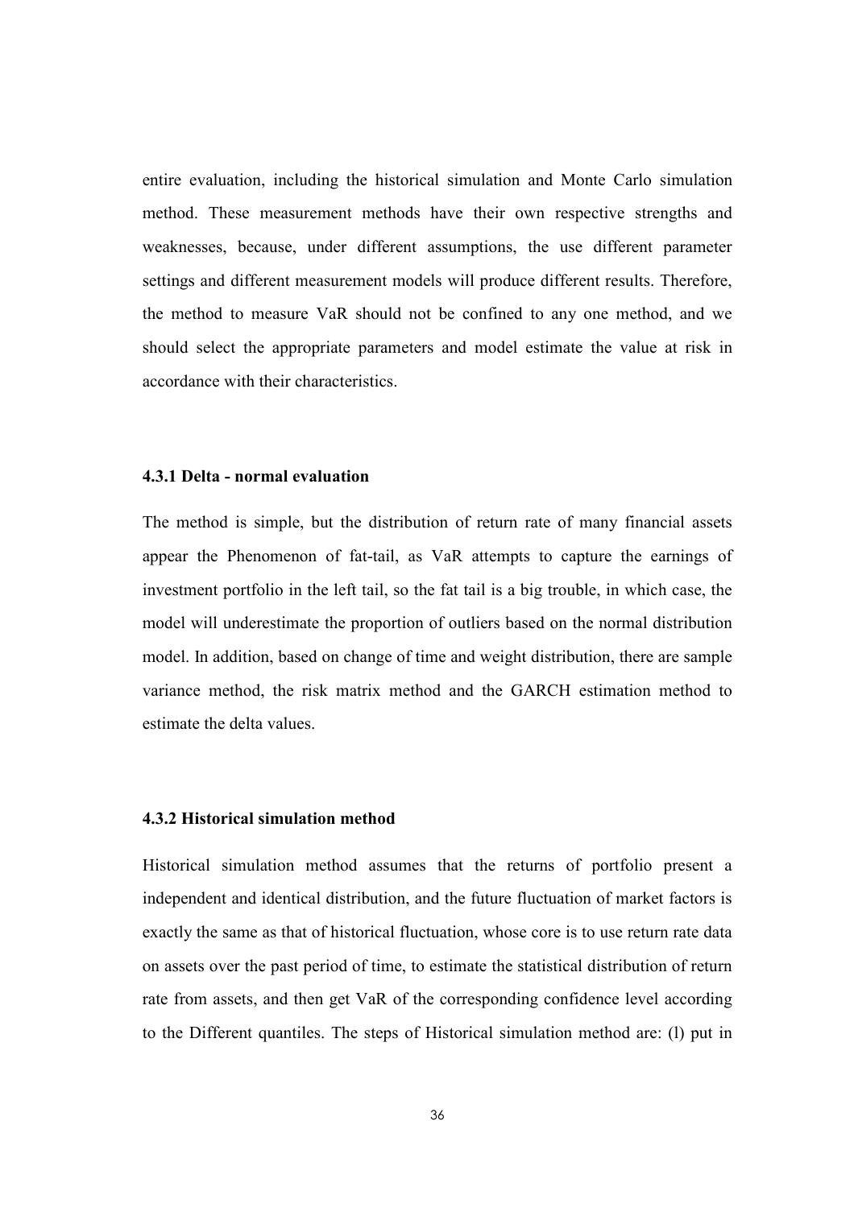entire evaluation, including the historical simulation and Monte Carlo simulation method. These measurement methods have their own respective strengths and weaknesses, because, under different assumptions, the use different parameter settings and different measurement models will produce different results. Therefore, the method to measure VaR should not be confined to any one method, and we should select the appropriate parameters and model estimate the value at risk in accordance with their characteristics.

### 4.3.1 Delta - normal evaluation

The method is simple, but the distribution of return rate of many financial assets appear the Phenomenon of fat-tail, as VaR attempts to capture the earnings of investment portfolio in the left tail, so the fat tail is a big trouble, in which case, the model will underestimate the proportion of outliers based on the normal distribution model. In addition, based on change of time and weight distribution, there are sample variance method, the risk matrix method and the GARCH estimation method to estimate the delta values.

### 4.3.2 Historical simulation method

Historical simulation method assumes that the returns of portfolio present a independent and identical distribution, and the future fluctuation of market factors is exactly the same as that of historical fluctuation, whose core is to use return rate data on assets over the past period of time, to estimate the statistical distribution of return rate from assets, and then get VaR of the corresponding confidence level according to the Different quantiles. The steps of Historical simulation method are: (l) put in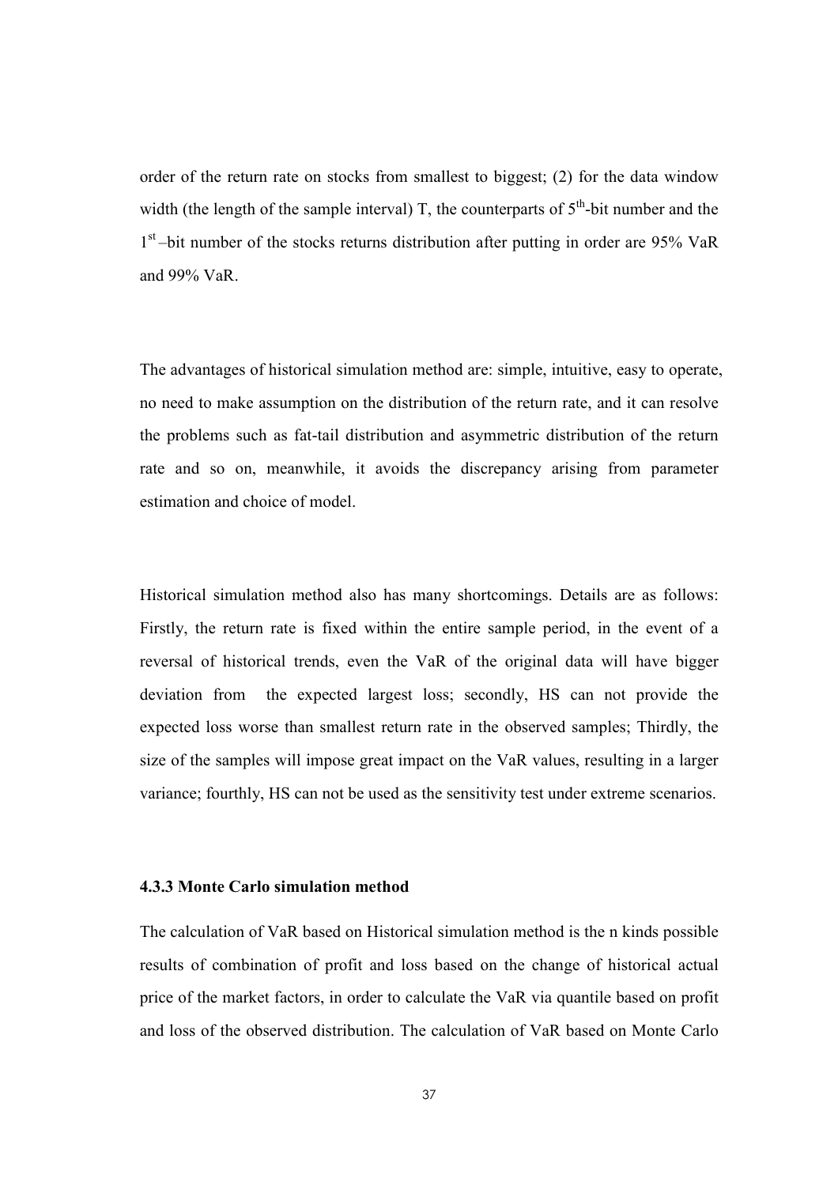order of the return rate on stocks from smallest to biggest; (2) for the data window width (the length of the sample interval) T, the counterparts of $5^{th}$-bit number and the $1^{st}$ –bit number of the stocks returns distribution after putting in order are 95% VaR and 99% VaR.

The advantages of historical simulation method are: simple, intuitive, easy to operate, no need to make assumption on the distribution of the return rate, and it can resolve the problems such as fat-tail distribution and asymmetric distribution of the return rate and so on, meanwhile, it avoids the discrepancy arising from parameter estimation and choice of model.

Historical simulation method also has many shortcomings. Details are as follows: Firstly, the return rate is fixed within the entire sample period, in the event of a reversal of historical trends, even the VaR of the original data will have bigger deviation from the expected largest loss; secondly, HS can not provide the expected loss worse than smallest return rate in the observed samples; Thirdly, the size of the samples will impose great impact on the VaR values, resulting in a larger variance; fourthly, HS can not be used as the sensitivity test under extreme scenarios.

### 4.3.3 Monte Carlo simulation method

The calculation of VaR based on Historical simulation method is the n kinds possible results of combination of profit and loss based on the change of historical actual price of the market factors, in order to calculate the VaR via quantile based on profit and loss of the observed distribution. The calculation of VaR based on Monte Carlo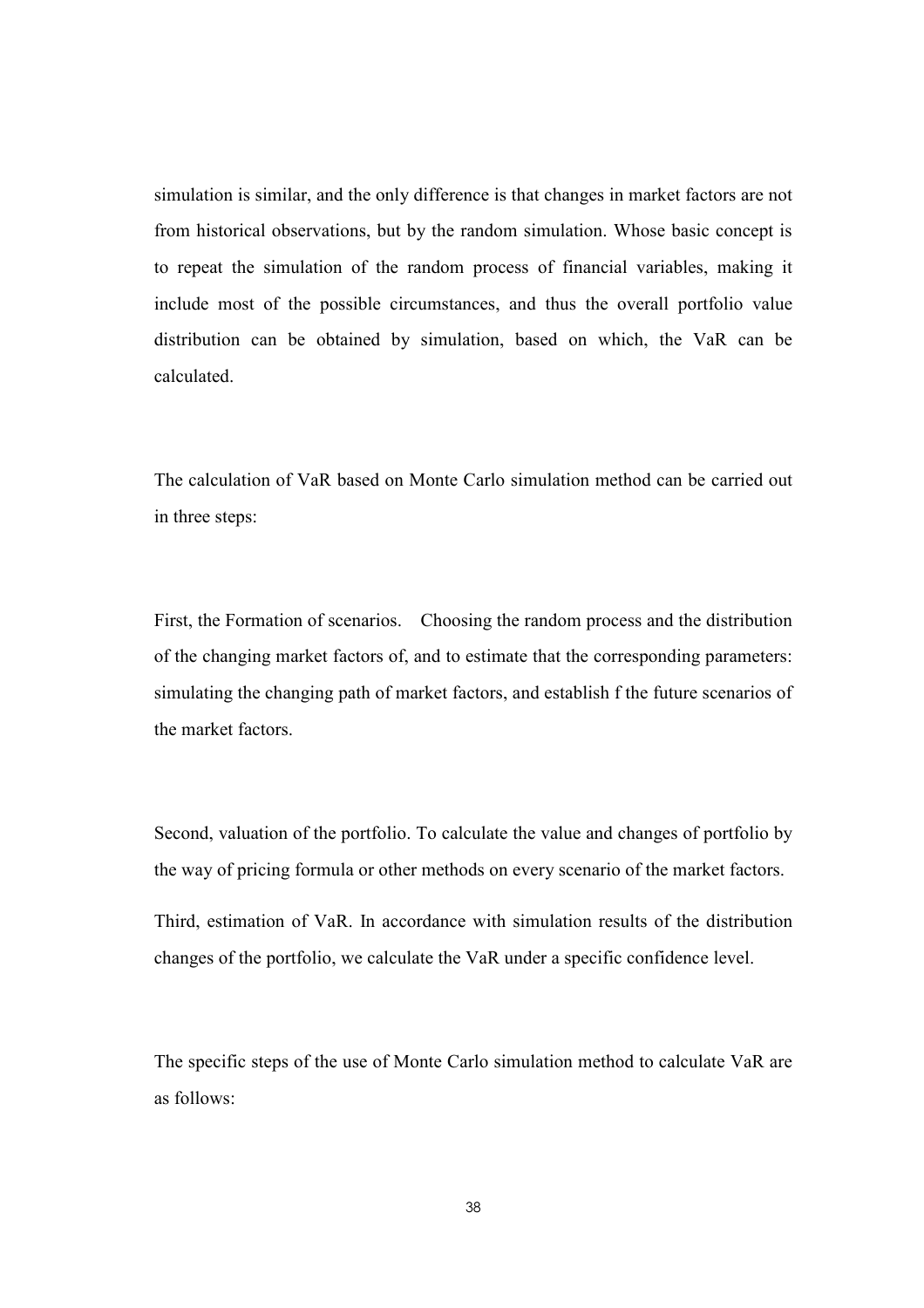simulation is similar, and the only difference is that changes in market factors are not from historical observations, but by the random simulation. Whose basic concept is to repeat the simulation of the random process of financial variables, making it include most of the possible circumstances, and thus the overall portfolio value distribution can be obtained by simulation, based on which, the VaR can be calculated.

The calculation of VaR based on Monte Carlo simulation method can be carried out in three steps:

First, the Formation of scenarios. Choosing the random process and the distribution of the changing market factors of, and to estimate that the corresponding parameters: simulating the changing path of market factors, and establish f the future scenarios of the market factors.

Second, valuation of the portfolio. To calculate the value and changes of portfolio by the way of pricing formula or other methods on every scenario of the market factors.

Third, estimation of VaR. In accordance with simulation results of the distribution changes of the portfolio, we calculate the VaR under a specific confidence level.

The specific steps of the use of Monte Carlo simulation method to calculate VaR are as follows: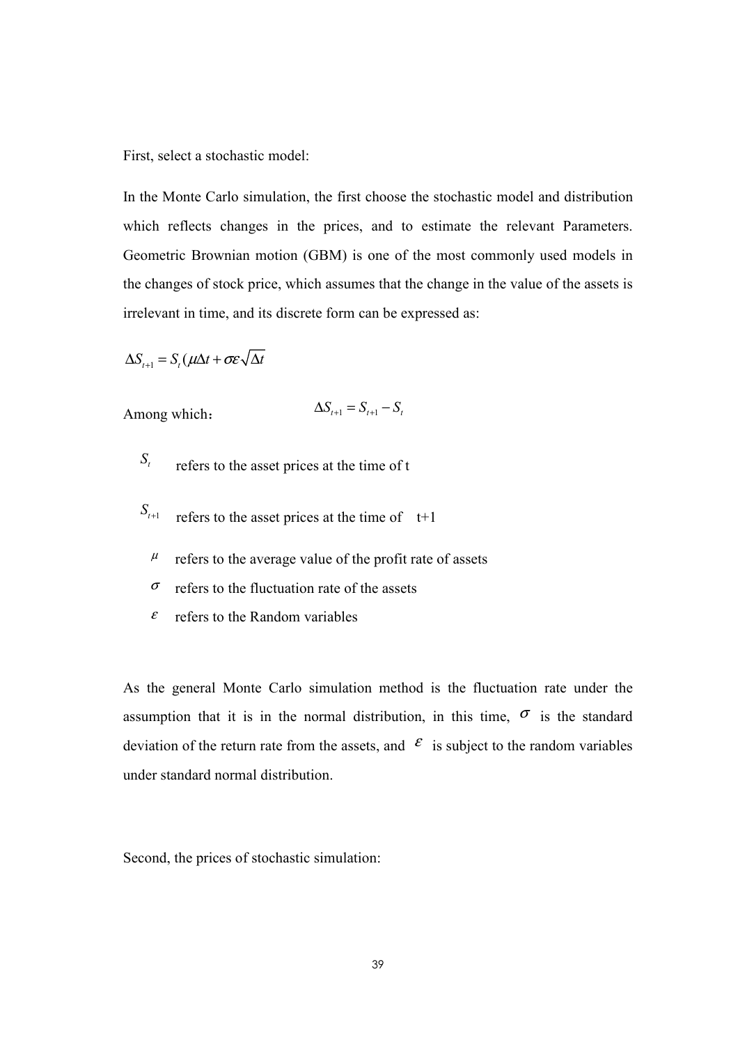First, select a stochastic model:

In the Monte Carlo simulation, the first choose the stochastic model and distribution which reflects changes in the prices, and to estimate the relevant Parameters. Geometric Brownian motion (GBM) is one of the most commonly used models in the changes of stock price, which assumes that the change in the value of the assets is irrelevant in time, and its discrete form can be expressed as:

$$\Delta S_{t+1} = S_t(\mu\Delta t + \sigma\varepsilon\sqrt{\Delta t}$$

Among which： $\Delta S_{t+1} = S_{t+1} - S_t$

$S_t$ refers to the asset prices at the time of t

$S_{t+1}$ refers to the asset prices at the time of t+1

$\mu$ refers to the average value of the profit rate of assets

$\sigma$ refers to the fluctuation rate of the assets

$\varepsilon$ refers to the Random variables

As the general Monte Carlo simulation method is the fluctuation rate under the assumption that it is in the normal distribution, in this time, $\sigma$ is the standard deviation of the return rate from the assets, and $\varepsilon$ is subject to the random variables under standard normal distribution.

Second, the prices of stochastic simulation: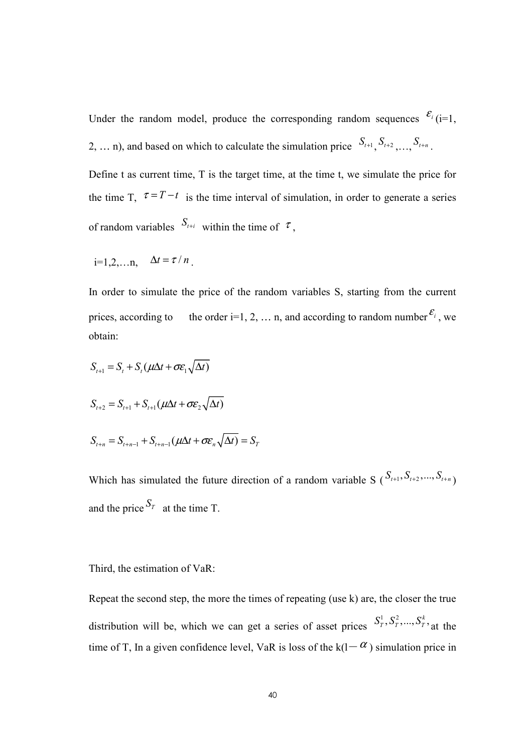Under the random model, produce the corresponding random sequences $\varepsilon_i$ (i=1, 2, … n), and based on which to calculate the simulation price $S_{t+1}$, $S_{t+2}$,…, $S_{t+n}$.

Define t as current time, T is the target time, at the time t, we simulate the price for the time T, $\tau = T - t$ is the time interval of simulation, in order to generate a series of random variables $S_{t+i}$ within the time of $\tau$,

i=1,2,…n, $\Delta t = \tau / n$.

In order to simulate the price of the random variables S, starting from the current prices, according to the order i=1, 2, … n, and according to random number $\varepsilon_i$, we obtain:

$$S_{t+1} = S_t + S_t(\mu\Delta t + \sigma\varepsilon_1\sqrt{\Delta t})$$

$$S_{t+2} = S_{t+1} + S_{t+1}(\mu\Delta t + \sigma\varepsilon_2\sqrt{\Delta t})$$

$$S_{t+n} = S_{t+n-1} + S_{t+n-1}(\mu\Delta t + \sigma\varepsilon_n\sqrt{\Delta t}) = S_T$$

Which has simulated the future direction of a random variable S ($S_{t+1}, S_{t+2}, ..., S_{t+n}$) and the price $S_T$ at the time T.

Third, the estimation of VaR:

Repeat the second step, the more the times of repeating (use k) are, the closer the true distribution will be, which we can get a series of asset prices $S_T^1, S_T^2, ..., S_T^k$, at the time of T, In a given confidence level, VaR is loss of the k(1$-\alpha$) simulation price in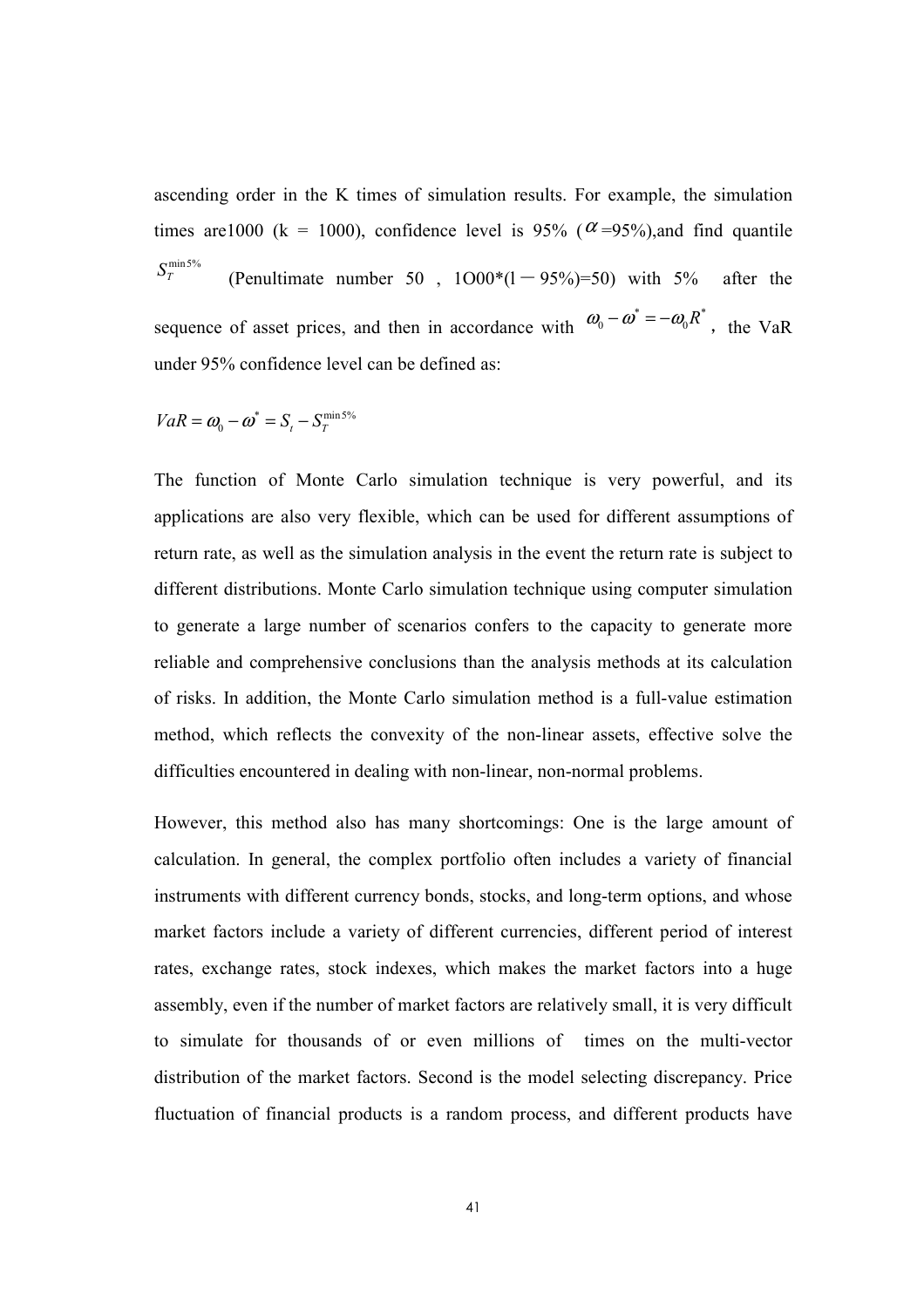ascending order in the K times of simulation results. For example, the simulation times are1000 (k = 1000), confidence level is 95% ($\alpha$=95%),and find quantile $S_T^{\min 5\%}$ (Penultimate number 50 , 1O00*(l－95%)=50) with 5% after the sequence of asset prices, and then in accordance with $\omega_0 - \omega^* = -\omega_0 R^*$ , the VaR under 95% confidence level can be defined as:

$$VaR = \omega_0 - \omega^* = S_t - S_T^{\min 5\%}$$

The function of Monte Carlo simulation technique is very powerful, and its applications are also very flexible, which can be used for different assumptions of return rate, as well as the simulation analysis in the event the return rate is subject to different distributions. Monte Carlo simulation technique using computer simulation to generate a large number of scenarios confers to the capacity to generate more reliable and comprehensive conclusions than the analysis methods at its calculation of risks. In addition, the Monte Carlo simulation method is a full-value estimation method, which reflects the convexity of the non-linear assets, effective solve the difficulties encountered in dealing with non-linear, non-normal problems.

However, this method also has many shortcomings: One is the large amount of calculation. In general, the complex portfolio often includes a variety of financial instruments with different currency bonds, stocks, and long-term options, and whose market factors include a variety of different currencies, different period of interest rates, exchange rates, stock indexes, which makes the market factors into a huge assembly, even if the number of market factors are relatively small, it is very difficult to simulate for thousands of or even millions of times on the multi-vector distribution of the market factors. Second is the model selecting discrepancy. Price fluctuation of financial products is a random process, and different products have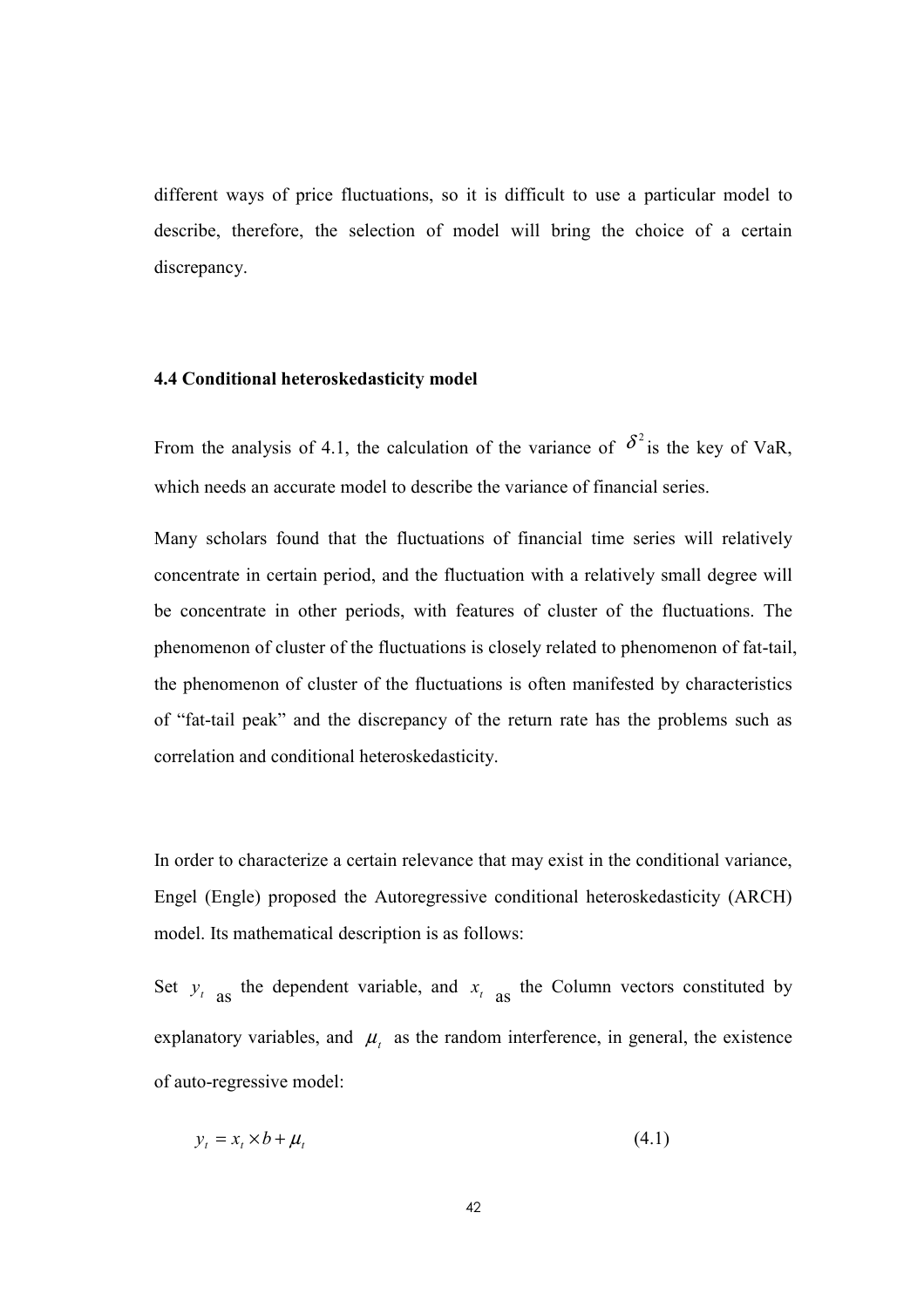different ways of price fluctuations, so it is difficult to use a particular model to describe, therefore, the selection of model will bring the choice of a certain discrepancy.

### 4.4 Conditional heteroskedasticity model

From the analysis of 4.1, the calculation of the variance of $\delta^2$ is the key of VaR, which needs an accurate model to describe the variance of financial series.

Many scholars found that the fluctuations of financial time series will relatively concentrate in certain period, and the fluctuation with a relatively small degree will be concentrate in other periods, with features of cluster of the fluctuations. The phenomenon of cluster of the fluctuations is closely related to phenomenon of fat-tail, the phenomenon of cluster of the fluctuations is often manifested by characteristics of "fat-tail peak" and the discrepancy of the return rate has the problems such as correlation and conditional heteroskedasticity.

In order to characterize a certain relevance that may exist in the conditional variance, Engel (Engle) proposed the Autoregressive conditional heteroskedasticity (ARCH) model. Its mathematical description is as follows:

Set $y_t$ as the dependent variable, and $x_t$ as the Column vectors constituted by explanatory variables, and $\mu_t$ as the random interference, in general, the existence of auto-regressive model:

$$y_t = x_t \times b + \mu_t \tag{4.1}$$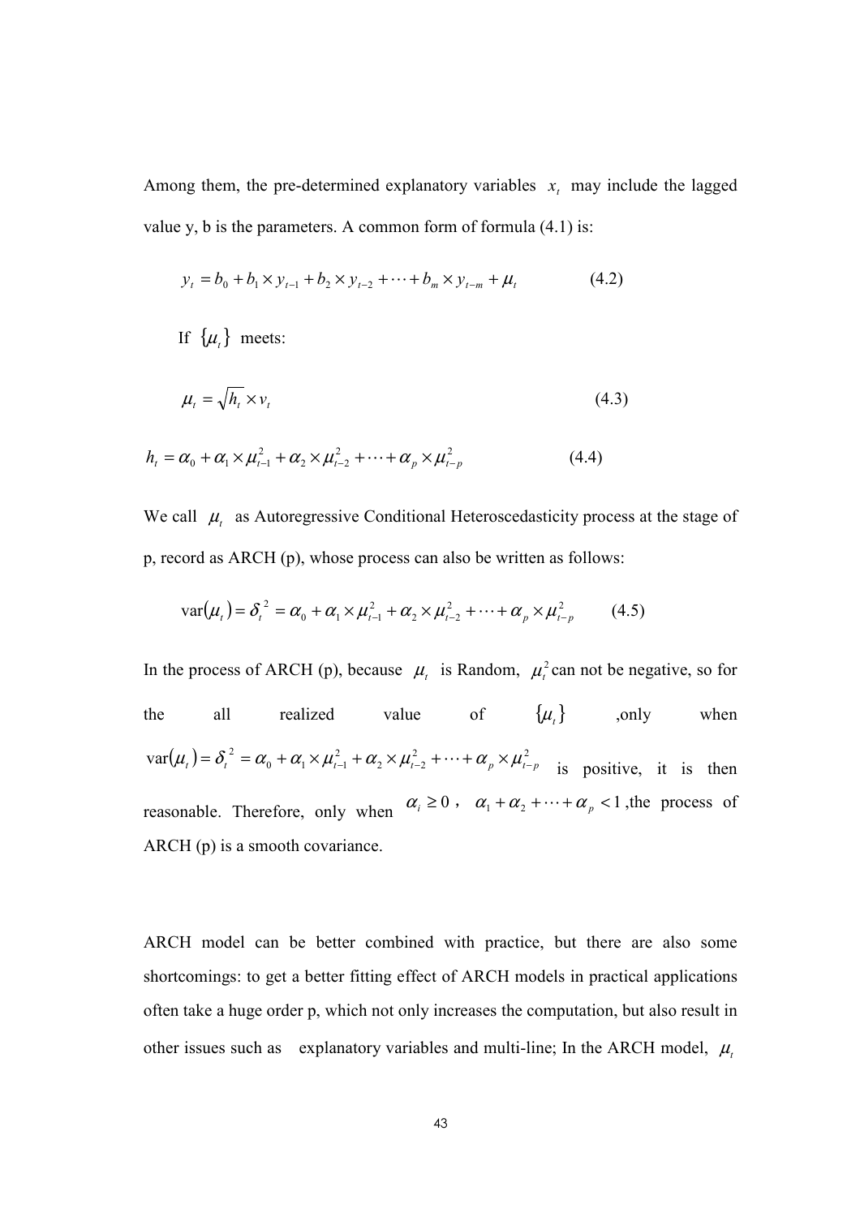Among them, the pre-determined explanatory variables $x_t$ may include the lagged value y, b is the parameters. A common form of formula (4.1) is:

$$y_t = b_0 + b_1 \times y_{t-1} + b_2 \times y_{t-2} + \cdots + b_m \times y_{t-m} + \mu_t \qquad (4.2)$$

If $\{\mu_t\}$ meets:

$$\mu_t = \sqrt{h_t} \times v_t \qquad (4.3)$$

$$h_t = \alpha_0 + \alpha_1 \times \mu_{t-1}^2 + \alpha_2 \times \mu_{t-2}^2 + \cdots + \alpha_p \times \mu_{t-p}^2 \qquad (4.4)$$

We call $\mu_t$ as Autoregressive Conditional Heteroscedasticity process at the stage of p, record as ARCH (p), whose process can also be written as follows:

$$\mathrm{var}(\mu_t) = \delta_t^{\,2} = \alpha_0 + \alpha_1 \times \mu_{t-1}^2 + \alpha_2 \times \mu_{t-2}^2 + \cdots + \alpha_p \times \mu_{t-p}^2 \qquad (4.5)$$

In the process of ARCH (p), because $\mu_t$ is Random, $\mu_t^2$ can not be negative, so for the all realized value of $\{\mu_t\}$ ,only when $\mathrm{var}(\mu_t) = \delta_t^{\,2} = \alpha_0 + \alpha_1 \times \mu_{t-1}^2 + \alpha_2 \times \mu_{t-2}^2 + \cdots + \alpha_p \times \mu_{t-p}^2$ is positive, it is then reasonable. Therefore, only when $\alpha_i \geq 0$ , $\alpha_1 + \alpha_2 + \cdots + \alpha_p < 1$ ,the process of ARCH (p) is a smooth covariance.

ARCH model can be better combined with practice, but there are also some shortcomings: to get a better fitting effect of ARCH models in practical applications often take a huge order p, which not only increases the computation, but also result in other issues such as explanatory variables and multi-line; In the ARCH model, $\mu_t$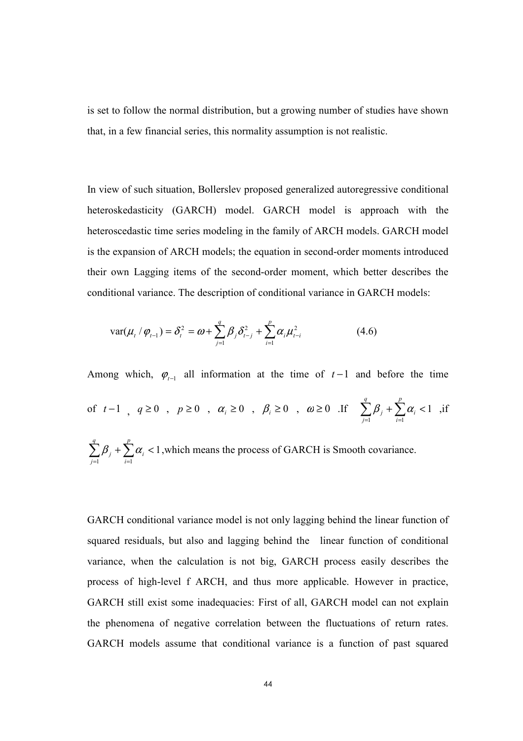is set to follow the normal distribution, but a growing number of studies have shown that, in a few financial series, this normality assumption is not realistic.

In view of such situation, Bollerslev proposed generalized autoregressive conditional heteroskedasticity (GARCH) model. GARCH model is approach with the heteroscedastic time series modeling in the family of ARCH models. GARCH model is the expansion of ARCH models; the equation in second-order moments introduced their own Lagging items of the second-order moment, which better describes the conditional variance. The description of conditional variance in GARCH models:

$$\text{var}(\mu_t / \varphi_{t-1}) = \delta_t^2 = \omega + \sum_{j=1}^{q} \beta_j \delta_{t-j}^2 + \sum_{i=1}^{p} \alpha_i \mu_{t-i}^2 \tag{4.6}$$

Among which, $\varphi_{t-1}$ all information at the time of $t-1$ and before the time of $t-1$ , $q \geq 0$ , $p \geq 0$ , $\alpha_i \geq 0$ , $\beta_i \geq 0$ , $\omega \geq 0$ .If $\sum_{j=1}^{q} \beta_j + \sum_{i=1}^{p} \alpha_i < 1$ ,if $\sum_{j=1}^{q} \beta_j + \sum_{i=1}^{p} \alpha_i < 1$,which means the process of GARCH is Smooth covariance.

GARCH conditional variance model is not only lagging behind the linear function of squared residuals, but also and lagging behind the linear function of conditional variance, when the calculation is not big, GARCH process easily describes the process of high-level f ARCH, and thus more applicable. However in practice, GARCH still exist some inadequacies: First of all, GARCH model can not explain the phenomena of negative correlation between the fluctuations of return rates. GARCH models assume that conditional variance is a function of past squared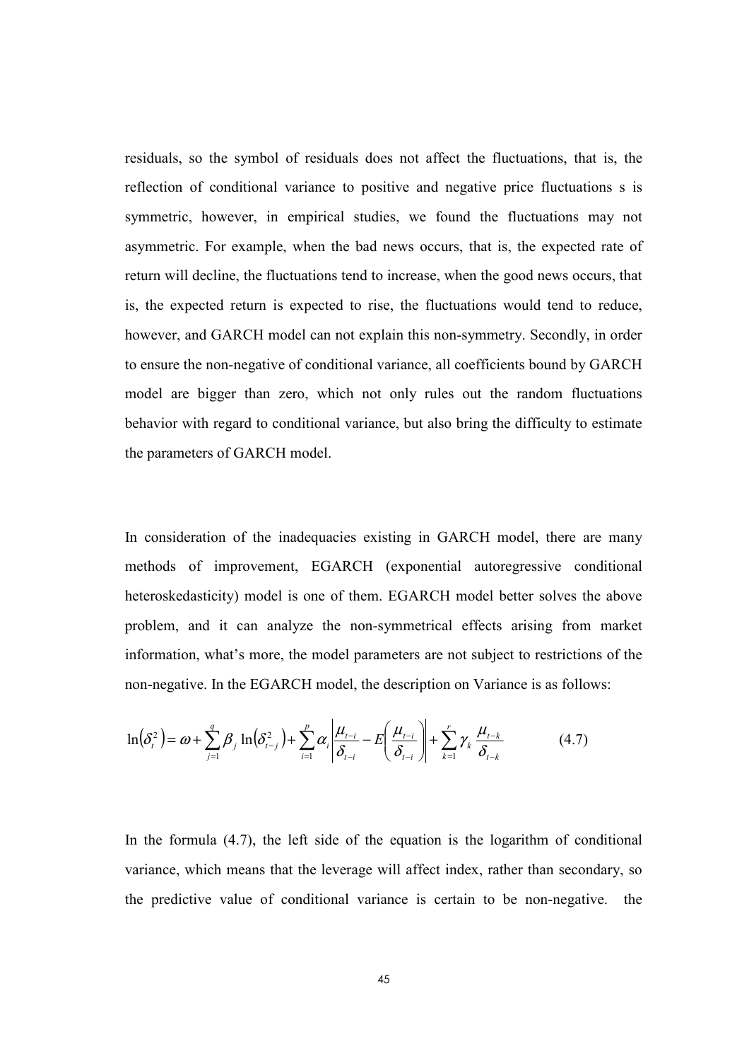residuals, so the symbol of residuals does not affect the fluctuations, that is, the reflection of conditional variance to positive and negative price fluctuations s is symmetric, however, in empirical studies, we found the fluctuations may not asymmetric. For example, when the bad news occurs, that is, the expected rate of return will decline, the fluctuations tend to increase, when the good news occurs, that is, the expected return is expected to rise, the fluctuations would tend to reduce, however, and GARCH model can not explain this non-symmetry. Secondly, in order to ensure the non-negative of conditional variance, all coefficients bound by GARCH model are bigger than zero, which not only rules out the random fluctuations behavior with regard to conditional variance, but also bring the difficulty to estimate the parameters of GARCH model.

In consideration of the inadequacies existing in GARCH model, there are many methods of improvement, EGARCH (exponential autoregressive conditional heteroskedasticity) model is one of them. EGARCH model better solves the above problem, and it can analyze the non-symmetrical effects arising from market information, what's more, the model parameters are not subject to restrictions of the non-negative. In the EGARCH model, the description on Variance is as follows:

$$\ln\left(\delta_t^2\right) = \omega + \sum_{j=1}^{q} \beta_j \ln\left(\delta_{t-j}^2\right) + \sum_{i=1}^{p} \alpha_i \left| \frac{\mu_{t-i}}{\delta_{t-i}} - E\left(\frac{\mu_{t-i}}{\delta_{t-i}}\right) \right| + \sum_{k=1}^{r} \gamma_k \frac{\mu_{t-k}}{\delta_{t-k}} \qquad (4.7)$$

In the formula (4.7), the left side of the equation is the logarithm of conditional variance, which means that the leverage will affect index, rather than secondary, so the predictive value of conditional variance is certain to be non-negative. the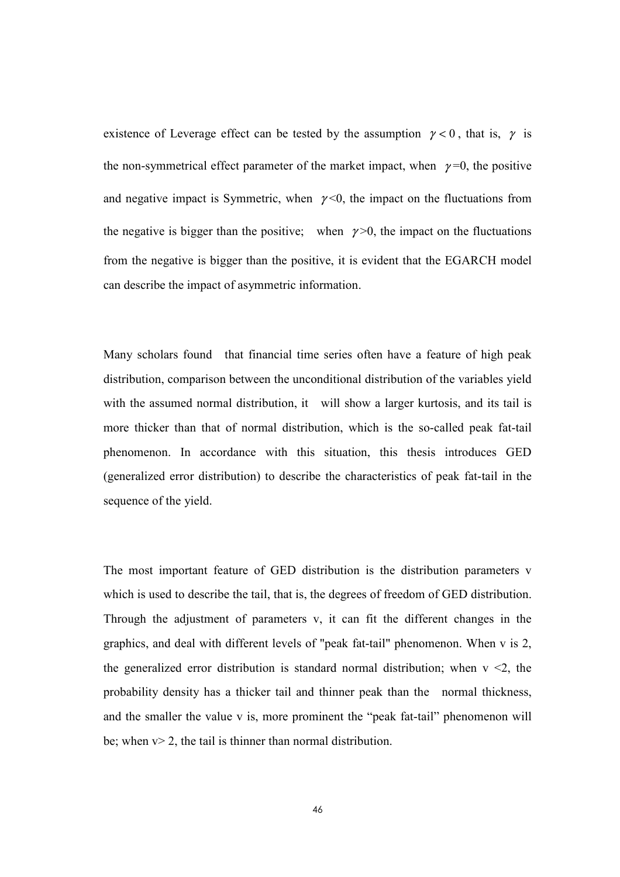existence of Leverage effect can be tested by the assumption $\gamma < 0$, that is, $\gamma$ is the non-symmetrical effect parameter of the market impact, when $\gamma$=0, the positive and negative impact is Symmetric, when $\gamma$<0, the impact on the fluctuations from the negative is bigger than the positive; when $\gamma$>0, the impact on the fluctuations from the negative is bigger than the positive, it is evident that the EGARCH model can describe the impact of asymmetric information.

Many scholars found that financial time series often have a feature of high peak distribution, comparison between the unconditional distribution of the variables yield with the assumed normal distribution, it will show a larger kurtosis, and its tail is more thicker than that of normal distribution, which is the so-called peak fat-tail phenomenon. In accordance with this situation, this thesis introduces GED (generalized error distribution) to describe the characteristics of peak fat-tail in the sequence of the yield.

The most important feature of GED distribution is the distribution parameters v which is used to describe the tail, that is, the degrees of freedom of GED distribution. Through the adjustment of parameters v, it can fit the different changes in the graphics, and deal with different levels of "peak fat-tail" phenomenon. When v is 2, the generalized error distribution is standard normal distribution; when v <2, the probability density has a thicker tail and thinner peak than the normal thickness, and the smaller the value v is, more prominent the "peak fat-tail" phenomenon will be; when v> 2, the tail is thinner than normal distribution.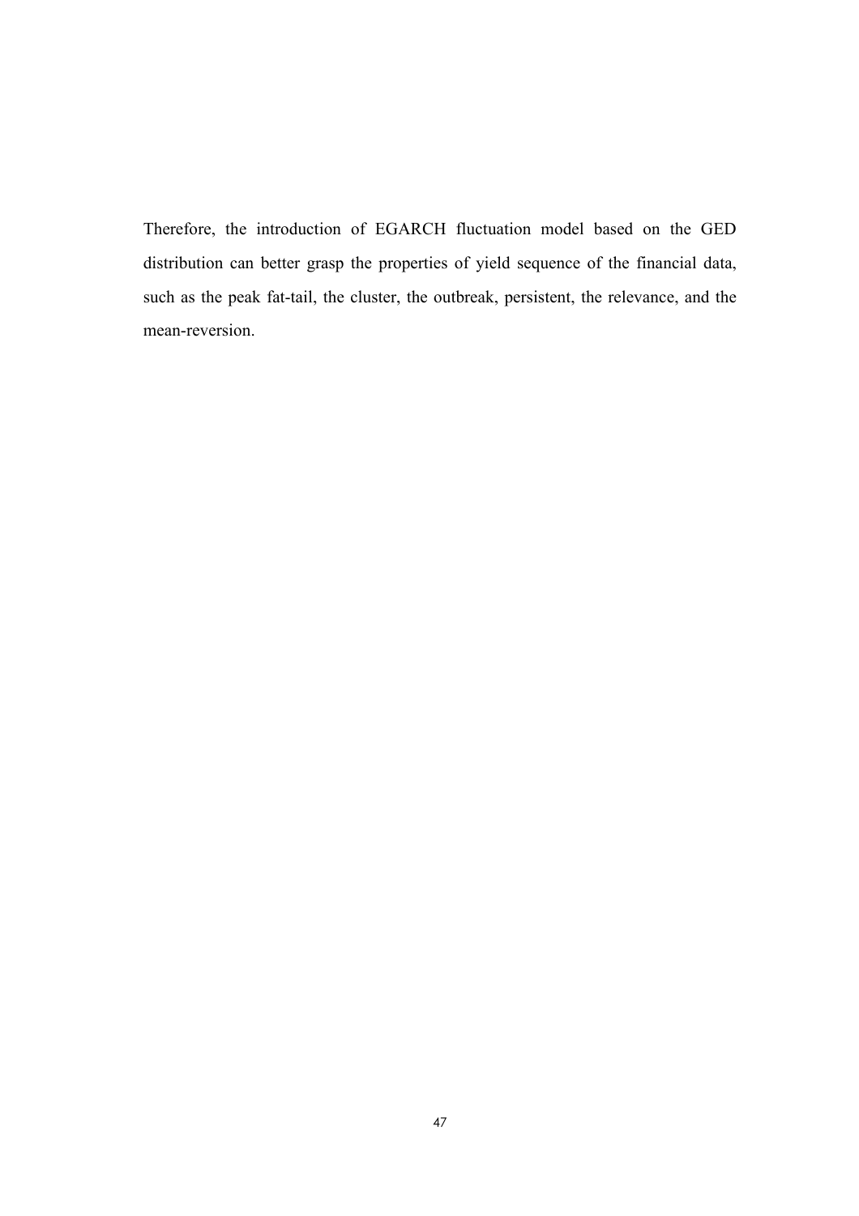Therefore, the introduction of EGARCH fluctuation model based on the GED distribution can better grasp the properties of yield sequence of the financial data, such as the peak fat-tail, the cluster, the outbreak, persistent, the relevance, and the mean-reversion.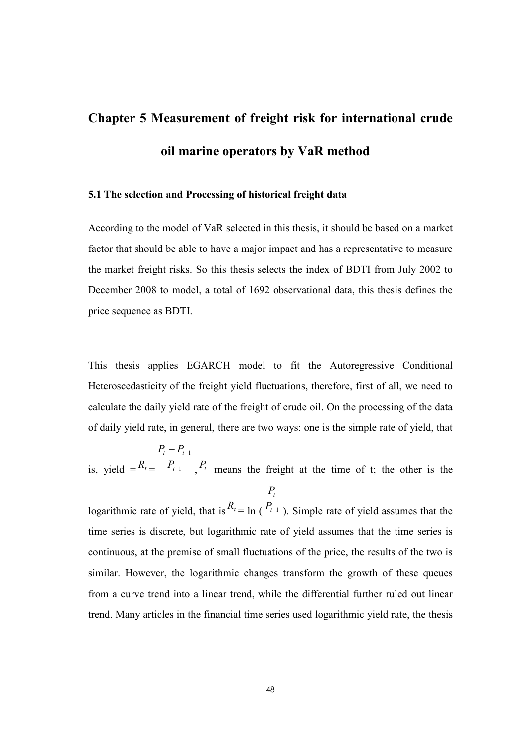# Chapter 5 Measurement of freight risk for international crude oil marine operators by VaR method

### 5.1 The selection and Processing of historical freight data

According to the model of VaR selected in this thesis, it should be based on a market factor that should be able to have a major impact and has a representative to measure the market freight risks. So this thesis selects the index of BDTI from July 2002 to December 2008 to model, a total of 1692 observational data, this thesis defines the price sequence as BDTI.

This thesis applies EGARCH model to fit the Autoregressive Conditional Heteroscedasticity of the freight yield fluctuations, therefore, first of all, we need to calculate the daily yield rate of the freight of crude oil. On the processing of the data of daily yield rate, in general, there are two ways: one is the simple rate of yield, that is, yield $= R_t = \frac{P_t - P_{t-1}}{P_{t-1}}$ , $P_t$ means the freight at the time of t; the other is the logarithmic rate of yield, that is $R_t = \ln\left(\frac{P_t}{P_{t-1}}\right)$. Simple rate of yield assumes that the time series is discrete, but logarithmic rate of yield assumes that the time series is continuous, at the premise of small fluctuations of the price, the results of the two is similar. However, the logarithmic changes transform the growth of these queues from a curve trend into a linear trend, while the differential further ruled out linear trend. Many articles in the financial time series used logarithmic yield rate, the thesis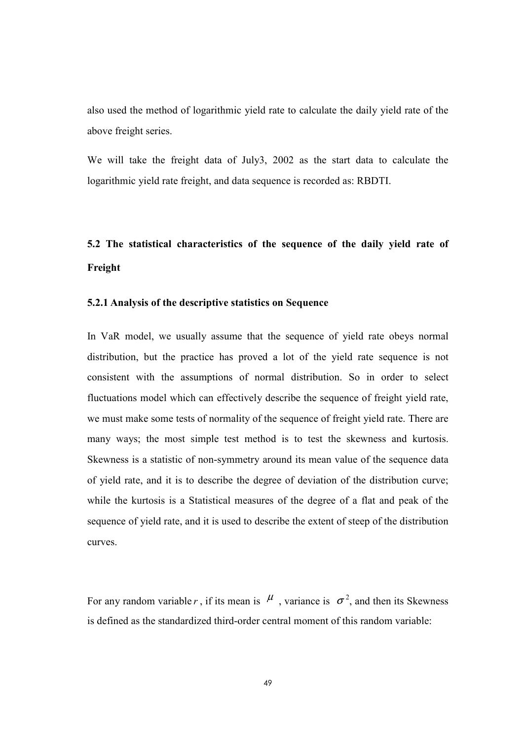also used the method of logarithmic yield rate to calculate the daily yield rate of the above freight series.

We will take the freight data of July3, 2002 as the start data to calculate the logarithmic yield rate freight, and data sequence is recorded as: RBDTI.

## 5.2 The statistical characteristics of the sequence of the daily yield rate of Freight

### 5.2.1 Analysis of the descriptive statistics on Sequence

In VaR model, we usually assume that the sequence of yield rate obeys normal distribution, but the practice has proved a lot of the yield rate sequence is not consistent with the assumptions of normal distribution. So in order to select fluctuations model which can effectively describe the sequence of freight yield rate, we must make some tests of normality of the sequence of freight yield rate. There are many ways; the most simple test method is to test the skewness and kurtosis. Skewness is a statistic of non-symmetry around its mean value of the sequence data of yield rate, and it is to describe the degree of deviation of the distribution curve; while the kurtosis is a Statistical measures of the degree of a flat and peak of the sequence of yield rate, and it is used to describe the extent of steep of the distribution curves.

For any random variable $r$, if its mean is $\mu$, variance is $\sigma^2$, and then its Skewness is defined as the standardized third-order central moment of this random variable: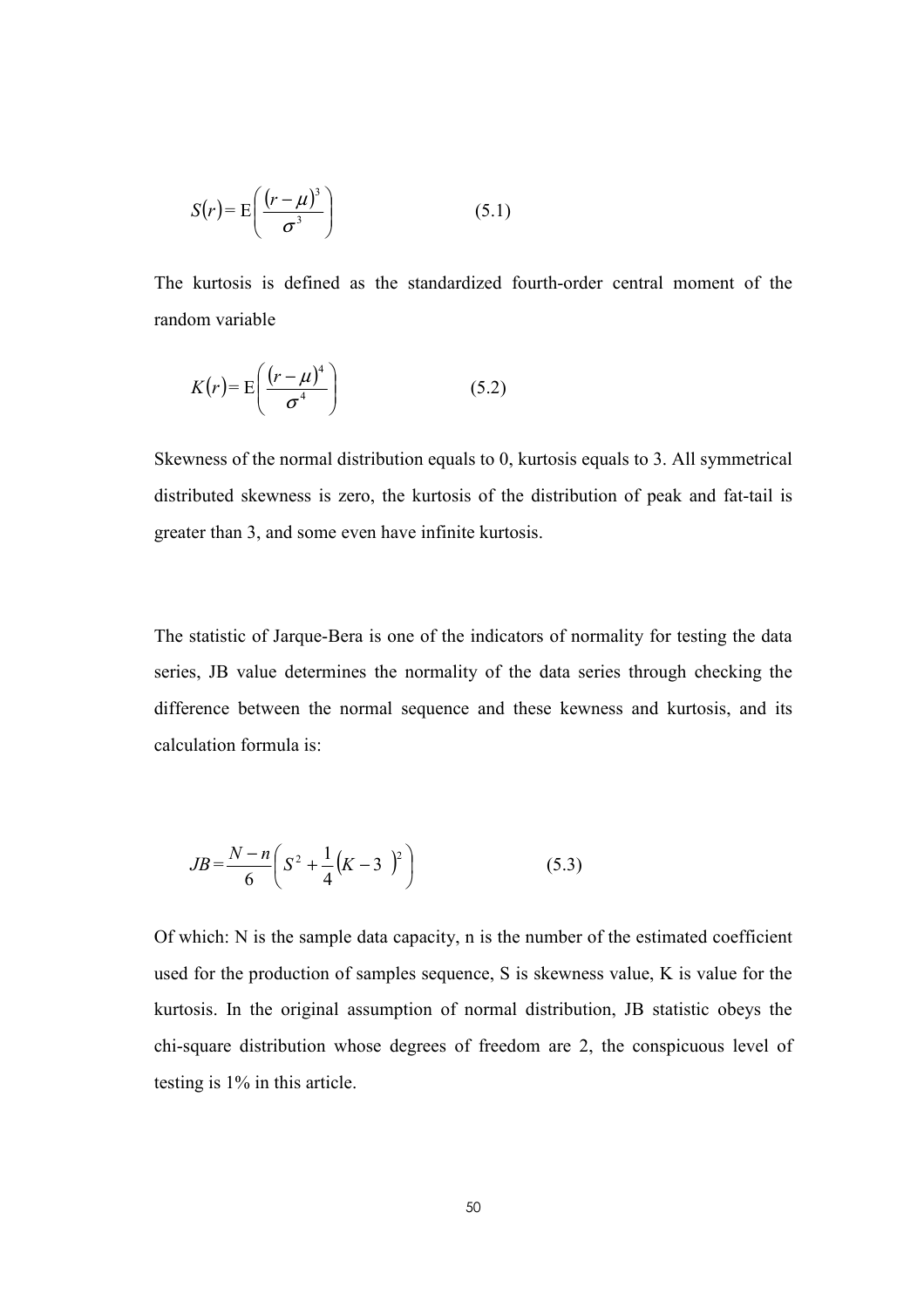$$S(r) = \mathrm{E}\left(\frac{(r-\mu)^3}{\sigma^3}\right) \tag{5.1}$$

The kurtosis is defined as the standardized fourth-order central moment of the random variable

$$K(r) = \mathrm{E}\left(\frac{(r-\mu)^4}{\sigma^4}\right) \tag{5.2}$$

Skewness of the normal distribution equals to 0, kurtosis equals to 3. All symmetrical distributed skewness is zero, the kurtosis of the distribution of peak and fat-tail is greater than 3, and some even have infinite kurtosis.

The statistic of Jarque-Bera is one of the indicators of normality for testing the data series, JB value determines the normality of the data series through checking the difference between the normal sequence and these kewness and kurtosis, and its calculation formula is:

$$JB = \frac{N-n}{6}\left(S^2 + \frac{1}{4}(K-3)^2\right) \tag{5.3}$$

Of which: N is the sample data capacity, n is the number of the estimated coefficient used for the production of samples sequence, S is skewness value, K is value for the kurtosis. In the original assumption of normal distribution, JB statistic obeys the chi-square distribution whose degrees of freedom are 2, the conspicuous level of testing is 1% in this article.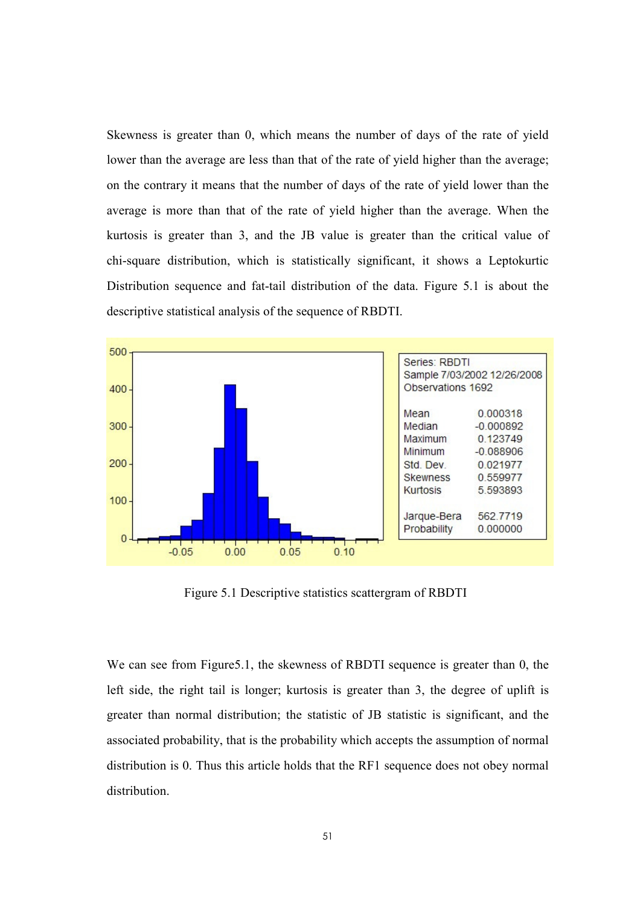Skewness is greater than 0, which means the number of days of the rate of yield lower than the average are less than that of the rate of yield higher than the average; on the contrary it means that the number of days of the rate of yield lower than the average is more than that of the rate of yield higher than the average. When the kurtosis is greater than 3, and the JB value is greater than the critical value of chi-square distribution, which is statistically significant, it shows a Leptokurtic Distribution sequence and fat-tail distribution of the data. Figure 5.1 is about the descriptive statistical analysis of the sequence of RBDTI.

500
400
300
200
100
0
-0.05
0.00
0.05
0.10

Series: RBDTI
Sample 7/03/2002 12/26/2008
Observations 1692

Mean 0.000318
Median -0.000892
Maximum 0.123749
Minimum -0.088906
Std. Dev. 0.021977
Skewness 0.559977
Kurtosis 5.593893

Jarque-Bera 562.7719
Probability 0.000000

Figure 5.1 Descriptive statistics scattergram of RBDTI

We can see from Figure5.1, the skewness of RBDTI sequence is greater than 0, the left side, the right tail is longer; kurtosis is greater than 3, the degree of uplift is greater than normal distribution; the statistic of JB statistic is significant, and the associated probability, that is the probability which accepts the assumption of normal distribution is 0. Thus this article holds that the RF1 sequence does not obey normal distribution.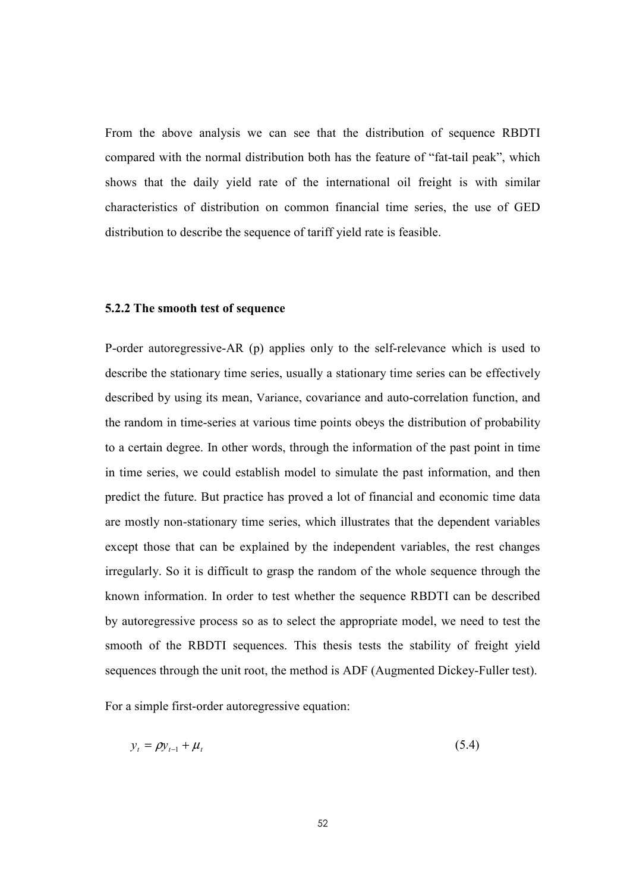From the above analysis we can see that the distribution of sequence RBDTI compared with the normal distribution both has the feature of "fat-tail peak", which shows that the daily yield rate of the international oil freight is with similar characteristics of distribution on common financial time series, the use of GED distribution to describe the sequence of tariff yield rate is feasible.

### 5.2.2 The smooth test of sequence

P-order autoregressive-AR (p) applies only to the self-relevance which is used to describe the stationary time series, usually a stationary time series can be effectively described by using its mean, Variance, covariance and auto-correlation function, and the random in time-series at various time points obeys the distribution of probability to a certain degree. In other words, through the information of the past point in time in time series, we could establish model to simulate the past information, and then predict the future. But practice has proved a lot of financial and economic time data are mostly non-stationary time series, which illustrates that the dependent variables except those that can be explained by the independent variables, the rest changes irregularly. So it is difficult to grasp the random of the whole sequence through the known information. In order to test whether the sequence RBDTI can be described by autoregressive process so as to select the appropriate model, we need to test the smooth of the RBDTI sequences. This thesis tests the stability of freight yield sequences through the unit root, the method is ADF (Augmented Dickey-Fuller test).

For a simple first-order autoregressive equation:

$$y_t = \rho y_{t-1} + \mu_t \tag{5.4}$$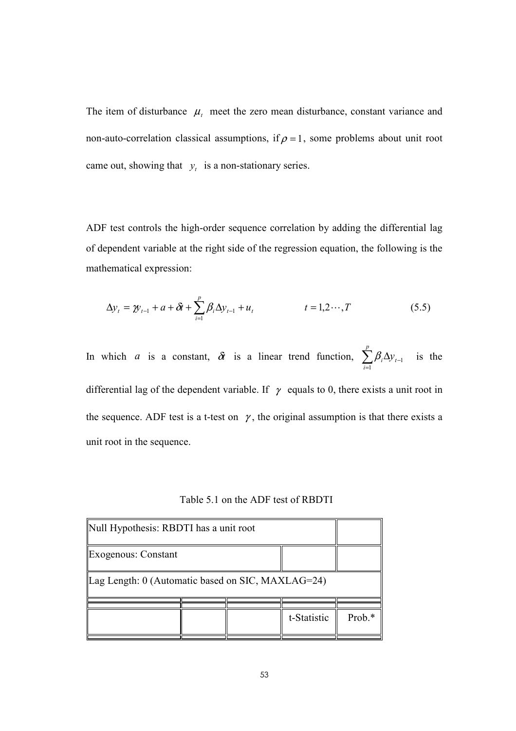The item of disturbance $\mu_t$ meet the zero mean disturbance, constant variance and non-auto-correlation classical assumptions, if $\rho = 1$, some problems about unit root came out, showing that $y_t$ is a non-stationary series.

ADF test controls the high-order sequence correlation by adding the differential lag of dependent variable at the right side of the regression equation, the following is the mathematical expression:

$$\Delta y_t = \gamma y_{t-1} + a + \delta t + \sum_{i=1}^{p} \beta_i \Delta y_{t-1} + u_t \qquad t = 1,2\cdots,T \qquad (5.5)$$

In which $a$ is a constant, $\delta t$ is a linear trend function, $\sum_{i=1}^{p} \beta_i \Delta y_{t-1}$ is the differential lag of the dependent variable. If $\gamma$ equals to 0, there exists a unit root in the sequence. ADF test is a t-test on $\gamma$, the original assumption is that there exists a unit root in the sequence.

Table 5.1 on the ADF test of RBDTI

| Null Hypothesis: RBDTI has a unit root | | | | |
|---|---|---|---|---|
| Exogenous: Constant | | | | |
| Lag Length: 0 (Automatic based on SIC, MAXLAG=24) | | | | |
| | | | | |
| | | | t-Statistic | Prob.* |
| | | | | |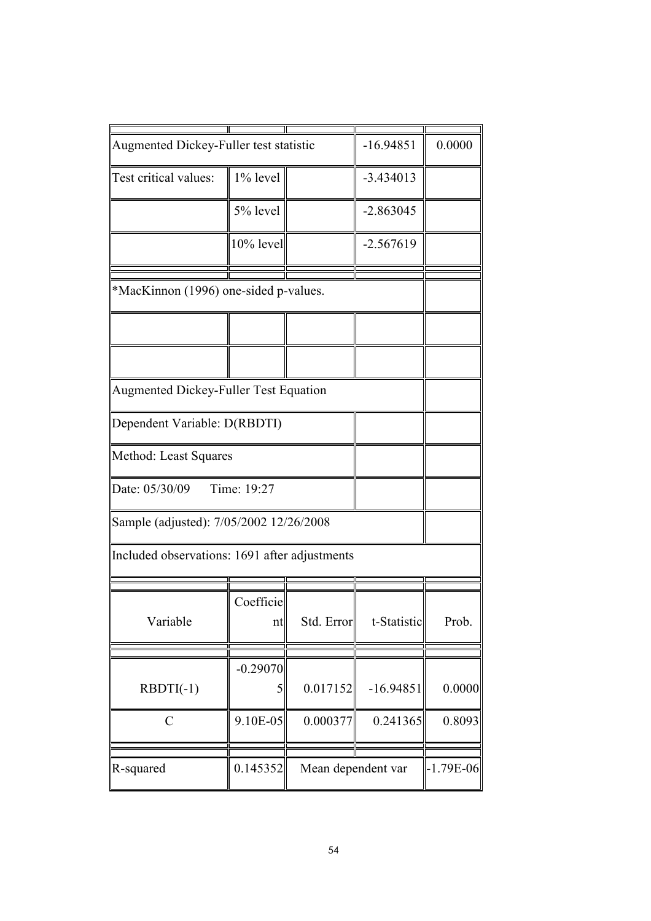| | | | | |
|---|---|---|---|---|
| Augmented Dickey-Fuller test statistic | | | -16.94851 | 0.0000 |
| Test critical values: | 1% level | | -3.434013 | |
| | 5% level | | -2.863045 | |
| | 10% level | | -2.567619 | |
| *MacKinnon (1996) one-sided p-values. | | | | |
| | | | | |
| | | | | |
| Augmented Dickey-Fuller Test Equation | | | | |
| Dependent Variable: D(RBDTI) | | | | |
| Method: Least Squares | | | | |
| Date: 05/30/09 Time: 19:27 | | | | |
| Sample (adjusted): 7/05/2002 12/26/2008 | | | | |
| Included observations: 1691 after adjustments | | | | |
| Variable | Coefficient | Std. Error | t-Statistic | Prob. |
| RBDTI(-1) | -0.290705 | 0.017152 | -16.94851 | 0.0000 |
| C | 9.10E-05 | 0.000377 | 0.241365 | 0.8093 |
| R-squared | 0.145352 | Mean dependent var | | -1.79E-06 |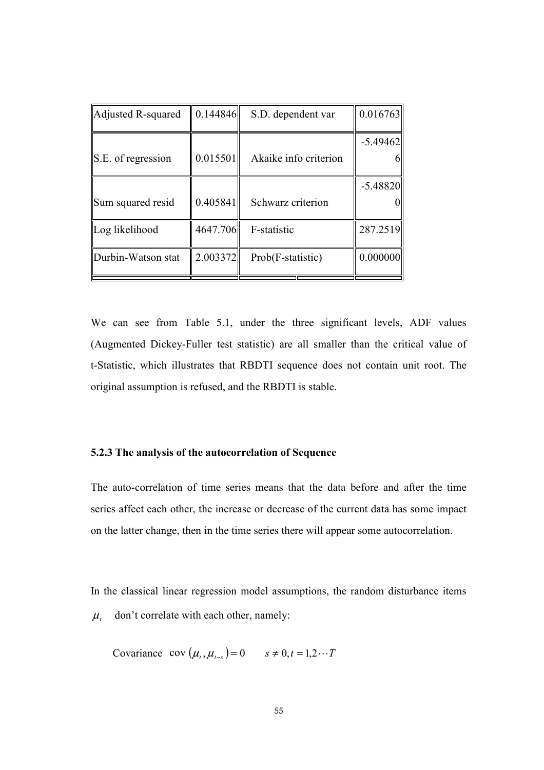| | | | |
|---|---|---|---|
| Adjusted R-squared | 0.144846 | S.D. dependent var | 0.016763 |
| S.E. of regression | 0.015501 | Akaike info criterion | -5.494626 |
| Sum squared resid | 0.405841 | Schwarz criterion | -5.488200 |
| Log likelihood | 4647.706 | F-statistic | 287.2519 |
| Durbin-Watson stat | 2.003372 | Prob(F-statistic) | 0.000000 |

We can see from Table 5.1, under the three significant levels, ADF values (Augmented Dickey-Fuller test statistic) are all smaller than the critical value of t-Statistic, which illustrates that RBDTI sequence does not contain unit root. The original assumption is refused, and the RBDTI is stable.

### 5.2.3 The analysis of the autocorrelation of Sequence

The auto-correlation of time series means that the data before and after the time series affect each other, the increase or decrease of the current data has some impact on the latter change, then in the time series there will appear some autocorrelation.

In the classical linear regression model assumptions, the random disturbance items $\mu_t$ don't correlate with each other, namely:

Covariance $\operatorname{cov}\left(\mu_t, \mu_{t-s}\right) = 0 \qquad s \neq 0, t = 1,2 \cdots T$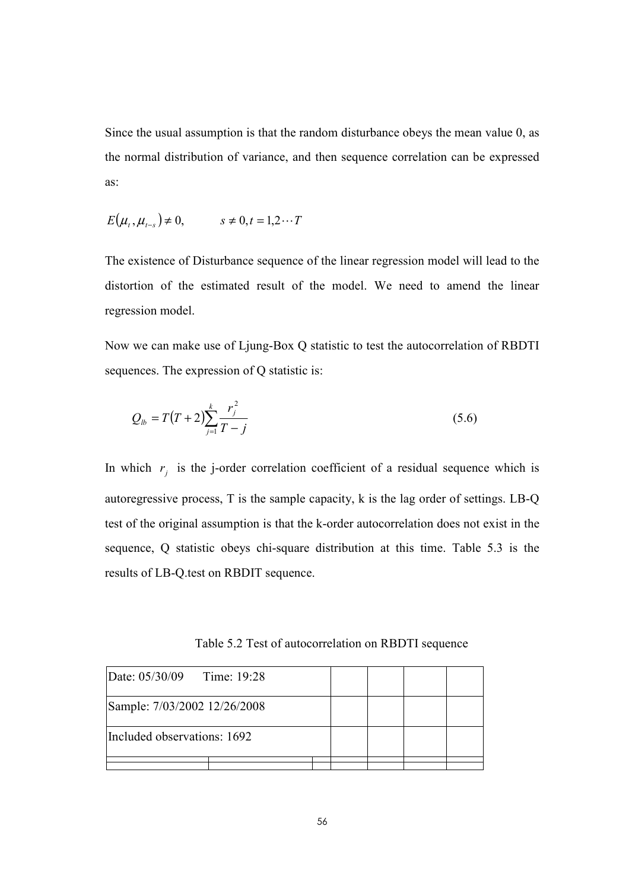Since the usual assumption is that the random disturbance obeys the mean value 0, as the normal distribution of variance, and then sequence correlation can be expressed as:

$$E(\mu_t, \mu_{t-s}) \neq 0, \qquad s \neq 0, t = 1,2 \cdots T$$

The existence of Disturbance sequence of the linear regression model will lead to the distortion of the estimated result of the model. We need to amend the linear regression model.

Now we can make use of Ljung-Box Q statistic to test the autocorrelation of RBDTI sequences. The expression of Q statistic is:

$$Q_{lb} = T(T+2)\sum_{j=1}^{k} \frac{r_j^2}{T-j} \tag{5.6}$$

In which $r_j$ is the j-order correlation coefficient of a residual sequence which is autoregressive process, T is the sample capacity, k is the lag order of settings. LB-Q test of the original assumption is that the k-order autocorrelation does not exist in the sequence, Q statistic obeys chi-square distribution at this time. Table 5.3 is the results of LB-Q.test on RBDIT sequence.

Table 5.2 Test of autocorrelation on RBDTI sequence

| | | | | | | |
|---|---|---|---|---|---|---|
| Date: 05/30/09 Time: 19:28 | | | | | | |
| Sample: 7/03/2002 12/26/2008 | | | | | | |
| Included observations: 1692 | | | | | | |
| | | | | | | |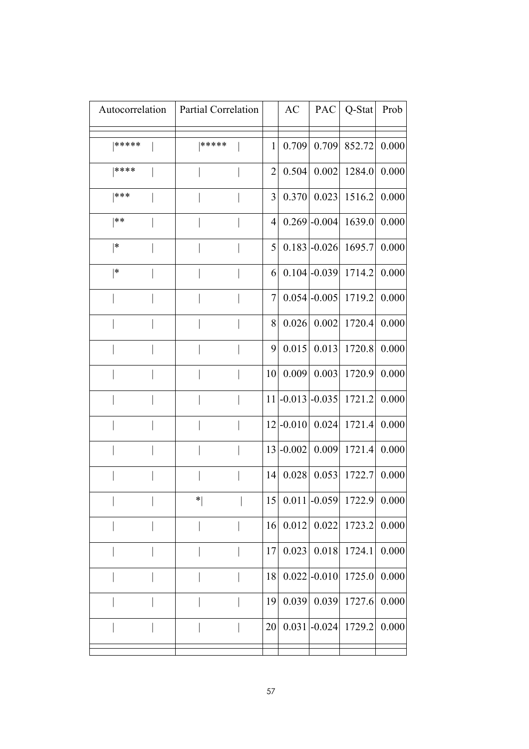| Autocorrelation | Partial Correlation | | AC | PAC | Q-Stat | Prob |
|---|---|---|---|---|---|---|
| \|***** \| | \|***** \| | 1 | 0.709 | 0.709 | 852.72 | 0.000 |
| \|**** \| | \| \| | 2 | 0.504 | 0.002 | 1284.0 | 0.000 |
| \|*** \| | \| \| | 3 | 0.370 | 0.023 | 1516.2 | 0.000 |
| \|** \| | \| \| | 4 | 0.269 | -0.004 | 1639.0 | 0.000 |
| \|* \| | \| \| | 5 | 0.183 | -0.026 | 1695.7 | 0.000 |
| \|* \| | \| \| | 6 | 0.104 | -0.039 | 1714.2 | 0.000 |
| \| \| | \| \| | 7 | 0.054 | -0.005 | 1719.2 | 0.000 |
| \| \| | \| \| | 8 | 0.026 | 0.002 | 1720.4 | 0.000 |
| \| \| | \| \| | 9 | 0.015 | 0.013 | 1720.8 | 0.000 |
| \| \| | \| \| | 10 | 0.009 | 0.003 | 1720.9 | 0.000 |
| \| \| | \| \| | 11 | -0.013 | -0.035 | 1721.2 | 0.000 |
| \| \| | \| \| | 12 | -0.010 | 0.024 | 1721.4 | 0.000 |
| \| \| | \| \| | 13 | -0.002 | 0.009 | 1721.4 | 0.000 |
| \| \| | \| \| | 14 | 0.028 | 0.053 | 1722.7 | 0.000 |
| \| \| | *\| \| | 15 | 0.011 | -0.059 | 1722.9 | 0.000 |
| \| \| | \| \| | 16 | 0.012 | 0.022 | 1723.2 | 0.000 |
| \| \| | \| \| | 17 | 0.023 | 0.018 | 1724.1 | 0.000 |
| \| \| | \| \| | 18 | 0.022 | -0.010 | 1725.0 | 0.000 |
| \| \| | \| \| | 19 | 0.039 | 0.039 | 1727.6 | 0.000 |
| \| \| | \| \| | 20 | 0.031 | -0.024 | 1729.2 | 0.000 |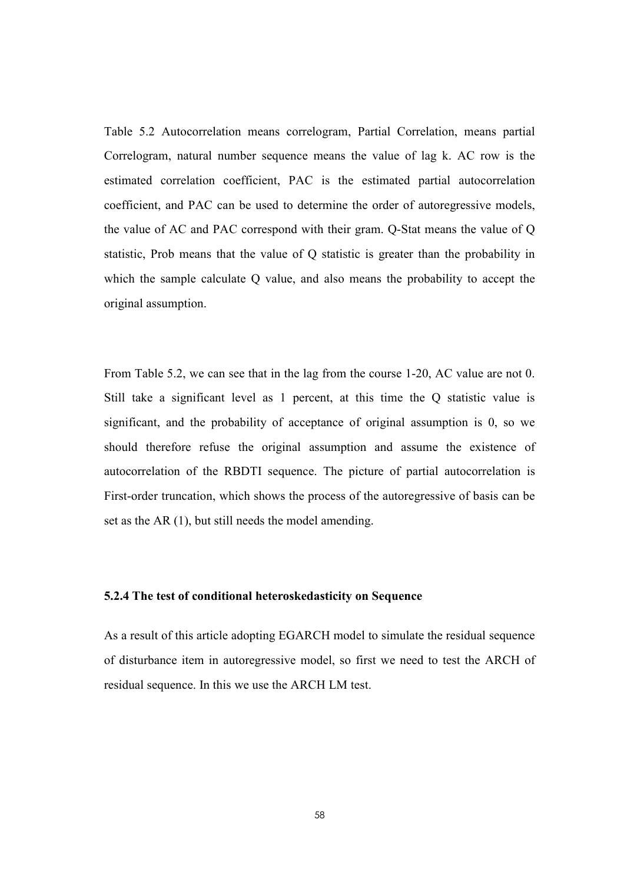Table 5.2 Autocorrelation means correlogram, Partial Correlation, means partial Correlogram, natural number sequence means the value of lag k. AC row is the estimated correlation coefficient, PAC is the estimated partial autocorrelation coefficient, and PAC can be used to determine the order of autoregressive models, the value of AC and PAC correspond with their gram. Q-Stat means the value of Q statistic, Prob means that the value of Q statistic is greater than the probability in which the sample calculate Q value, and also means the probability to accept the original assumption.

From Table 5.2, we can see that in the lag from the course 1-20, AC value are not 0. Still take a significant level as 1 percent, at this time the Q statistic value is significant, and the probability of acceptance of original assumption is 0, so we should therefore refuse the original assumption and assume the existence of autocorrelation of the RBDTI sequence. The picture of partial autocorrelation is First-order truncation, which shows the process of the autoregressive of basis can be set as the AR (1), but still needs the model amending.

### 5.2.4 The test of conditional heteroskedasticity on Sequence

As a result of this article adopting EGARCH model to simulate the residual sequence of disturbance item in autoregressive model, so first we need to test the ARCH of residual sequence. In this we use the ARCH LM test.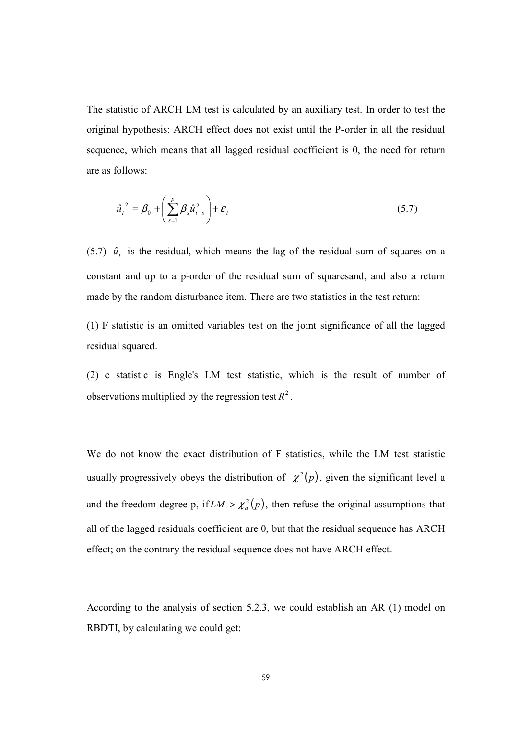The statistic of ARCH LM test is calculated by an auxiliary test. In order to test the original hypothesis: ARCH effect does not exist until the P-order in all the residual sequence, which means that all lagged residual coefficient is 0, the need for return are as follows:

$$\hat{u}_t^{\,2} = \beta_0 + \left( \sum_{s=1}^{p} \beta_s \hat{u}_{t-s}^2 \right) + \varepsilon_t \tag{5.7}$$

(5.7) $\hat{u}_t$ is the residual, which means the lag of the residual sum of squares on a constant and up to a p-order of the residual sum of squaresand, and also a return made by the random disturbance item. There are two statistics in the test return:

(1) F statistic is an omitted variables test on the joint significance of all the lagged residual squared.

(2) c statistic is Engle's LM test statistic, which is the result of number of observations multiplied by the regression test $R^2$.

We do not know the exact distribution of F statistics, while the LM test statistic usually progressively obeys the distribution of $\chi^2(p)$, given the significant level a and the freedom degree p, if $LM > \chi_a^2(p)$, then refuse the original assumptions that all of the lagged residuals coefficient are 0, but that the residual sequence has ARCH effect; on the contrary the residual sequence does not have ARCH effect.

According to the analysis of section 5.2.3, we could establish an AR (1) model on RBDTI, by calculating we could get: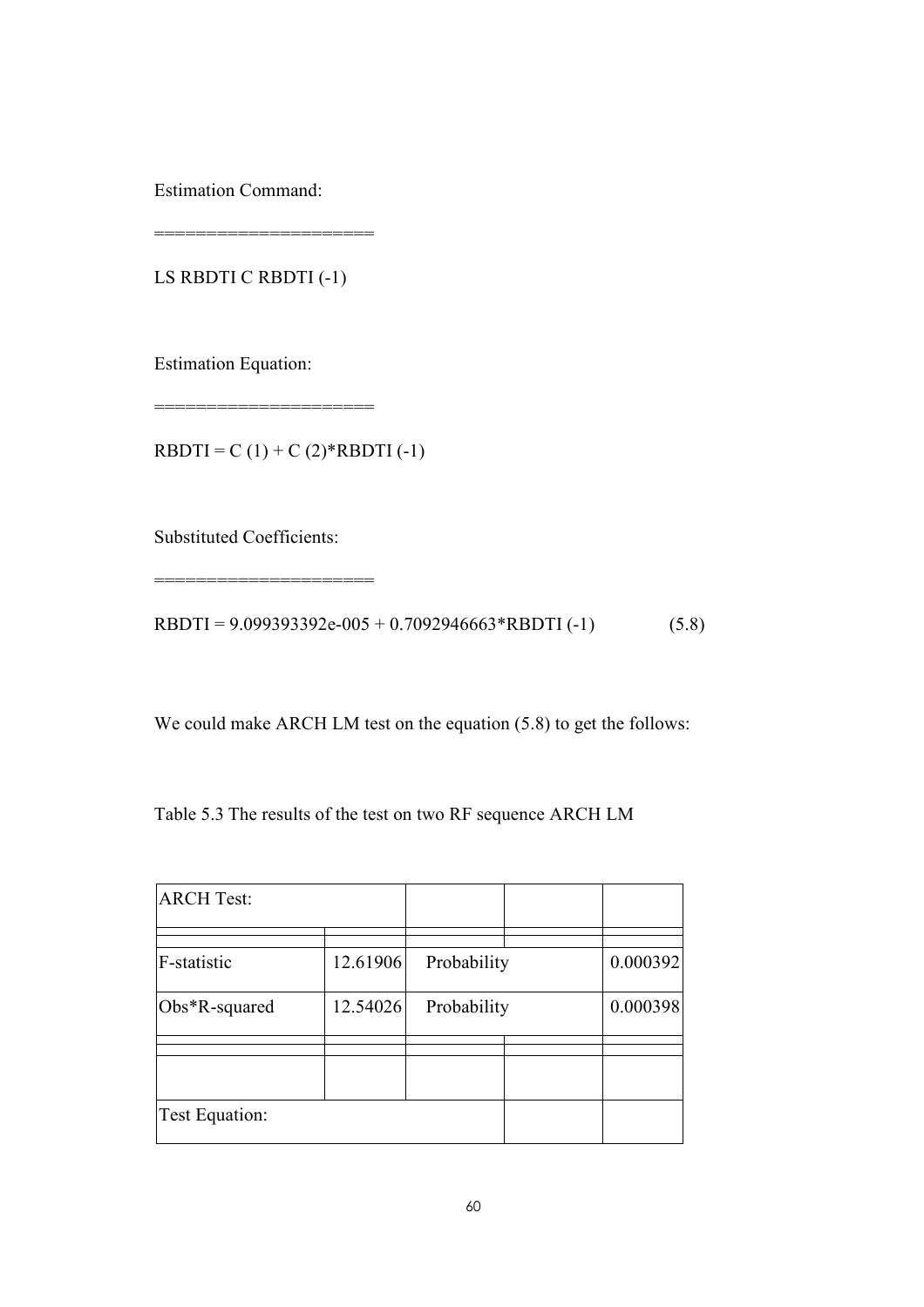Estimation Command:

=====================

LS RBDTI C RBDTI (-1)

Estimation Equation:

=====================

RBDTI = C (1) + C (2)*RBDTI (-1)

Substituted Coefficients:

=====================

RBDTI = 9.099393392e-005 + 0.7092946663*RBDTI (-1) (5.8)

We could make ARCH LM test on the equation (5.8) to get the follows:

Table 5.3 The results of the test on two RF sequence ARCH LM

| | | | | |
|---|---|---|---|---|
| ARCH Test: | | | | |
| | | | | |
| F-statistic | 12.61906 | Probability | | 0.000392 |
| Obs*R-squared | 12.54026 | Probability | | 0.000398 |
| | | | | |
| | | | | |
| Test Equation: | | | | |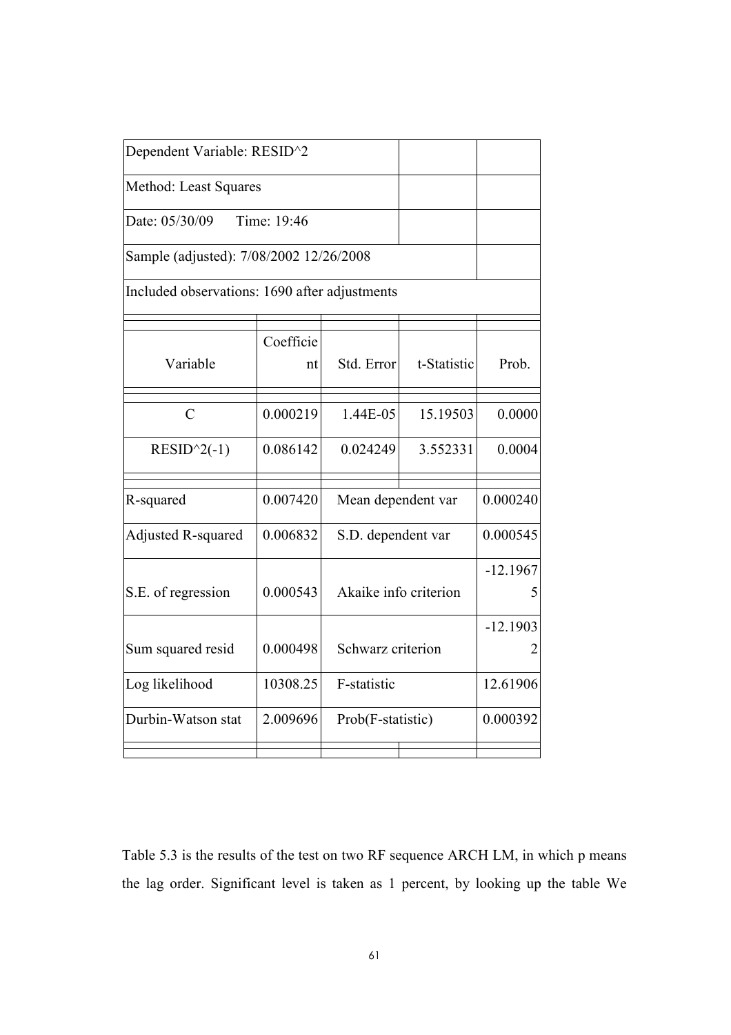| | | | | |
|---|---|---|---|---|
| Dependent Variable: RESID^2 | | | | |
| Method: Least Squares | | | | |
| Date: 05/30/09 Time: 19:46 | | | | |
| Sample (adjusted): 7/08/2002 12/26/2008 | | | | |
| Included observations: 1690 after adjustments | | | | |
| Variable | Coefficient | Std. Error | t-Statistic | Prob. |
| C | 0.000219 | 1.44E-05 | 15.19503 | 0.0000 |
| RESID^2(-1) | 0.086142 | 0.024249 | 3.552331 | 0.0004 |
| R-squared | 0.007420 | Mean dependent var | | 0.000240 |
| Adjusted R-squared | 0.006832 | S.D. dependent var | | 0.000545 |
| S.E. of regression | 0.000543 | Akaike info criterion | | -12.19675 |
| Sum squared resid | 0.000498 | Schwarz criterion | | -12.19032 |
| Log likelihood | 10308.25 | F-statistic | | 12.61906 |
| Durbin-Watson stat | 2.009696 | Prob(F-statistic) | | 0.000392 |

Table 5.3 is the results of the test on two RF sequence ARCH LM, in which p means the lag order. Significant level is taken as 1 percent, by looking up the table We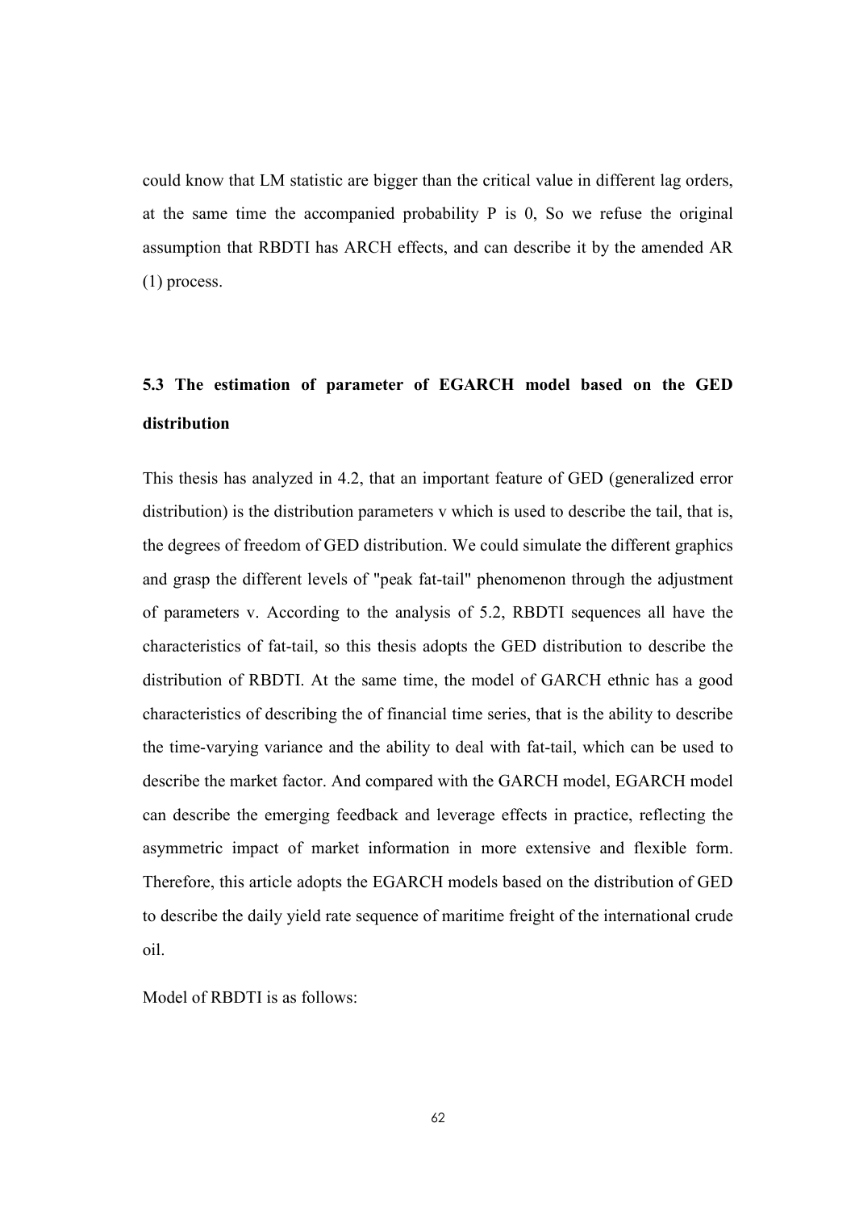could know that LM statistic are bigger than the critical value in different lag orders, at the same time the accompanied probability P is 0, So we refuse the original assumption that RBDTI has ARCH effects, and can describe it by the amended AR (1) process.

## 5.3 The estimation of parameter of EGARCH model based on the GED distribution

This thesis has analyzed in 4.2, that an important feature of GED (generalized error distribution) is the distribution parameters v which is used to describe the tail, that is, the degrees of freedom of GED distribution. We could simulate the different graphics and grasp the different levels of "peak fat-tail" phenomenon through the adjustment of parameters v. According to the analysis of 5.2, RBDTI sequences all have the characteristics of fat-tail, so this thesis adopts the GED distribution to describe the distribution of RBDTI. At the same time, the model of GARCH ethnic has a good characteristics of describing the of financial time series, that is the ability to describe the time-varying variance and the ability to deal with fat-tail, which can be used to describe the market factor. And compared with the GARCH model, EGARCH model can describe the emerging feedback and leverage effects in practice, reflecting the asymmetric impact of market information in more extensive and flexible form. Therefore, this article adopts the EGARCH models based on the distribution of GED to describe the daily yield rate sequence of maritime freight of the international crude oil.

Model of RBDTI is as follows: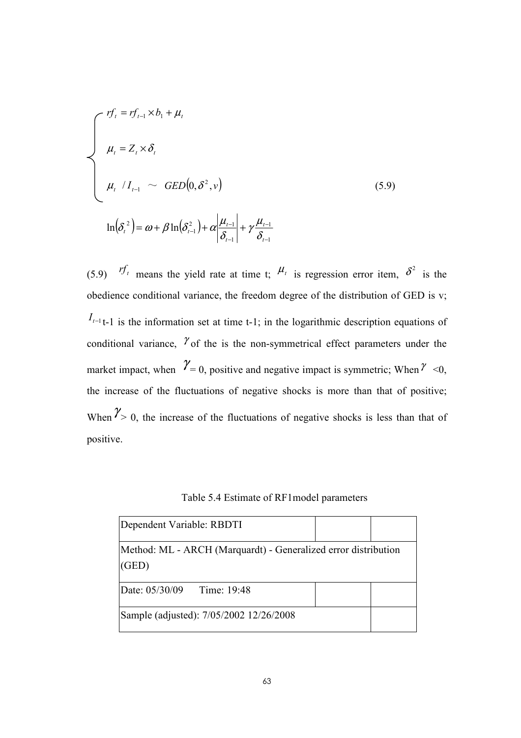$$
\begin{cases}
rf_t = rf_{t-1} \times b_1 + \mu_t \\
\mu_t = Z_t \times \delta_t \\
\mu_t \ / I_{t-1} \ \sim \ GED\left(0, \delta^2, v\right)
\end{cases}
\tag{5.9}
$$

$$
\ln\left(\delta_t^{\ 2}\right) = \omega + \beta \ln\left(\delta_{t-1}^2\right) + \alpha \left|\frac{\mu_{t-1}}{\delta_{t-1}}\right| + \gamma \frac{\mu_{t-1}}{\delta_{t-1}}
$$

(5.9) $rf_t$ means the yield rate at time t; $\mu_t$ is regression error item, $\delta^2$ is the obedience conditional variance, the freedom degree of the distribution of GED is v; $I_{t-1}$ t-1 is the information set at time t-1; in the logarithmic description equations of conditional variance, $\gamma$ of the is the non-symmetrical effect parameters under the market impact, when $\gamma$ = 0, positive and negative impact is symmetric; When $\gamma$ <0, the increase of the fluctuations of negative shocks is more than that of positive; When $\gamma$ > 0, the increase of the fluctuations of negative shocks is less than that of positive.

Table 5.4 Estimate of RF1model parameters

| | | |
|---|---|---|
| Dependent Variable: RBDTI | | |
| Method: ML - ARCH (Marquardt) - Generalized error distribution (GED) | | |
| Date: 05/30/09 Time: 19:48 | | |
| Sample (adjusted): 7/05/2002 12/26/2008 | | |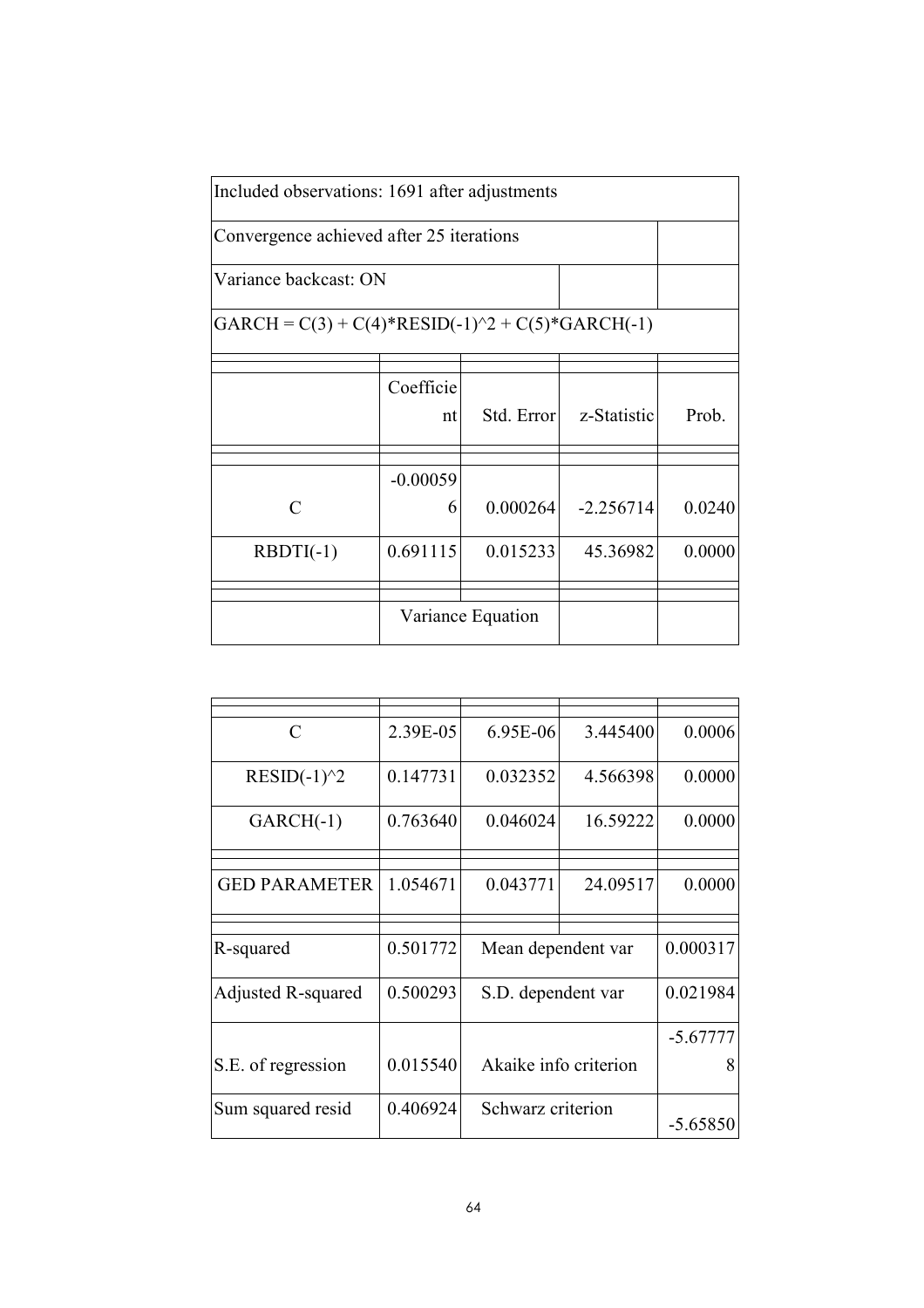| | | | | |
|---|---|---|---|---|
| Included observations: 1691 after adjustments | | | | |
| Convergence achieved after 25 iterations | | | | |
| Variance backcast: ON | | | | |
| GARCH = C(3) + C(4)*RESID(-1)^2 + C(5)*GARCH(-1) | | | | |
| | Coefficient | Std. Error | z-Statistic | Prob. |
| C | -0.000596 | 0.000264 | -2.256714 | 0.0240 |
| RBDTI(-1) | 0.691115 | 0.015233 | 45.36982 | 0.0000 |
| | Variance Equation | | | |
| C | 2.39E-05 | 6.95E-06 | 3.445400 | 0.0006 |
| RESID(-1)^2 | 0.147731 | 0.032352 | 4.566398 | 0.0000 |
| GARCH(-1) | 0.763640 | 0.046024 | 16.59222 | 0.0000 |
| GED PARAMETER | 1.054671 | 0.043771 | 24.09517 | 0.0000 |
| R-squared | 0.501772 | Mean dependent var | | 0.000317 |
| Adjusted R-squared | 0.500293 | S.D. dependent var | | 0.021984 |
| S.E. of regression | 0.015540 | Akaike info criterion | | -5.677778 |
| Sum squared resid | 0.406924 | Schwarz criterion | | -5.65850 |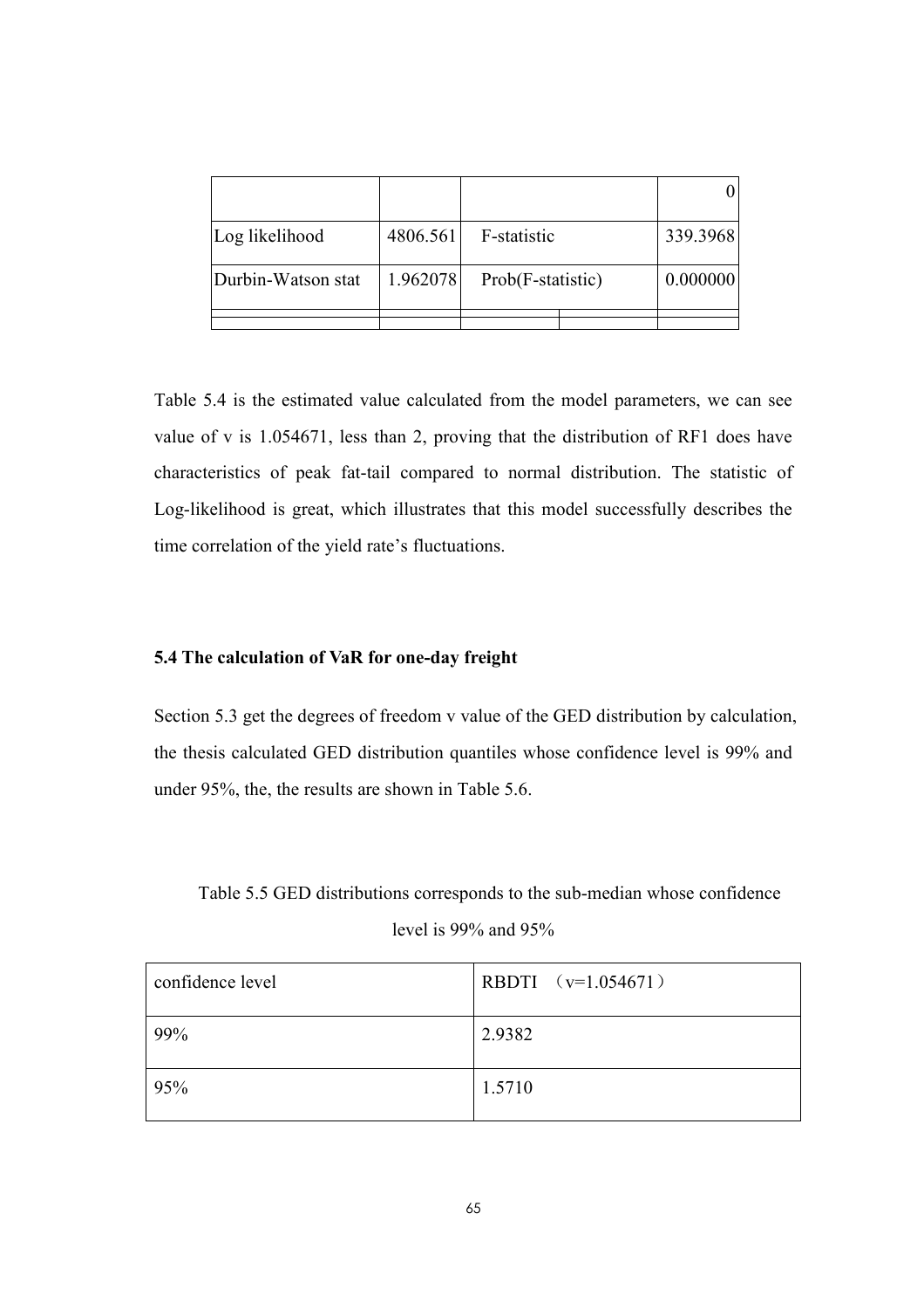| | | | | |
|---|---|---|---|---|
| | | | | 0 |
| Log likelihood | 4806.561 | F-statistic | | 339.3968 |
| Durbin-Watson stat | 1.962078 | Prob(F-statistic) | | 0.000000 |
| | | | | |

Table 5.4 is the estimated value calculated from the model parameters, we can see value of v is 1.054671, less than 2, proving that the distribution of RF1 does have characteristics of peak fat-tail compared to normal distribution. The statistic of Log-likelihood is great, which illustrates that this model successfully describes the time correlation of the yield rate's fluctuations.

### 5.4 The calculation of VaR for one-day freight

Section 5.3 get the degrees of freedom v value of the GED distribution by calculation, the thesis calculated GED distribution quantiles whose confidence level is 99% and under 95%, the, the results are shown in Table 5.6.

Table 5.5 GED distributions corresponds to the sub-median whose confidence level is 99% and 95%

| confidence level | RBDTI （v=1.054671） |
|---|---|
| 99% | 2.9382 |
| 95% | 1.5710 |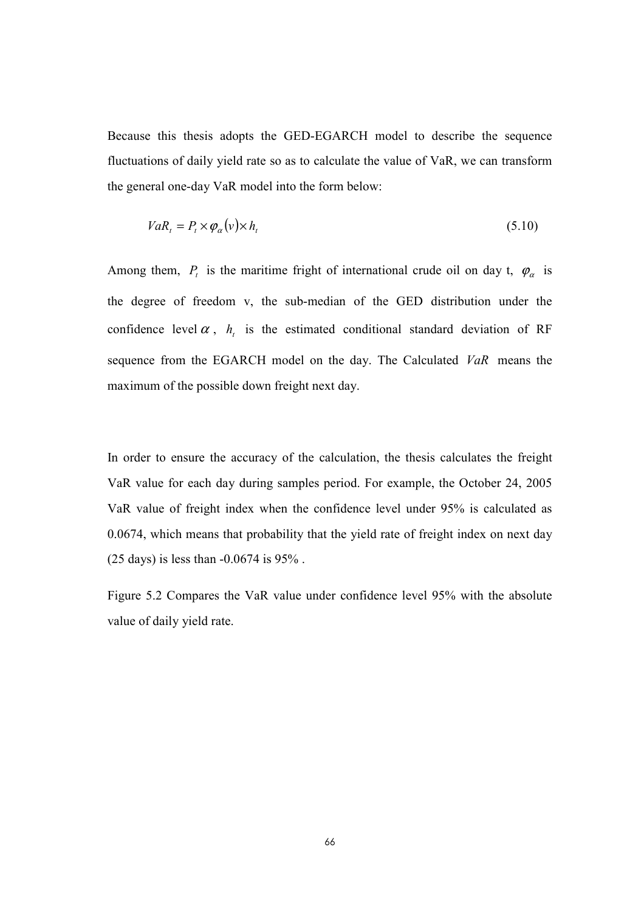Because this thesis adopts the GED-EGARCH model to describe the sequence fluctuations of daily yield rate so as to calculate the value of VaR, we can transform the general one-day VaR model into the form below:

$$VaR_t = P_t \times \varphi_\alpha(v) \times h_t \tag{5.10}$$

Among them, $P_t$ is the maritime fright of international crude oil on day t, $\varphi_\alpha$ is the degree of freedom v, the sub-median of the GED distribution under the confidence level $\alpha$, $h_t$ is the estimated conditional standard deviation of RF sequence from the EGARCH model on the day. The Calculated $VaR$ means the maximum of the possible down freight next day.

In order to ensure the accuracy of the calculation, the thesis calculates the freight VaR value for each day during samples period. For example, the October 24, 2005 VaR value of freight index when the confidence level under 95% is calculated as 0.0674, which means that probability that the yield rate of freight index on next day (25 days) is less than -0.0674 is 95% .

Figure 5.2 Compares the VaR value under confidence level 95% with the absolute value of daily yield rate.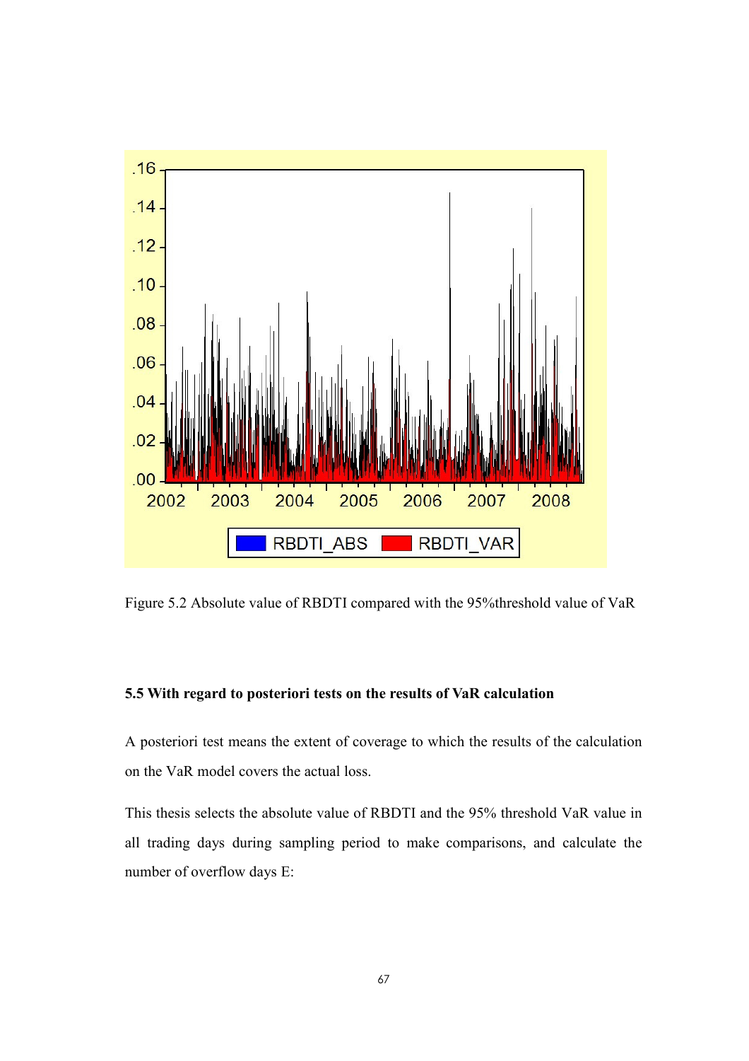.16
.14
.12
.10
.08
.06
.04
.02
.00
2002 2003 2004 2005 2006 2007 2008

RBDTI_ABS RBDTI_VAR

Figure 5.2 Absolute value of RBDTI compared with the 95%threshold value of VaR

### 5.5 With regard to posteriori tests on the results of VaR calculation

A posteriori test means the extent of coverage to which the results of the calculation on the VaR model covers the actual loss.

This thesis selects the absolute value of RBDTI and the 95% threshold VaR value in all trading days during sampling period to make comparisons, and calculate the number of overflow days E: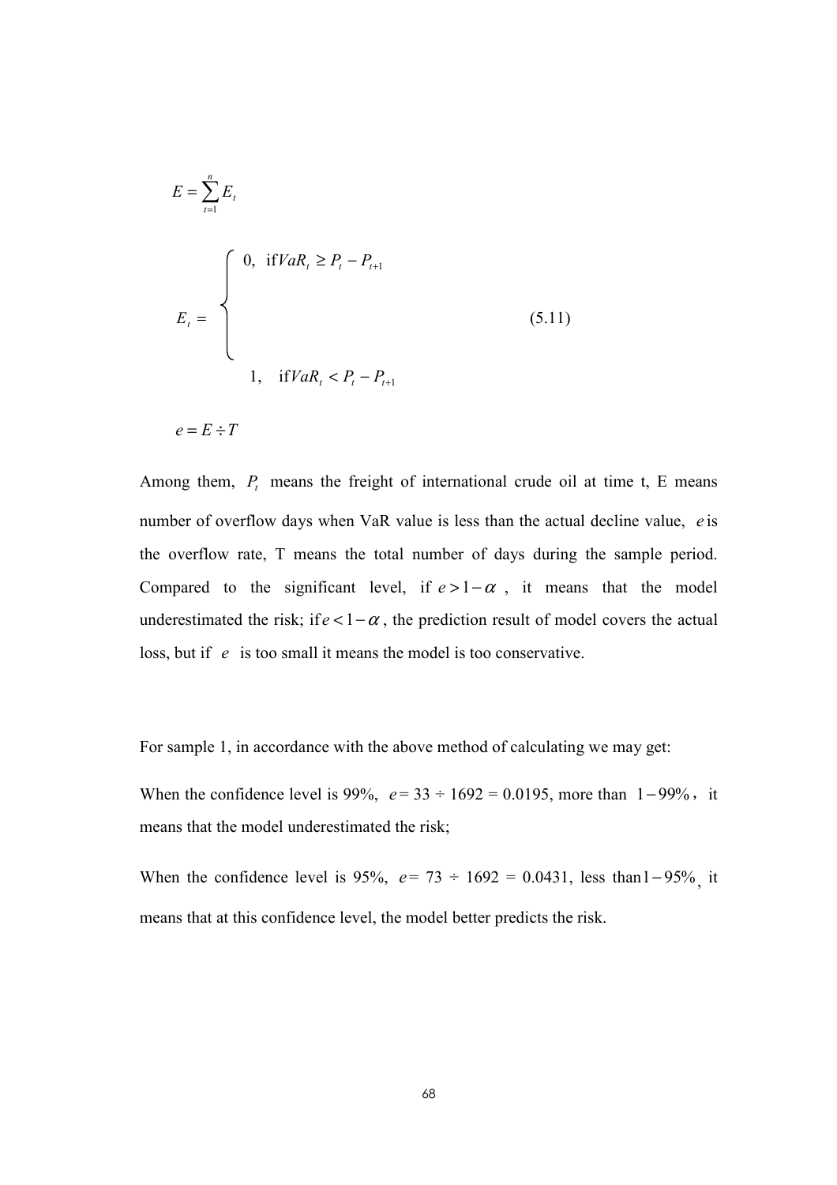$$E = \sum_{t=1}^{n} E_t$$

$$E_t = \begin{cases} 0, & \text{if } VaR_t \geq P_t - P_{t+1} \\ 1, & \text{if } VaR_t < P_t - P_{t+1} \end{cases} \tag{5.11}$$

$$e = E \div T$$

Among them, $P_t$ means the freight of international crude oil at time t, E means number of overflow days when VaR value is less than the actual decline value, $e$ is the overflow rate, T means the total number of days during the sample period. Compared to the significant level, if $e > 1-\alpha$, it means that the model underestimated the risk; if $e < 1-\alpha$, the prediction result of model covers the actual loss, but if $e$ is too small it means the model is too conservative.

For sample 1, in accordance with the above method of calculating we may get:

When the confidence level is 99%, $e$ = 33 ÷ 1692 = 0.0195, more than $1-99\%$, it means that the model underestimated the risk;

When the confidence level is 95%, $e$ = 73 ÷ 1692 = 0.0431, less than $1-95\%$, it means that at this confidence level, the model better predicts the risk.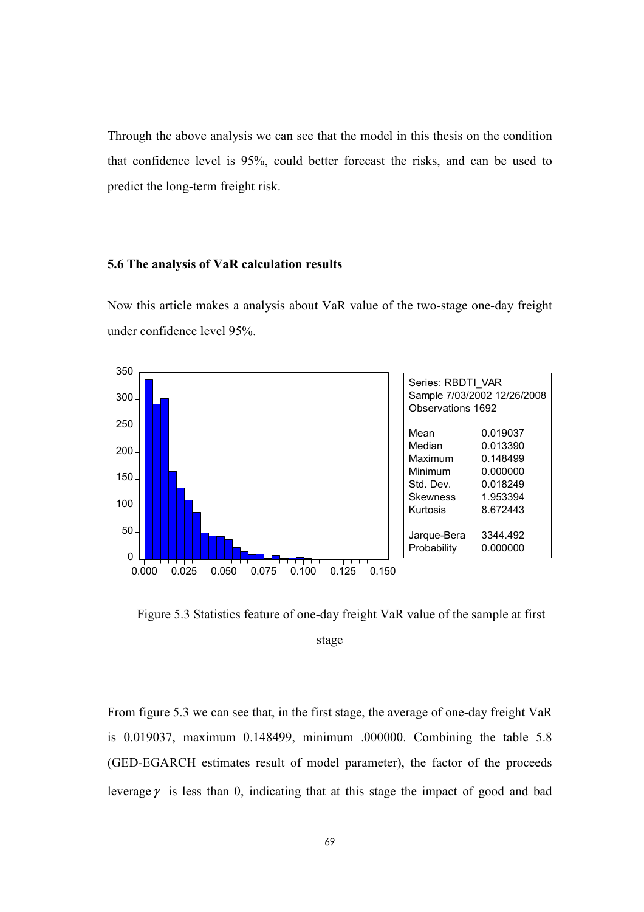Through the above analysis we can see that the model in this thesis on the condition that confidence level is 95%, could better forecast the risks, and can be used to predict the long-term freight risk.

### 5.6 The analysis of VaR calculation results

Now this article makes a analysis about VaR value of the two-stage one-day freight under confidence level 95%.

350
300
250
200
150
100
50
0
0.000 0.025 0.050 0.075 0.100 0.125 0.150

Series: RBDTI_VAR
Sample 7/03/2002 12/26/2008
Observations 1692

Mean 0.019037
Median 0.013390
Maximum 0.148499
Minimum 0.000000
Std. Dev. 0.018249
Skewness 1.953394
Kurtosis 8.672443

Jarque-Bera 3344.492
Probability 0.000000

Figure 5.3 Statistics feature of one-day freight VaR value of the sample at first stage

From figure 5.3 we can see that, in the first stage, the average of one-day freight VaR is 0.019037, maximum 0.148499, minimum .000000. Combining the table 5.8 (GED-EGARCH estimates result of model parameter), the factor of the proceeds leverage $\gamma$ is less than 0, indicating that at this stage the impact of good and bad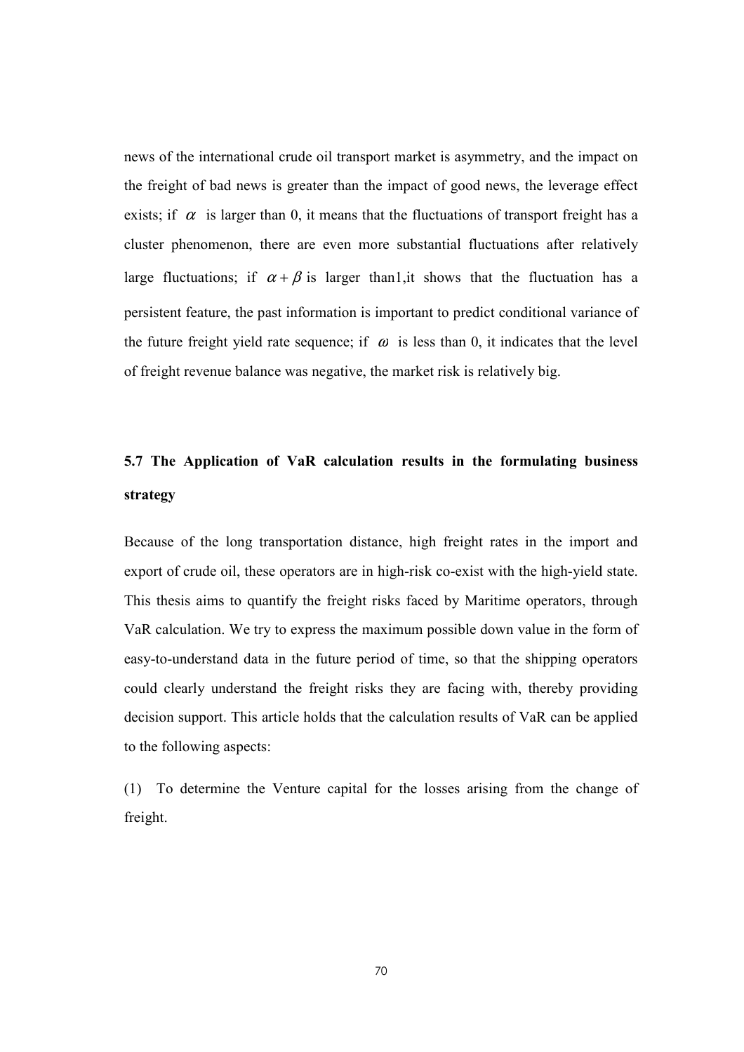news of the international crude oil transport market is asymmetry, and the impact on the freight of bad news is greater than the impact of good news, the leverage effect exists; if $\alpha$ is larger than 0, it means that the fluctuations of transport freight has a cluster phenomenon, there are even more substantial fluctuations after relatively large fluctuations; if $\alpha + \beta$ is larger than1,it shows that the fluctuation has a persistent feature, the past information is important to predict conditional variance of the future freight yield rate sequence; if $\omega$ is less than 0, it indicates that the level of freight revenue balance was negative, the market risk is relatively big.

## 5.7 The Application of VaR calculation results in the formulating business strategy

Because of the long transportation distance, high freight rates in the import and export of crude oil, these operators are in high-risk co-exist with the high-yield state. This thesis aims to quantify the freight risks faced by Maritime operators, through VaR calculation. We try to express the maximum possible down value in the form of easy-to-understand data in the future period of time, so that the shipping operators could clearly understand the freight risks they are facing with, thereby providing decision support. This article holds that the calculation results of VaR can be applied to the following aspects:

(1) To determine the Venture capital for the losses arising from the change of freight.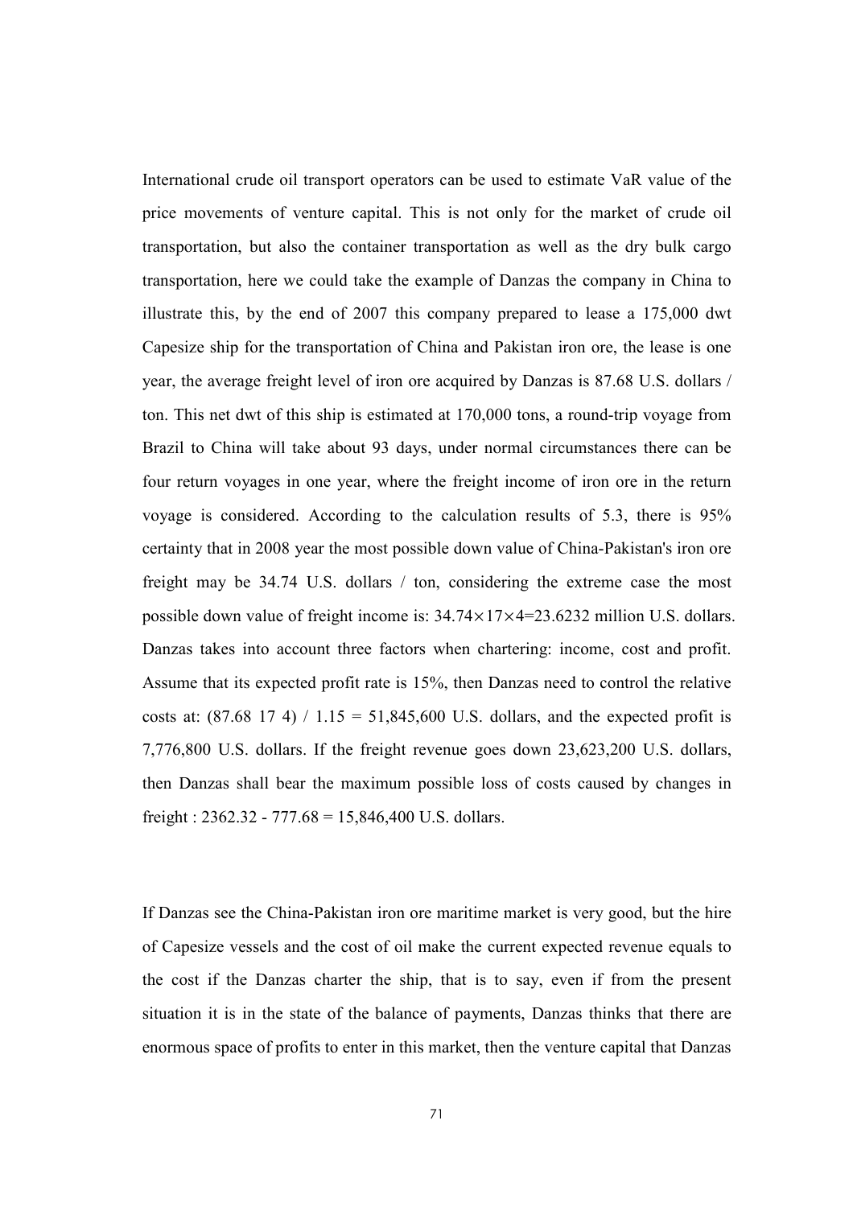International crude oil transport operators can be used to estimate VaR value of the price movements of venture capital. This is not only for the market of crude oil transportation, but also the container transportation as well as the dry bulk cargo transportation, here we could take the example of Danzas the company in China to illustrate this, by the end of 2007 this company prepared to lease a 175,000 dwt Capesize ship for the transportation of China and Pakistan iron ore, the lease is one year, the average freight level of iron ore acquired by Danzas is 87.68 U.S. dollars / ton. This net dwt of this ship is estimated at 170,000 tons, a round-trip voyage from Brazil to China will take about 93 days, under normal circumstances there can be four return voyages in one year, where the freight income of iron ore in the return voyage is considered. According to the calculation results of 5.3, there is 95% certainty that in 2008 year the most possible down value of China-Pakistan's iron ore freight may be 34.74 U.S. dollars / ton, considering the extreme case the most possible down value of freight income is: $34.74 \times 17 \times 4 = 23.6232$ million U.S. dollars. Danzas takes into account three factors when chartering: income, cost and profit. Assume that its expected profit rate is 15%, then Danzas need to control the relative costs at: (87.68 17 4) / 1.15 = 51,845,600 U.S. dollars, and the expected profit is 7,776,800 U.S. dollars. If the freight revenue goes down 23,623,200 U.S. dollars, then Danzas shall bear the maximum possible loss of costs caused by changes in freight : 2362.32 - 777.68 = 15,846,400 U.S. dollars.

If Danzas see the China-Pakistan iron ore maritime market is very good, but the hire of Capesize vessels and the cost of oil make the current expected revenue equals to the cost if the Danzas charter the ship, that is to say, even if from the present situation it is in the state of the balance of payments, Danzas thinks that there are enormous space of profits to enter in this market, then the venture capital that Danzas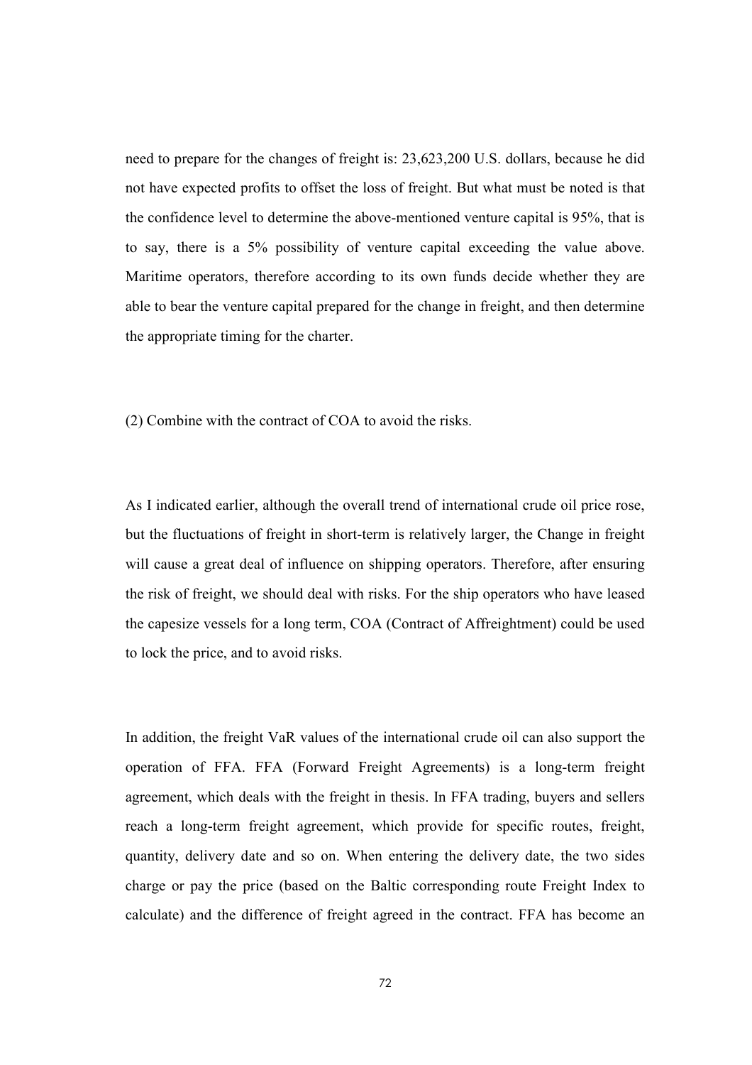need to prepare for the changes of freight is: 23,623,200 U.S. dollars, because he did not have expected profits to offset the loss of freight. But what must be noted is that the confidence level to determine the above-mentioned venture capital is 95%, that is to say, there is a 5% possibility of venture capital exceeding the value above. Maritime operators, therefore according to its own funds decide whether they are able to bear the venture capital prepared for the change in freight, and then determine the appropriate timing for the charter.

(2) Combine with the contract of COA to avoid the risks.

As I indicated earlier, although the overall trend of international crude oil price rose, but the fluctuations of freight in short-term is relatively larger, the Change in freight will cause a great deal of influence on shipping operators. Therefore, after ensuring the risk of freight, we should deal with risks. For the ship operators who have leased the capesize vessels for a long term, COA (Contract of Affreightment) could be used to lock the price, and to avoid risks.

In addition, the freight VaR values of the international crude oil can also support the operation of FFA. FFA (Forward Freight Agreements) is a long-term freight agreement, which deals with the freight in thesis. In FFA trading, buyers and sellers reach a long-term freight agreement, which provide for specific routes, freight, quantity, delivery date and so on. When entering the delivery date, the two sides charge or pay the price (based on the Baltic corresponding route Freight Index to calculate) and the difference of freight agreed in the contract. FFA has become an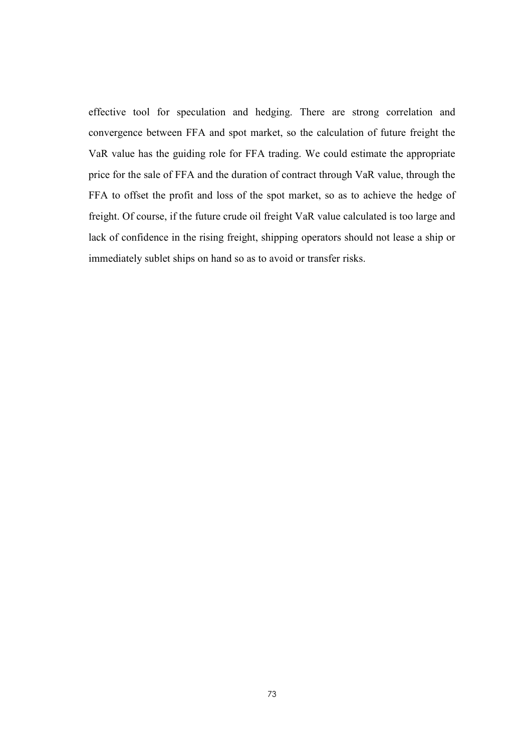effective tool for speculation and hedging. There are strong correlation and convergence between FFA and spot market, so the calculation of future freight the VaR value has the guiding role for FFA trading. We could estimate the appropriate price for the sale of FFA and the duration of contract through VaR value, through the FFA to offset the profit and loss of the spot market, so as to achieve the hedge of freight. Of course, if the future crude oil freight VaR value calculated is too large and lack of confidence in the rising freight, shipping operators should not lease a ship or immediately sublet ships on hand so as to avoid or transfer risks.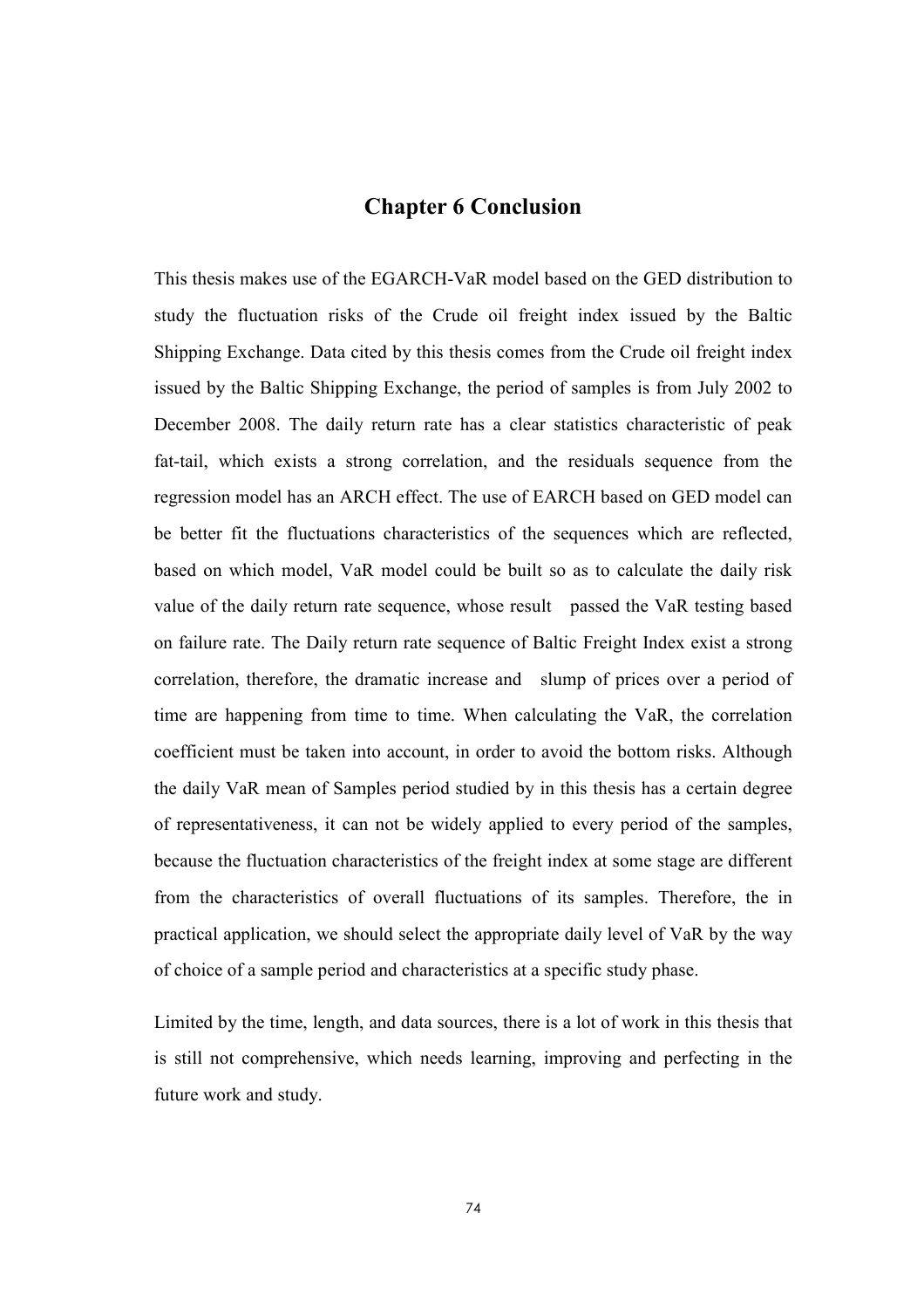# Chapter 6 Conclusion

This thesis makes use of the EGARCH-VaR model based on the GED distribution to study the fluctuation risks of the Crude oil freight index issued by the Baltic Shipping Exchange. Data cited by this thesis comes from the Crude oil freight index issued by the Baltic Shipping Exchange, the period of samples is from July 2002 to December 2008. The daily return rate has a clear statistics characteristic of peak fat-tail, which exists a strong correlation, and the residuals sequence from the regression model has an ARCH effect. The use of EARCH based on GED model can be better fit the fluctuations characteristics of the sequences which are reflected, based on which model, VaR model could be built so as to calculate the daily risk value of the daily return rate sequence, whose result passed the VaR testing based on failure rate. The Daily return rate sequence of Baltic Freight Index exist a strong correlation, therefore, the dramatic increase and slump of prices over a period of time are happening from time to time. When calculating the VaR, the correlation coefficient must be taken into account, in order to avoid the bottom risks. Although the daily VaR mean of Samples period studied by in this thesis has a certain degree of representativeness, it can not be widely applied to every period of the samples, because the fluctuation characteristics of the freight index at some stage are different from the characteristics of overall fluctuations of its samples. Therefore, the in practical application, we should select the appropriate daily level of VaR by the way of choice of a sample period and characteristics at a specific study phase.

Limited by the time, length, and data sources, there is a lot of work in this thesis that is still not comprehensive, which needs learning, improving and perfecting in the future work and study.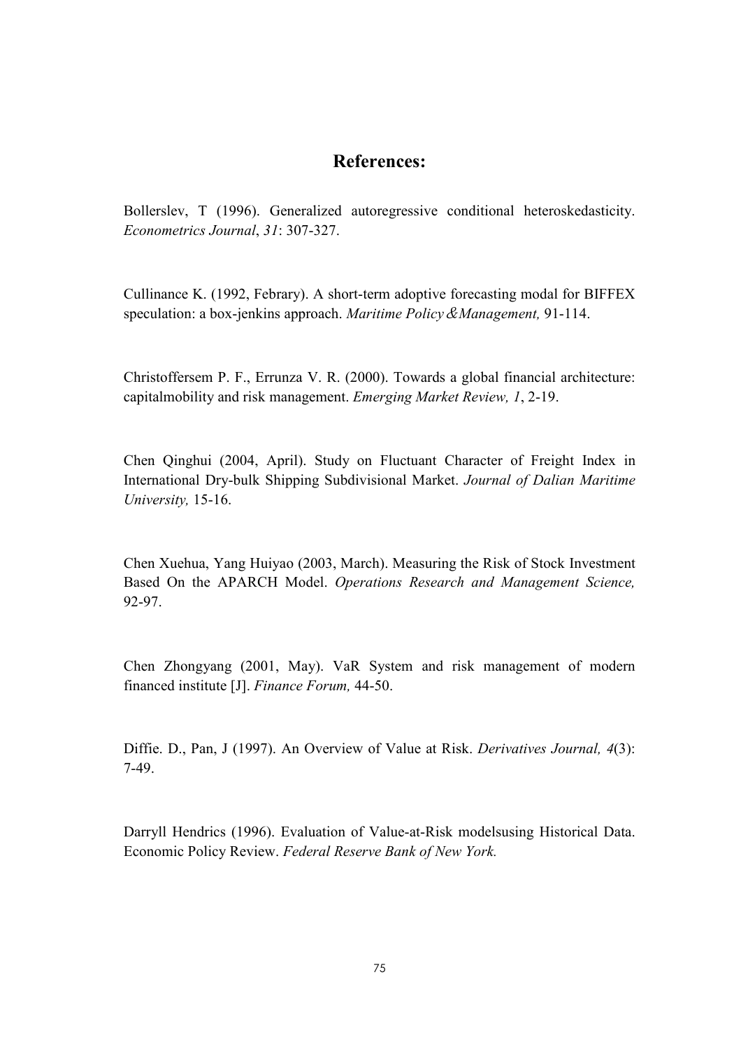# References:

Bollerslev, T (1996). Generalized autoregressive conditional heteroskedasticity. *Econometrics Journal*, *31*: 307-327.

Cullinance K. (1992, Febrary). A short-term adoptive forecasting modal for BIFFEX speculation: a box-jenkins approach. *Maritime Policy＆Management,* 91-114.

Christoffersem P. F., Errunza V. R. (2000). Towards a global financial architecture: capitalmobility and risk management. *Emerging Market Review, 1*, 2-19.

Chen Qinghui (2004, April). Study on Fluctuant Character of Freight Index in International Dry-bulk Shipping Subdivisional Market. *Journal of Dalian Maritime University,* 15-16.

Chen Xuehua, Yang Huiyao (2003, March). Measuring the Risk of Stock Investment Based On the APARCH Model. *Operations Research and Management Science,* 92-97.

Chen Zhongyang (2001, May). VaR System and risk management of modern financed institute [J]. *Finance Forum,* 44-50.

Diffie. D., Pan, J (1997). An Overview of Value at Risk. *Derivatives Journal, 4*(3): 7-49.

Darryll Hendrics (1996). Evaluation of Value-at-Risk modelsusing Historical Data. Economic Policy Review. *Federal Reserve Bank of New York.*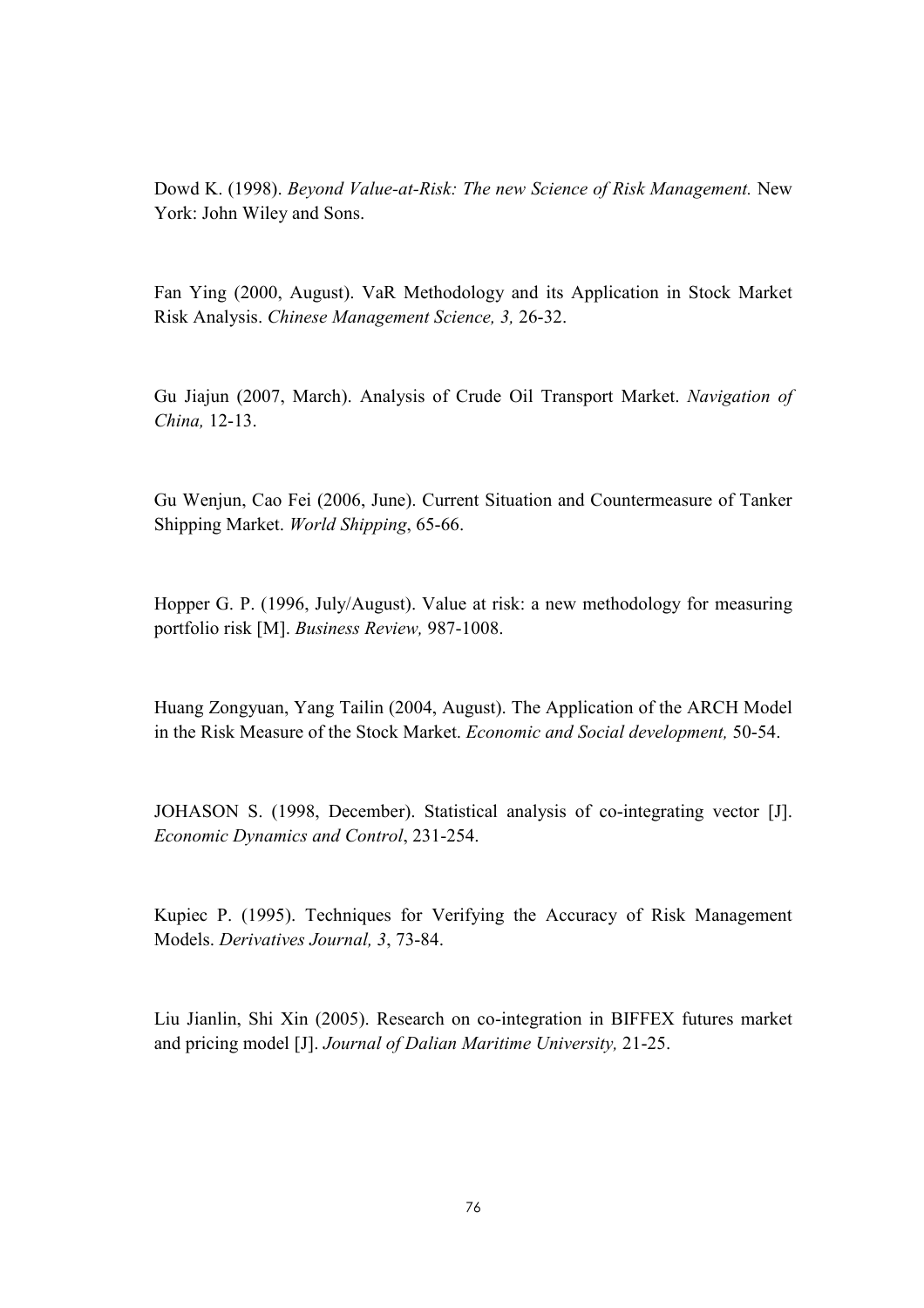Dowd K. (1998). *Beyond Value-at-Risk: The new Science of Risk Management.* New York: John Wiley and Sons.

Fan Ying (2000, August). VaR Methodology and its Application in Stock Market Risk Analysis. *Chinese Management Science, 3,* 26-32.

Gu Jiajun (2007, March). Analysis of Crude Oil Transport Market. *Navigation of China,* 12-13.

Gu Wenjun, Cao Fei (2006, June). Current Situation and Countermeasure of Tanker Shipping Market. *World Shipping*, 65-66.

Hopper G. P. (1996, July/August). Value at risk: a new methodology for measuring portfolio risk [M]. *Business Review,* 987-1008.

Huang Zongyuan, Yang Tailin (2004, August). The Application of the ARCH Model in the Risk Measure of the Stock Market. *Economic and Social development,* 50-54.

JOHASON S. (1998, December). Statistical analysis of co-integrating vector [J]. *Economic Dynamics and Control*, 231-254.

Kupiec P. (1995). Techniques for Verifying the Accuracy of Risk Management Models. *Derivatives Journal, 3*, 73-84.

Liu Jianlin, Shi Xin (2005). Research on co-integration in BIFFEX futures market and pricing model [J]. *Journal of Dalian Maritime University,* 21-25.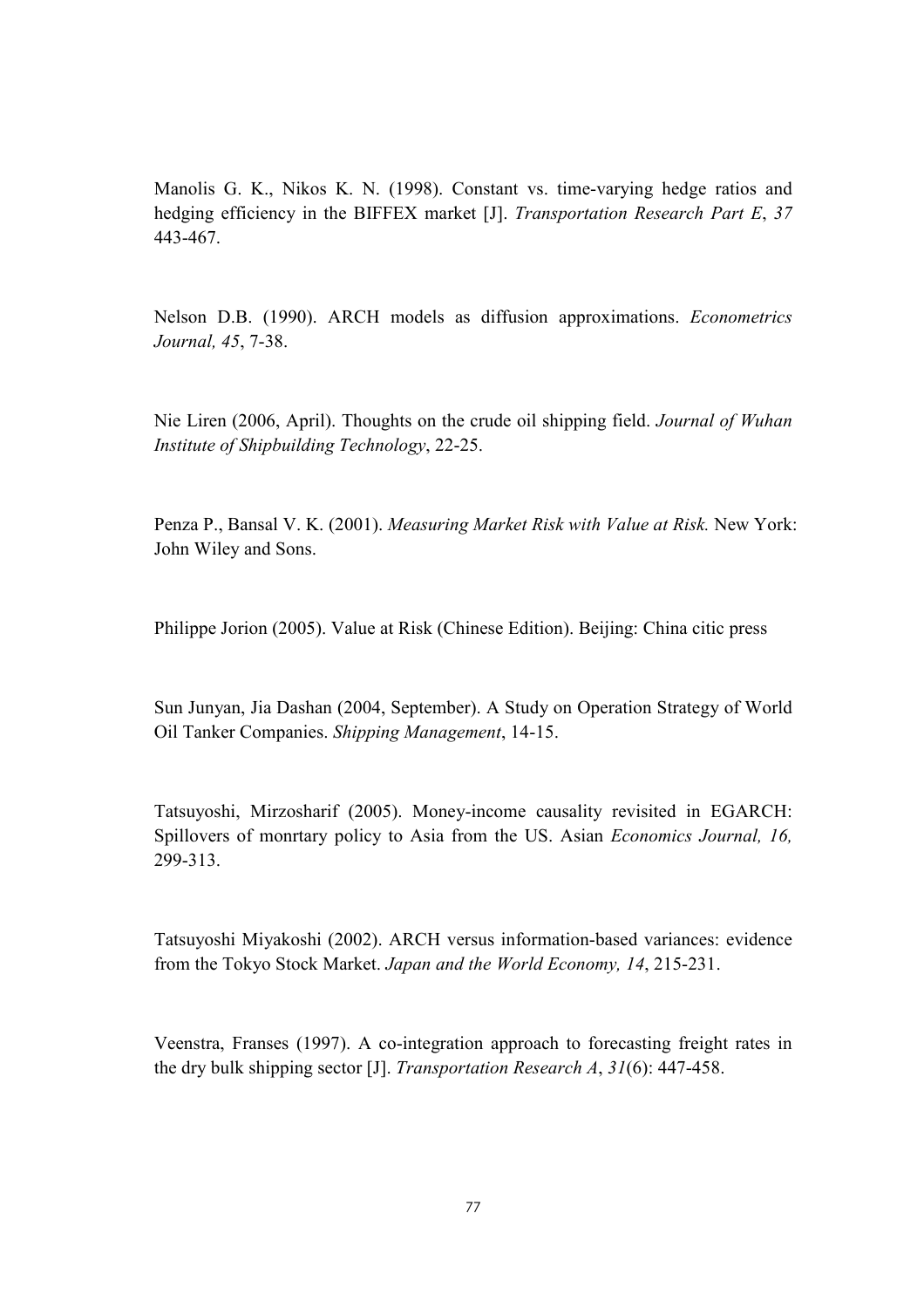Manolis G. K., Nikos K. N. (1998). Constant vs. time-varying hedge ratios and hedging efficiency in the BIFFEX market [J]. *Transportation Research Part E*, *37* 443-467.

Nelson D.B. (1990). ARCH models as diffusion approximations. *Econometrics Journal, 45*, 7-38.

Nie Liren (2006, April). Thoughts on the crude oil shipping field. *Journal of Wuhan Institute of Shipbuilding Technology*, 22-25.

Penza P., Bansal V. K. (2001). *Measuring Market Risk with Value at Risk.* New York: John Wiley and Sons.

Philippe Jorion (2005). Value at Risk (Chinese Edition). Beijing: China citic press

Sun Junyan, Jia Dashan (2004, September). A Study on Operation Strategy of World Oil Tanker Companies. *Shipping Management*, 14-15.

Tatsuyoshi, Mirzosharif (2005). Money-income causality revisited in EGARCH: Spillovers of monrtary policy to Asia from the US. Asian *Economics Journal, 16,* 299-313.

Tatsuyoshi Miyakoshi (2002). ARCH versus information-based variances: evidence from the Tokyo Stock Market. *Japan and the World Economy, 14*, 215-231.

Veenstra, Franses (1997). A co-integration approach to forecasting freight rates in the dry bulk shipping sector [J]. *Transportation Research A*, *31*(6): 447-458.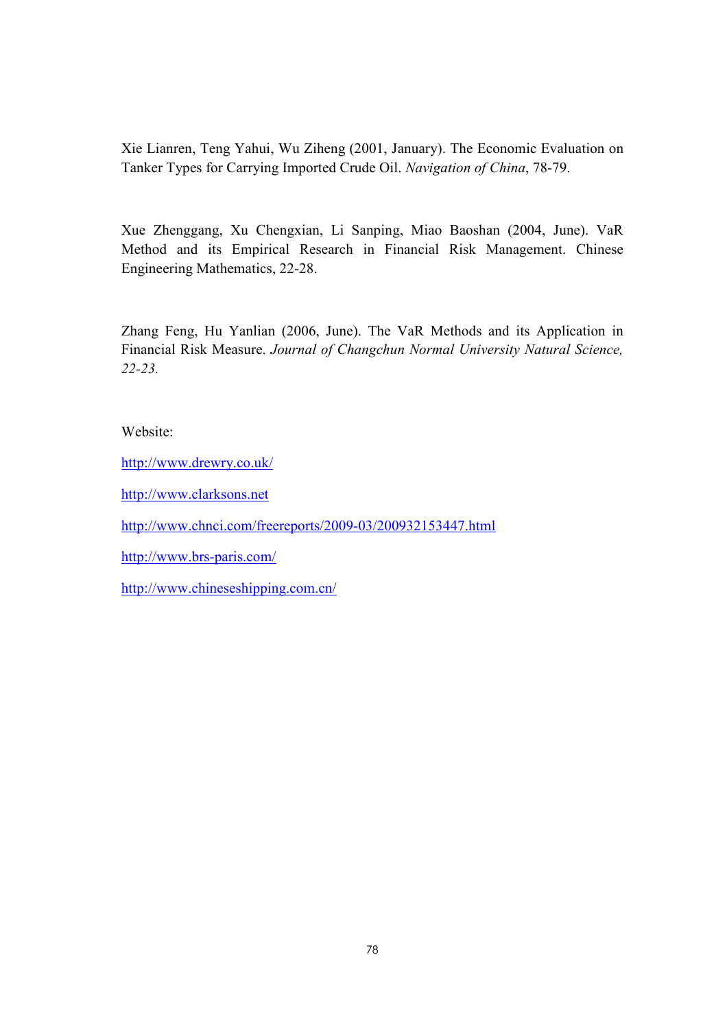Xie Lianren, Teng Yahui, Wu Ziheng (2001, January). The Economic Evaluation on Tanker Types for Carrying Imported Crude Oil. *Navigation of China*, 78-79.

Xue Zhenggang, Xu Chengxian, Li Sanping, Miao Baoshan (2004, June). VaR Method and its Empirical Research in Financial Risk Management. Chinese Engineering Mathematics, 22-28.

Zhang Feng, Hu Yanlian (2006, June). The VaR Methods and its Application in Financial Risk Measure. *Journal of Changchun Normal University Natural Science, 22-23.*

Website:

http://www.drewry.co.uk/

http://www.clarksons.net

http://www.chnci.com/freereports/2009-03/200932153447.html

http://www.brs-paris.com/

http://www.chineseshipping.com.cn/